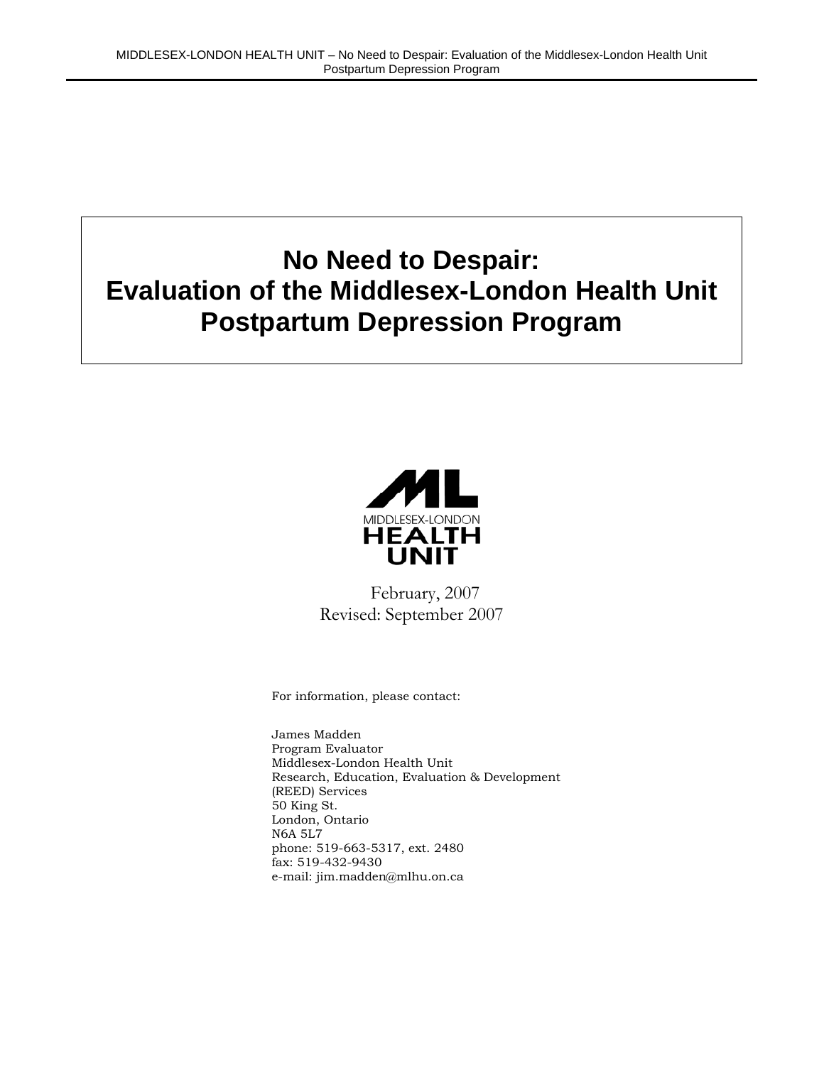# No Need to Despair:
# Evaluation of the Middlesex-London Health Unit Postpartum Depression Program

MIDDLESEX-LONDON HEALTH UNIT

February, 2007
Revised: September 2007

For information, please contact:

James Madden
Program Evaluator
Middlesex-London Health Unit
Research, Education, Evaluation & Development (REED) Services
50 King St.
London, Ontario
N6A 5L7
phone: 519-663-5317, ext. 2480
fax: 519-432-9430
e-mail: jim.madden@mlhu.on.ca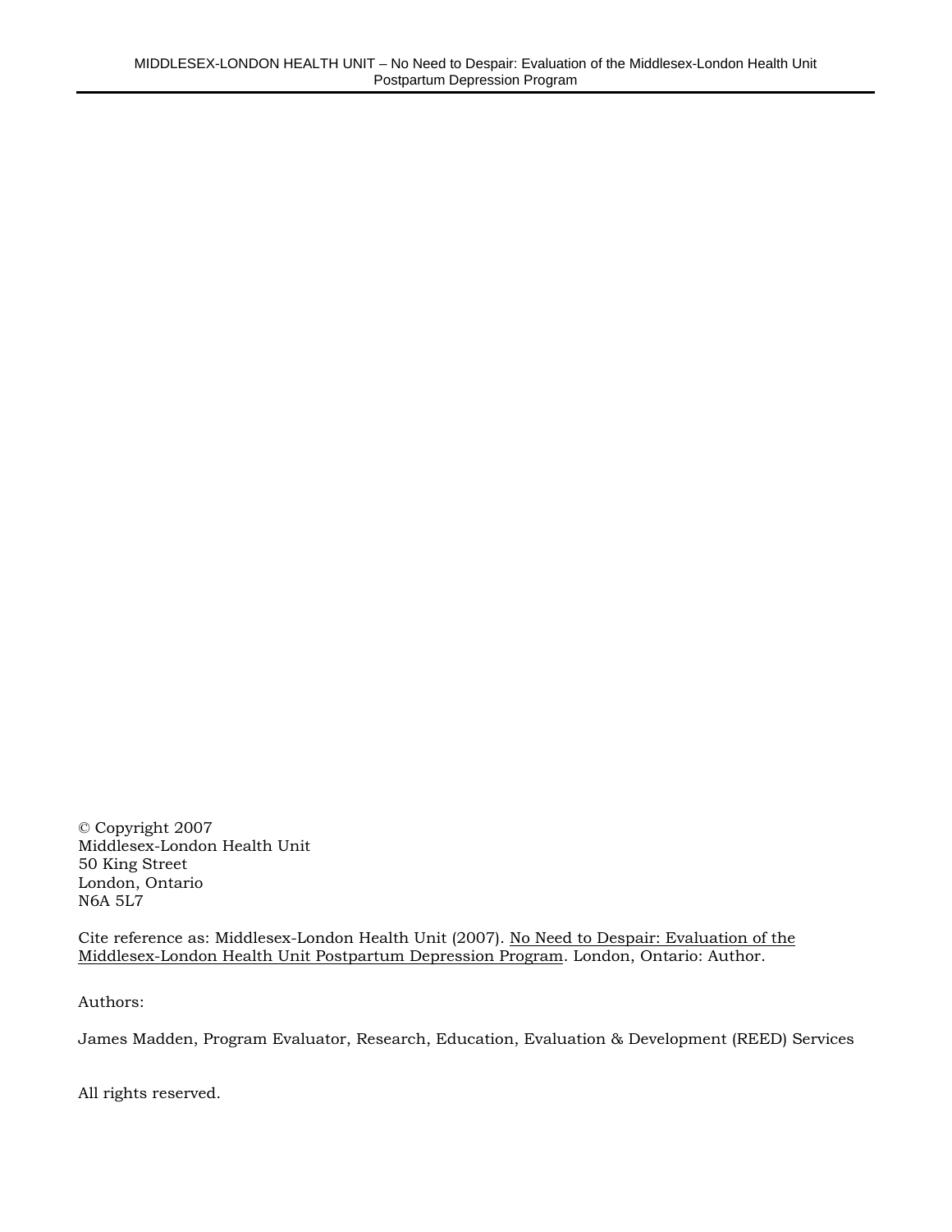© Copyright 2007
Middlesex-London Health Unit
50 King Street
London, Ontario
N6A 5L7

Cite reference as: Middlesex-London Health Unit (2007). No Need to Despair: Evaluation of the Middlesex-London Health Unit Postpartum Depression Program. London, Ontario: Author.

Authors:

James Madden, Program Evaluator, Research, Education, Evaluation & Development (REED) Services

All rights reserved.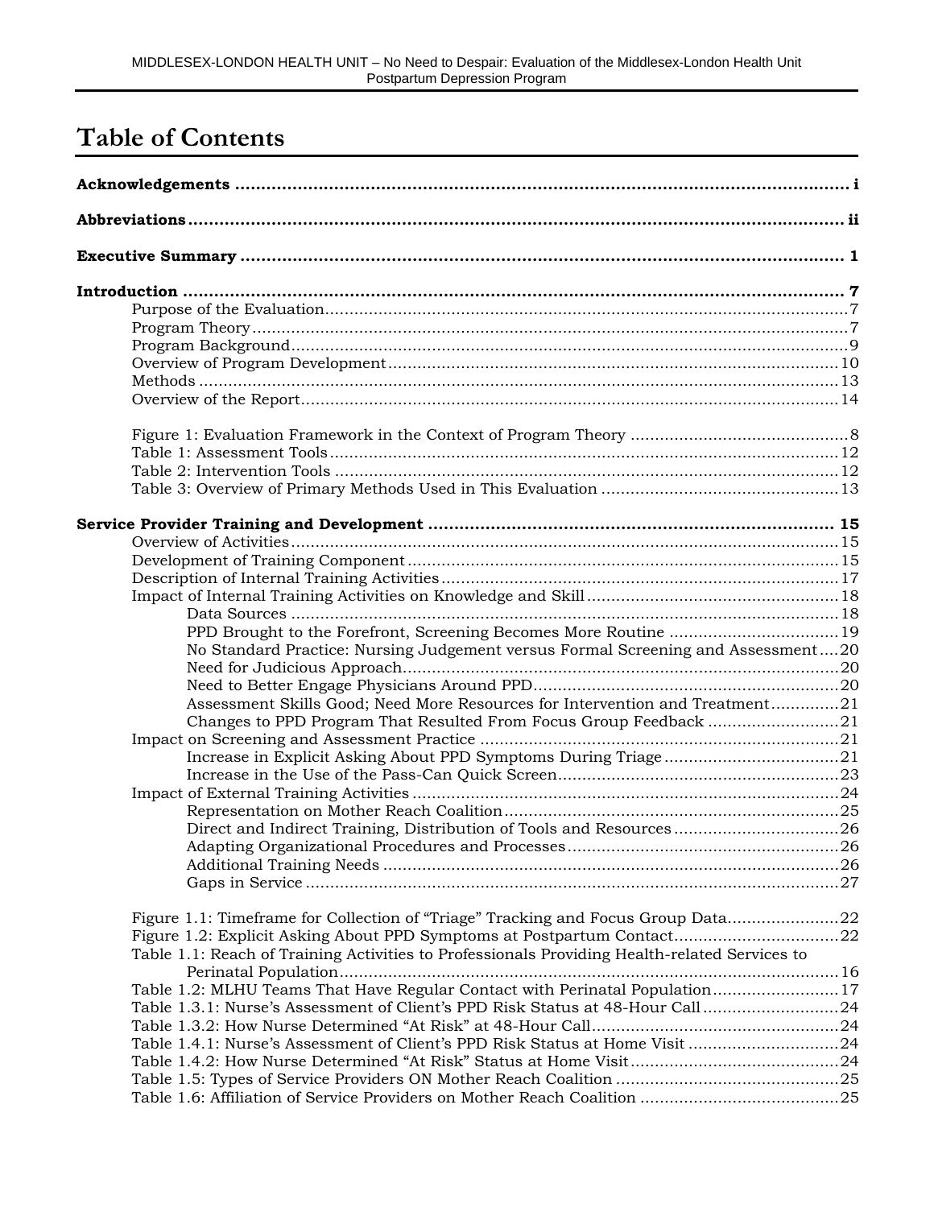# Table of Contents

**Acknowledgements** ........................................................ i

**Abbreviations** ........................................................ ii

**Executive Summary** ........................................................ 1

**Introduction** ........................................................ 7

- Purpose of the Evaluation ........................................................ 7
- Program Theory ........................................................ 7
- Program Background ........................................................ 9
- Overview of Program Development ........................................................ 10
- Methods ........................................................ 13
- Overview of the Report ........................................................ 14

- Figure 1: Evaluation Framework in the Context of Program Theory ........................................................ 8
- Table 1: Assessment Tools ........................................................ 12
- Table 2: Intervention Tools ........................................................ 12
- Table 3: Overview of Primary Methods Used in This Evaluation ........................................................ 13

**Service Provider Training and Development** ........................................................ 15

- Overview of Activities ........................................................ 15
- Development of Training Component ........................................................ 15
- Description of Internal Training Activities ........................................................ 17
- Impact of Internal Training Activities on Knowledge and Skill ........................................................ 18
  - Data Sources ........................................................ 18
  - PPD Brought to the Forefront, Screening Becomes More Routine ........................................................ 19
  - No Standard Practice: Nursing Judgement versus Formal Screening and Assessment ........................................................ 20
  - Need for Judicious Approach ........................................................ 20
  - Need to Better Engage Physicians Around PPD ........................................................ 20
  - Assessment Skills Good; Need More Resources for Intervention and Treatment ........................................................ 21
  - Changes to PPD Program That Resulted From Focus Group Feedback ........................................................ 21
- Impact on Screening and Assessment Practice ........................................................ 21
  - Increase in Explicit Asking About PPD Symptoms During Triage ........................................................ 21
  - Increase in the Use of the Pass-Can Quick Screen ........................................................ 23
- Impact of External Training Activities ........................................................ 24
  - Representation on Mother Reach Coalition ........................................................ 25
  - Direct and Indirect Training, Distribution of Tools and Resources ........................................................ 26
  - Adapting Organizational Procedures and Processes ........................................................ 26
  - Additional Training Needs ........................................................ 26
  - Gaps in Service ........................................................ 27

- Figure 1.1: Timeframe for Collection of "Triage" Tracking and Focus Group Data ........................................................ 22
- Figure 1.2: Explicit Asking About PPD Symptoms at Postpartum Contact ........................................................ 22
- Table 1.1: Reach of Training Activities to Professionals Providing Health-related Services to Perinatal Population ........................................................ 16
- Table 1.2: MLHU Teams That Have Regular Contact with Perinatal Population ........................................................ 17
- Table 1.3.1: Nurse's Assessment of Client's PPD Risk Status at 48-Hour Call ........................................................ 24
- Table 1.3.2: How Nurse Determined "At Risk" at 48-Hour Call ........................................................ 24
- Table 1.4.1: Nurse's Assessment of Client's PPD Risk Status at Home Visit ........................................................ 24
- Table 1.4.2: How Nurse Determined "At Risk" Status at Home Visit ........................................................ 24
- Table 1.5: Types of Service Providers ON Mother Reach Coalition ........................................................ 25
- Table 1.6: Affiliation of Service Providers on Mother Reach Coalition ........................................................ 25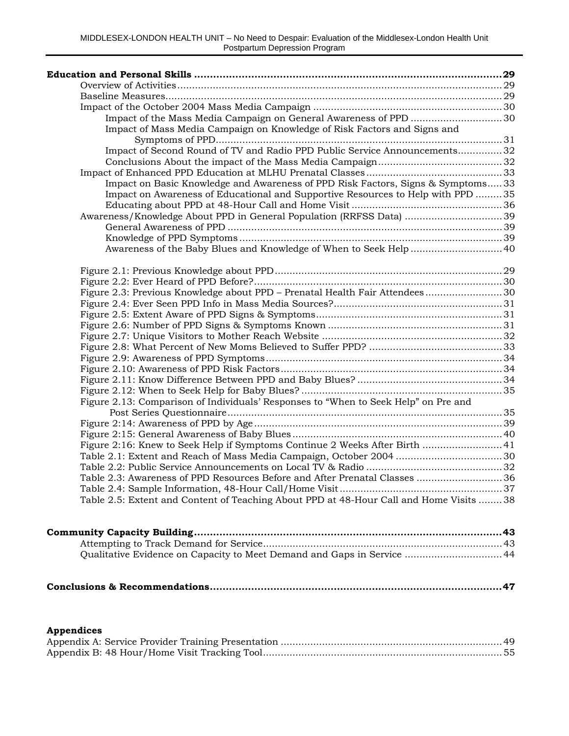**Education and Personal Skills ........................................................................................29**

Overview of Activities ........................................................................................29
Baseline Measures ........................................................................................29
Impact of the October 2004 Mass Media Campaign ........................................................................................30
Impact of the Mass Media Campaign on General Awareness of PPD ........................................................................................30
Impact of Mass Media Campaign on Knowledge of Risk Factors and Signs and Symptoms of PPD ........................................................................................31
Impact of Second Round of TV and Radio PPD Public Service Announcements ........................................................................................32
Conclusions About the impact of the Mass Media Campaign ........................................................................................32
Impact of Enhanced PPD Education at MLHU Prenatal Classes ........................................................................................33
Impact on Basic Knowledge and Awareness of PPD Risk Factors, Signs & Symptoms ........................................................................................33
Impact on Awareness of Educational and Supportive Resources to Help with PPD ........................................................................................35
Educating about PPD at 48-Hour Call and Home Visit ........................................................................................36
Awareness/Knowledge About PPD in General Population (RRFSS Data) ........................................................................................39
General Awareness of PPD ........................................................................................39
Knowledge of PPD Symptoms ........................................................................................39
Awareness of the Baby Blues and Knowledge of When to Seek Help ........................................................................................40

Figure 2.1: Previous Knowledge about PPD ........................................................................................29
Figure 2.2: Ever Heard of PPD Before? ........................................................................................30
Figure 2.3: Previous Knowledge about PPD – Prenatal Health Fair Attendees ........................................................................................30
Figure 2.4: Ever Seen PPD Info in Mass Media Sources? ........................................................................................31
Figure 2.5: Extent Aware of PPD Signs & Symptoms ........................................................................................31
Figure 2.6: Number of PPD Signs & Symptoms Known ........................................................................................31
Figure 2.7: Unique Visitors to Mother Reach Website ........................................................................................32
Figure 2.8: What Percent of New Moms Believed to Suffer PPD? ........................................................................................33
Figure 2.9: Awareness of PPD Symptoms ........................................................................................34
Figure 2.10: Awareness of PPD Risk Factors ........................................................................................34
Figure 2.11: Know Difference Between PPD and Baby Blues? ........................................................................................34
Figure 2.12: When to Seek Help for Baby Blues? ........................................................................................35
Figure 2.13: Comparison of Individuals' Responses to "When to Seek Help" on Pre and Post Series Questionnaire ........................................................................................35
Figure 2:14: Awareness of PPD by Age ........................................................................................39
Figure 2:15: General Awareness of Baby Blues ........................................................................................40
Figure 2:16: Knew to Seek Help if Symptoms Continue 2 Weeks After Birth ........................................................................................41
Table 2.1: Extent and Reach of Mass Media Campaign, October 2004 ........................................................................................30
Table 2.2: Public Service Announcements on Local TV & Radio ........................................................................................32
Table 2.3: Awareness of PPD Resources Before and After Prenatal Classes ........................................................................................36
Table 2.4: Sample Information, 48-Hour Call/Home Visit ........................................................................................37
Table 2.5: Extent and Content of Teaching About PPD at 48-Hour Call and Home Visits ........................................................................................38

**Community Capacity Building ........................................................................................43**

Attempting to Track Demand for Service ........................................................................................43
Qualitative Evidence on Capacity to Meet Demand and Gaps in Service ........................................................................................44

**Conclusions & Recommendations ........................................................................................47**

**Appendices**

Appendix A: Service Provider Training Presentation ........................................................................................49
Appendix B: 48 Hour/Home Visit Tracking Tool ........................................................................................55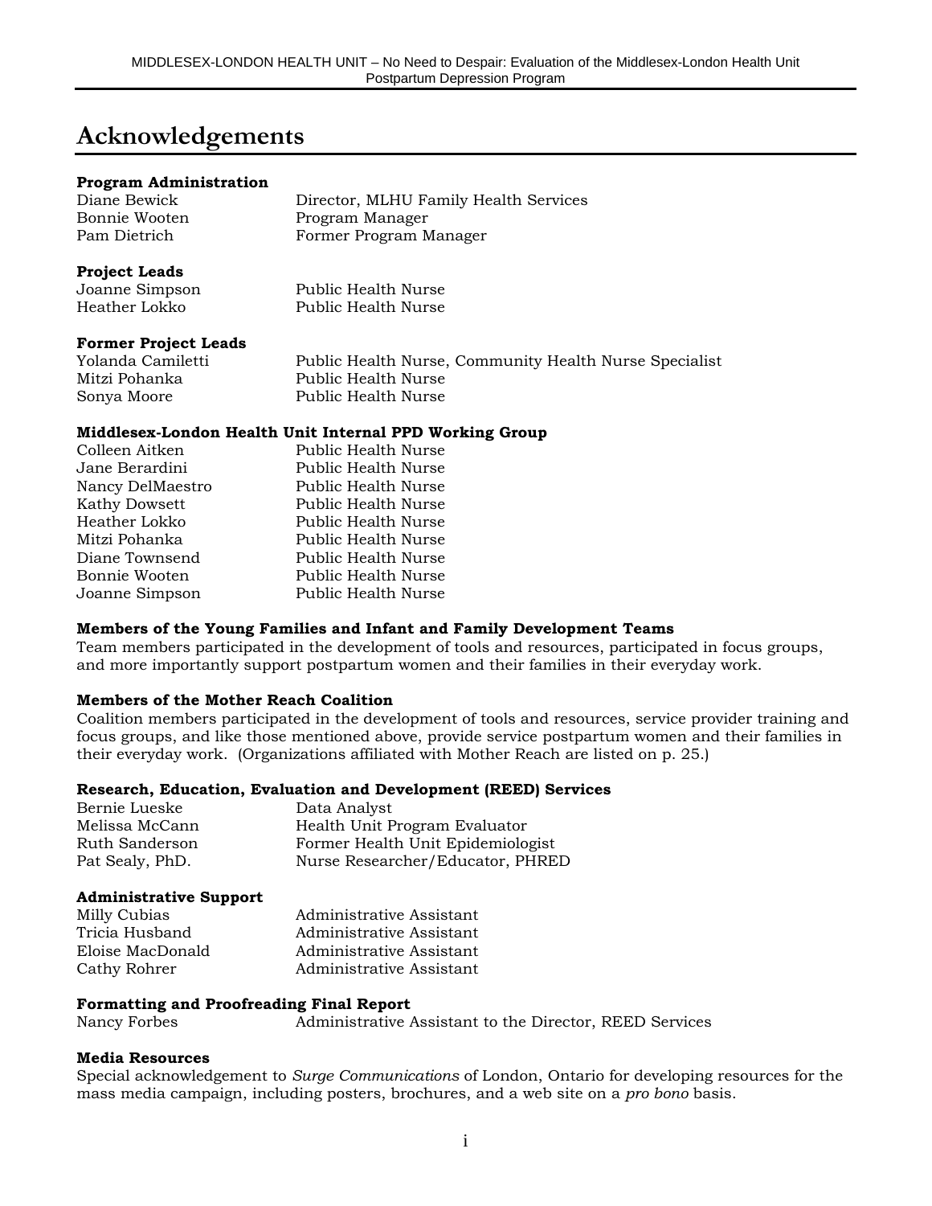# Acknowledgements

**Program Administration**

| | |
|---|---|
| Diane Bewick | Director, MLHU Family Health Services |
| Bonnie Wooten | Program Manager |
| Pam Dietrich | Former Program Manager |

**Project Leads**

| | |
|---|---|
| Joanne Simpson | Public Health Nurse |
| Heather Lokko | Public Health Nurse |

**Former Project Leads**

| | |
|---|---|
| Yolanda Camiletti | Public Health Nurse, Community Health Nurse Specialist |
| Mitzi Pohanka | Public Health Nurse |
| Sonya Moore | Public Health Nurse |

**Middlesex-London Health Unit Internal PPD Working Group**

| | |
|---|---|
| Colleen Aitken | Public Health Nurse |
| Jane Berardini | Public Health Nurse |
| Nancy DelMaestro | Public Health Nurse |
| Kathy Dowsett | Public Health Nurse |
| Heather Lokko | Public Health Nurse |
| Mitzi Pohanka | Public Health Nurse |
| Diane Townsend | Public Health Nurse |
| Bonnie Wooten | Public Health Nurse |
| Joanne Simpson | Public Health Nurse |

**Members of the Young Families and Infant and Family Development Teams**

Team members participated in the development of tools and resources, participated in focus groups, and more importantly support postpartum women and their families in their everyday work.

**Members of the Mother Reach Coalition**

Coalition members participated in the development of tools and resources, service provider training and focus groups, and like those mentioned above, provide service postpartum women and their families in their everyday work. (Organizations affiliated with Mother Reach are listed on p. 25.)

**Research, Education, Evaluation and Development (REED) Services**

| | |
|---|---|
| Bernie Lueske | Data Analyst |
| Melissa McCann | Health Unit Program Evaluator |
| Ruth Sanderson | Former Health Unit Epidemiologist |
| Pat Sealy, PhD. | Nurse Researcher/Educator, PHRED |

**Administrative Support**

| | |
|---|---|
| Milly Cubias | Administrative Assistant |
| Tricia Husband | Administrative Assistant |
| Eloise MacDonald | Administrative Assistant |
| Cathy Rohrer | Administrative Assistant |

**Formatting and Proofreading Final Report**

| | |
|---|---|
| Nancy Forbes | Administrative Assistant to the Director, REED Services |

**Media Resources**

Special acknowledgement to *Surge Communications* of London, Ontario for developing resources for the mass media campaign, including posters, brochures, and a web site on a *pro bono* basis.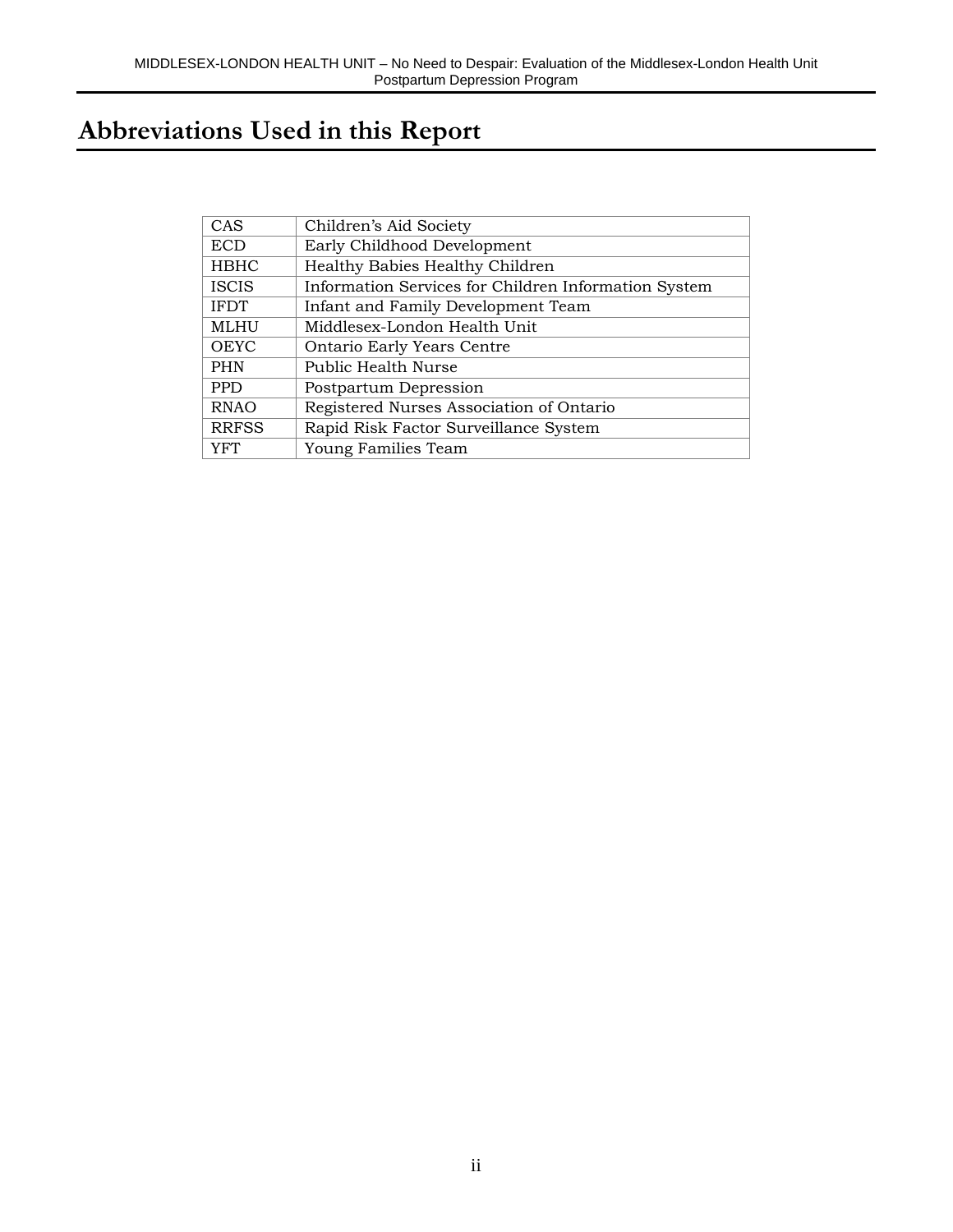# Abbreviations Used in this Report

| | |
|---|---|
| CAS | Children's Aid Society |
| ECD | Early Childhood Development |
| HBHC | Healthy Babies Healthy Children |
| ISCIS | Information Services for Children Information System |
| IFDT | Infant and Family Development Team |
| MLHU | Middlesex-London Health Unit |
| OEYC | Ontario Early Years Centre |
| PHN | Public Health Nurse |
| PPD | Postpartum Depression |
| RNAO | Registered Nurses Association of Ontario |
| RRFSS | Rapid Risk Factor Surveillance System |
| YFT | Young Families Team |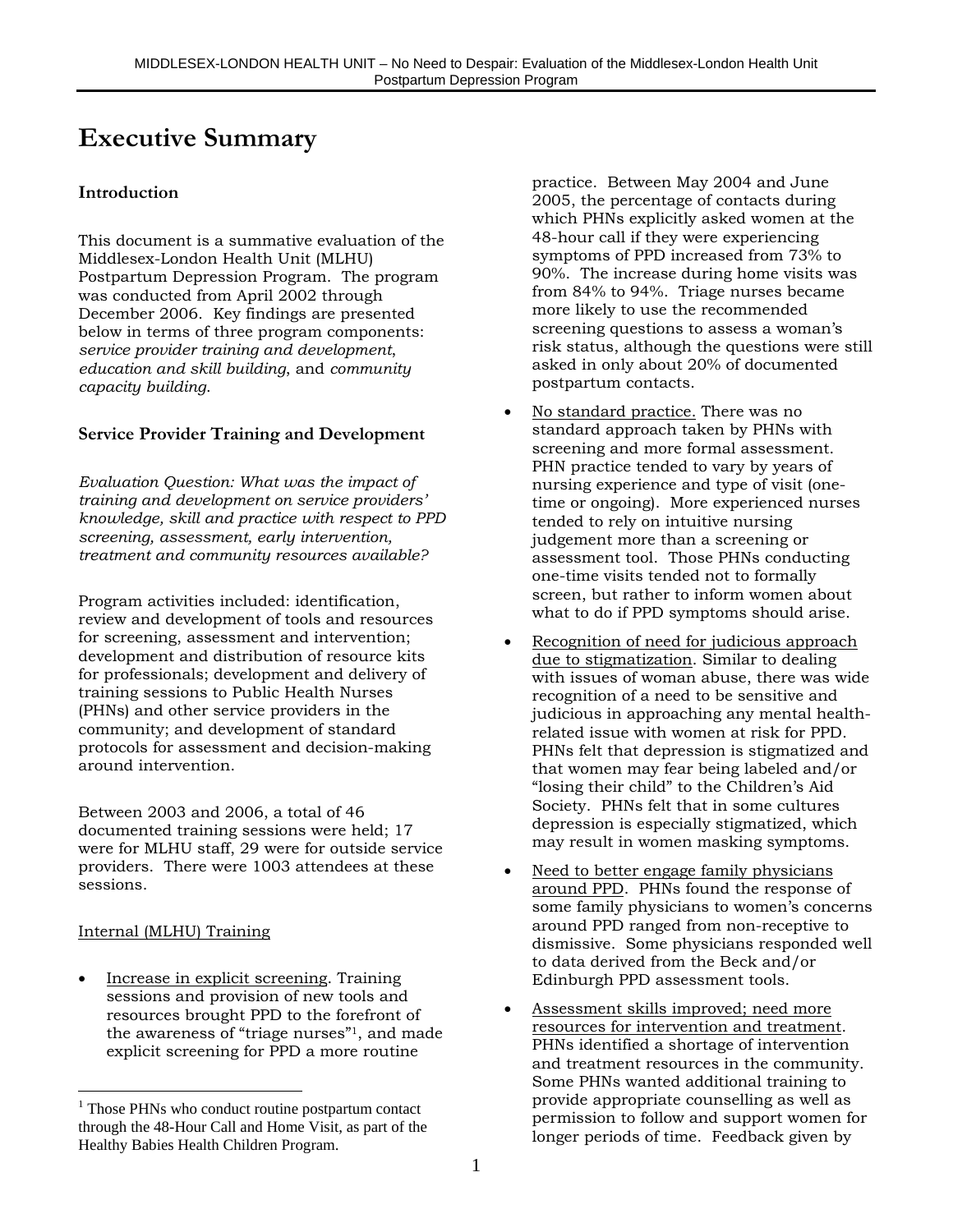# Executive Summary

### Introduction

This document is a summative evaluation of the Middlesex-London Health Unit (MLHU) Postpartum Depression Program. The program was conducted from April 2002 through December 2006. Key findings are presented below in terms of three program components: *service provider training and development*, *education and skill building*, and *community capacity building*.

### Service Provider Training and Development

*Evaluation Question: What was the impact of training and development on service providers' knowledge, skill and practice with respect to PPD screening, assessment, early intervention, treatment and community resources available?*

Program activities included: identification, review and development of tools and resources for screening, assessment and intervention; development and distribution of resource kits for professionals; development and delivery of training sessions to Public Health Nurses (PHNs) and other service providers in the community; and development of standard protocols for assessment and decision-making around intervention.

Between 2003 and 2006, a total of 46 documented training sessions were held; 17 were for MLHU staff, 29 were for outside service providers. There were 1003 attendees at these sessions.

Internal (MLHU) Training

- Increase in explicit screening. Training sessions and provision of new tools and resources brought PPD to the forefront of the awareness of "triage nurses"[1], and made explicit screening for PPD a more routine practice. Between May 2004 and June 2005, the percentage of contacts during which PHNs explicitly asked women at the 48-hour call if they were experiencing symptoms of PPD increased from 73% to 90%. The increase during home visits was from 84% to 94%. Triage nurses became more likely to use the recommended screening questions to assess a woman's risk status, although the questions were still asked in only about 20% of documented postpartum contacts.
- No standard practice. There was no standard approach taken by PHNs with screening and more formal assessment. PHN practice tended to vary by years of nursing experience and type of visit (one-time or ongoing). More experienced nurses tended to rely on intuitive nursing judgement more than a screening or assessment tool. Those PHNs conducting one-time visits tended not to formally screen, but rather to inform women about what to do if PPD symptoms should arise.
- Recognition of need for judicious approach due to stigmatization. Similar to dealing with issues of woman abuse, there was wide recognition of a need to be sensitive and judicious in approaching any mental health-related issue with women at risk for PPD. PHNs felt that depression is stigmatized and that women may fear being labeled and/or "losing their child" to the Children's Aid Society. PHNs felt that in some cultures depression is especially stigmatized, which may result in women masking symptoms.
- Need to better engage family physicians around PPD. PHNs found the response of some family physicians to women's concerns around PPD ranged from non-receptive to dismissive. Some physicians responded well to data derived from the Beck and/or Edinburgh PPD assessment tools.
- Assessment skills improved; need more resources for intervention and treatment. PHNs identified a shortage of intervention and treatment resources in the community. Some PHNs wanted additional training to provide appropriate counselling as well as permission to follow and support women for longer periods of time. Feedback given by

[1] Those PHNs who conduct routine postpartum contact through the 48-Hour Call and Home Visit, as part of the Healthy Babies Health Children Program.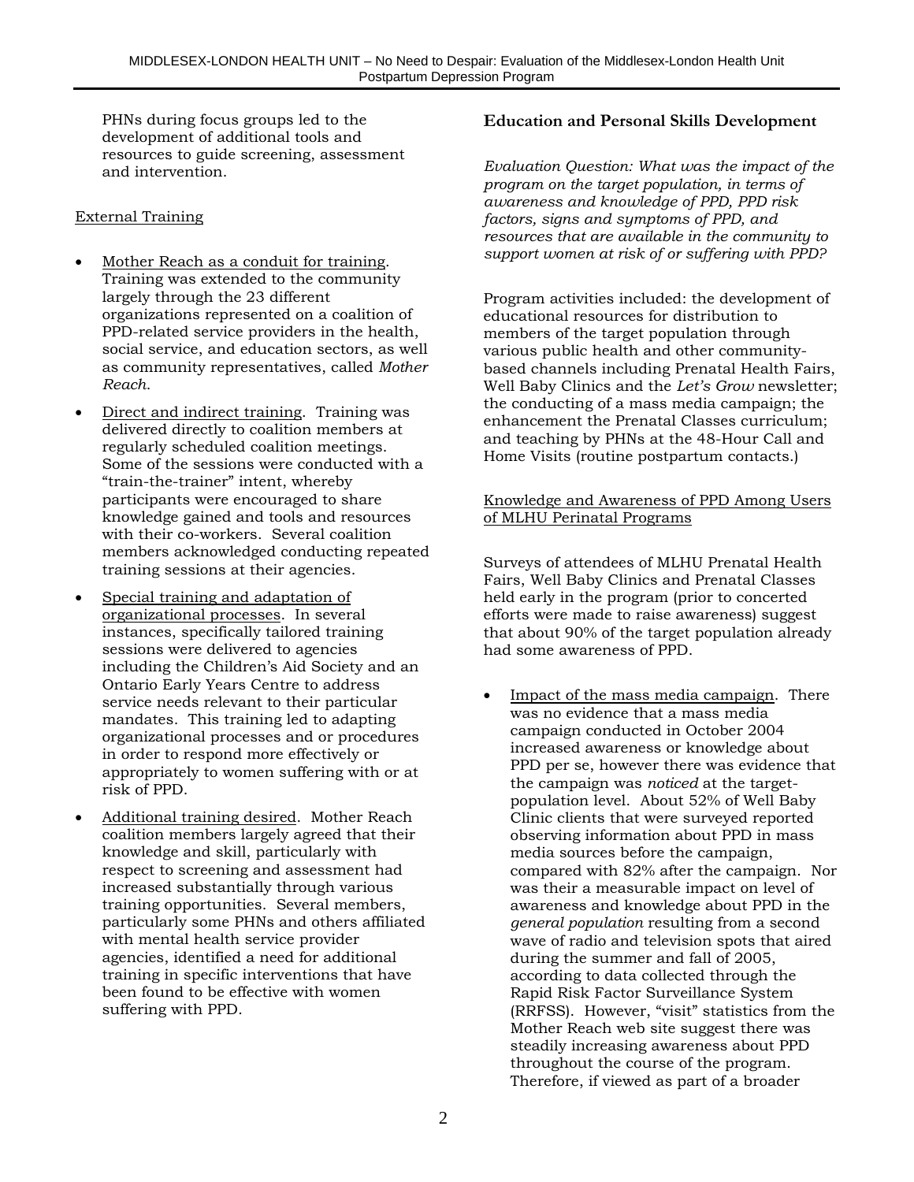PHNs during focus groups led to the development of additional tools and resources to guide screening, assessment and intervention.

External Training

- Mother Reach as a conduit for training. Training was extended to the community largely through the 23 different organizations represented on a coalition of PPD-related service providers in the health, social service, and education sectors, as well as community representatives, called *Mother Reach*.
- Direct and indirect training. Training was delivered directly to coalition members at regularly scheduled coalition meetings. Some of the sessions were conducted with a "train-the-trainer" intent, whereby participants were encouraged to share knowledge gained and tools and resources with their co-workers. Several coalition members acknowledged conducting repeated training sessions at their agencies.
- Special training and adaptation of organizational processes. In several instances, specifically tailored training sessions were delivered to agencies including the Children's Aid Society and an Ontario Early Years Centre to address service needs relevant to their particular mandates. This training led to adapting organizational processes and or procedures in order to respond more effectively or appropriately to women suffering with or at risk of PPD.
- Additional training desired. Mother Reach coalition members largely agreed that their knowledge and skill, particularly with respect to screening and assessment had increased substantially through various training opportunities. Several members, particularly some PHNs and others affiliated with mental health service provider agencies, identified a need for additional training in specific interventions that have been found to be effective with women suffering with PPD.

**Education and Personal Skills Development**

*Evaluation Question: What was the impact of the program on the target population, in terms of awareness and knowledge of PPD, PPD risk factors, signs and symptoms of PPD, and resources that are available in the community to support women at risk of or suffering with PPD?*

Program activities included: the development of educational resources for distribution to members of the target population through various public health and other community-based channels including Prenatal Health Fairs, Well Baby Clinics and the *Let's Grow* newsletter; the conducting of a mass media campaign; the enhancement the Prenatal Classes curriculum; and teaching by PHNs at the 48-Hour Call and Home Visits (routine postpartum contacts.)

Knowledge and Awareness of PPD Among Users of MLHU Perinatal Programs

Surveys of attendees of MLHU Prenatal Health Fairs, Well Baby Clinics and Prenatal Classes held early in the program (prior to concerted efforts were made to raise awareness) suggest that about 90% of the target population already had some awareness of PPD.

- Impact of the mass media campaign. There was no evidence that a mass media campaign conducted in October 2004 increased awareness or knowledge about PPD per se, however there was evidence that the campaign was *noticed* at the target-population level. About 52% of Well Baby Clinic clients that were surveyed reported observing information about PPD in mass media sources before the campaign, compared with 82% after the campaign. Nor was their a measurable impact on level of awareness and knowledge about PPD in the *general population* resulting from a second wave of radio and television spots that aired during the summer and fall of 2005, according to data collected through the Rapid Risk Factor Surveillance System (RRFSS). However, "visit" statistics from the Mother Reach web site suggest there was steadily increasing awareness about PPD throughout the course of the program. Therefore, if viewed as part of a broader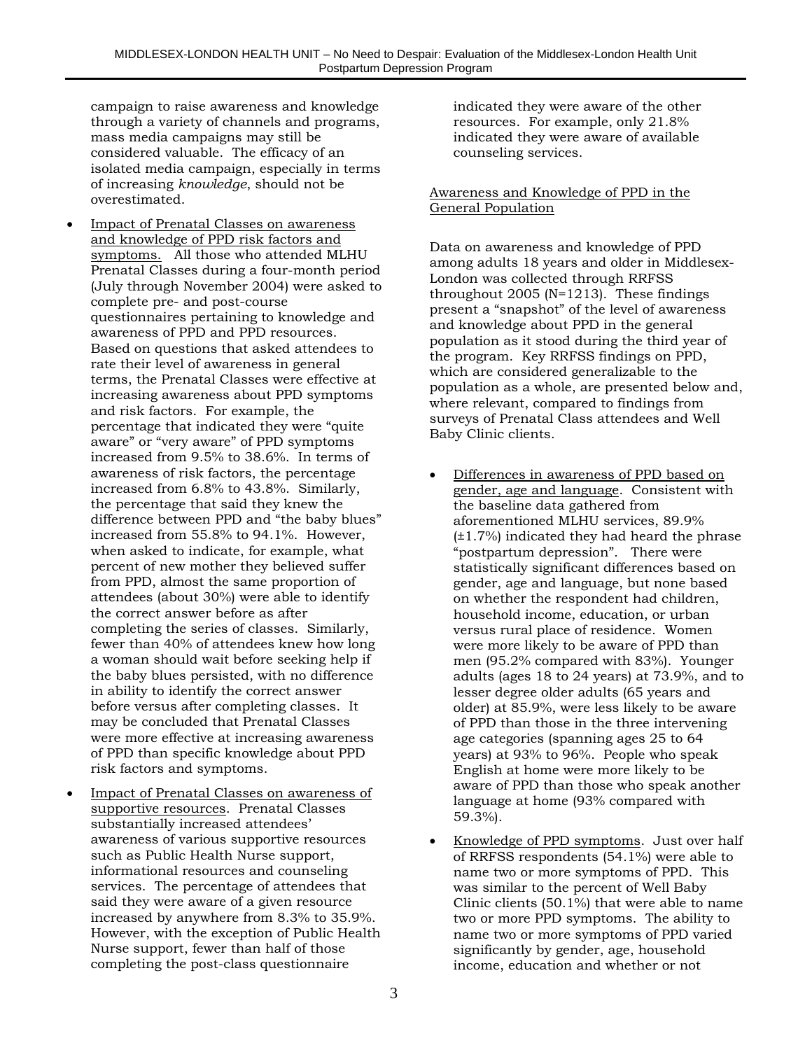campaign to raise awareness and knowledge through a variety of channels and programs, mass media campaigns may still be considered valuable. The efficacy of an isolated media campaign, especially in terms of increasing *knowledge*, should not be overestimated.

- Impact of Prenatal Classes on awareness and knowledge of PPD risk factors and symptoms. All those who attended MLHU Prenatal Classes during a four-month period (July through November 2004) were asked to complete pre- and post-course questionnaires pertaining to knowledge and awareness of PPD and PPD resources. Based on questions that asked attendees to rate their level of awareness in general terms, the Prenatal Classes were effective at increasing awareness about PPD symptoms and risk factors. For example, the percentage that indicated they were "quite aware" or "very aware" of PPD symptoms increased from 9.5% to 38.6%. In terms of awareness of risk factors, the percentage increased from 6.8% to 43.8%. Similarly, the percentage that said they knew the difference between PPD and "the baby blues" increased from 55.8% to 94.1%. However, when asked to indicate, for example, what percent of new mother they believed suffer from PPD, almost the same proportion of attendees (about 30%) were able to identify the correct answer before as after completing the series of classes. Similarly, fewer than 40% of attendees knew how long a woman should wait before seeking help if the baby blues persisted, with no difference in ability to identify the correct answer before versus after completing classes. It may be concluded that Prenatal Classes were more effective at increasing awareness of PPD than specific knowledge about PPD risk factors and symptoms.

- Impact of Prenatal Classes on awareness of supportive resources. Prenatal Classes substantially increased attendees' awareness of various supportive resources such as Public Health Nurse support, informational resources and counseling services. The percentage of attendees that said they were aware of a given resource increased by anywhere from 8.3% to 35.9%. However, with the exception of Public Health Nurse support, fewer than half of those completing the post-class questionnaire indicated they were aware of the other resources. For example, only 21.8% indicated they were aware of available counseling services.

Awareness and Knowledge of PPD in the General Population

Data on awareness and knowledge of PPD among adults 18 years and older in Middlesex-London was collected through RRFSS throughout 2005 (N=1213). These findings present a "snapshot" of the level of awareness and knowledge about PPD in the general population as it stood during the third year of the program. Key RRFSS findings on PPD, which are considered generalizable to the population as a whole, are presented below and, where relevant, compared to findings from surveys of Prenatal Class attendees and Well Baby Clinic clients.

- Differences in awareness of PPD based on gender, age and language. Consistent with the baseline data gathered from aforementioned MLHU services, 89.9% (±1.7%) indicated they had heard the phrase "postpartum depression". There were statistically significant differences based on gender, age and language, but none based on whether the respondent had children, household income, education, or urban versus rural place of residence. Women were more likely to be aware of PPD than men (95.2% compared with 83%). Younger adults (ages 18 to 24 years) at 73.9%, and to lesser degree older adults (65 years and older) at 85.9%, were less likely to be aware of PPD than those in the three intervening age categories (spanning ages 25 to 64 years) at 93% to 96%. People who speak English at home were more likely to be aware of PPD than those who speak another language at home (93% compared with 59.3%).

- Knowledge of PPD symptoms. Just over half of RRFSS respondents (54.1%) were able to name two or more symptoms of PPD. This was similar to the percent of Well Baby Clinic clients (50.1%) that were able to name two or more PPD symptoms. The ability to name two or more symptoms of PPD varied significantly by gender, age, household income, education and whether or not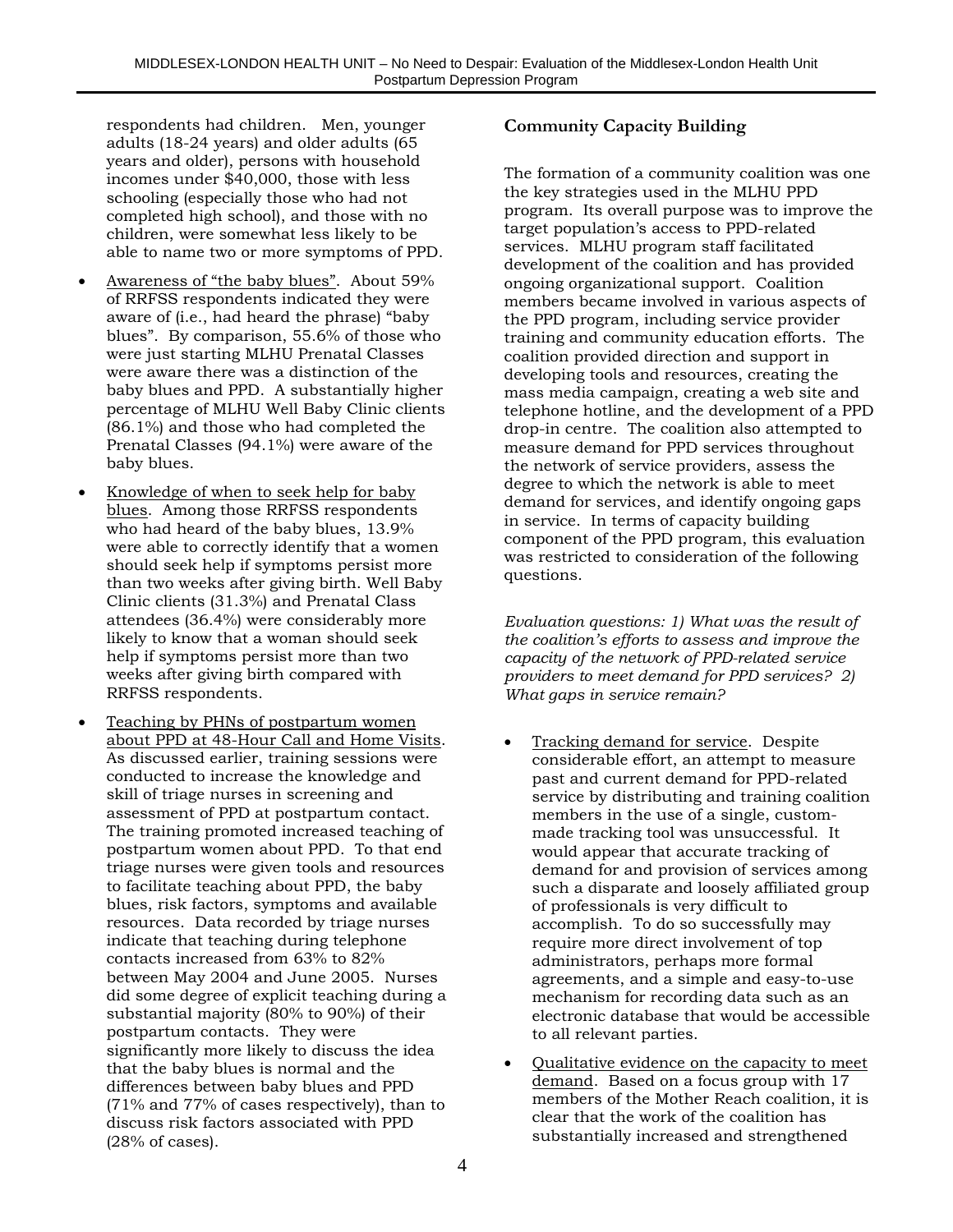respondents had children. Men, younger adults (18-24 years) and older adults (65 years and older), persons with household incomes under $40,000, those with less schooling (especially those who had not completed high school), and those with no children, were somewhat less likely to be able to name two or more symptoms of PPD.

- Awareness of "the baby blues". About 59% of RRFSS respondents indicated they were aware of (i.e., had heard the phrase) "baby blues". By comparison, 55.6% of those who were just starting MLHU Prenatal Classes were aware there was a distinction of the baby blues and PPD. A substantially higher percentage of MLHU Well Baby Clinic clients (86.1%) and those who had completed the Prenatal Classes (94.1%) were aware of the baby blues.
- Knowledge of when to seek help for baby blues. Among those RRFSS respondents who had heard of the baby blues, 13.9% were able to correctly identify that a women should seek help if symptoms persist more than two weeks after giving birth. Well Baby Clinic clients (31.3%) and Prenatal Class attendees (36.4%) were considerably more likely to know that a woman should seek help if symptoms persist more than two weeks after giving birth compared with RRFSS respondents.
- Teaching by PHNs of postpartum women about PPD at 48-Hour Call and Home Visits. As discussed earlier, training sessions were conducted to increase the knowledge and skill of triage nurses in screening and assessment of PPD at postpartum contact. The training promoted increased teaching of postpartum women about PPD. To that end triage nurses were given tools and resources to facilitate teaching about PPD, the baby blues, risk factors, symptoms and available resources. Data recorded by triage nurses indicate that teaching during telephone contacts increased from 63% to 82% between May 2004 and June 2005. Nurses did some degree of explicit teaching during a substantial majority (80% to 90%) of their postpartum contacts. They were significantly more likely to discuss the idea that the baby blues is normal and the differences between baby blues and PPD (71% and 77% of cases respectively), than to discuss risk factors associated with PPD (28% of cases).

**Community Capacity Building**

The formation of a community coalition was one the key strategies used in the MLHU PPD program. Its overall purpose was to improve the target population's access to PPD-related services. MLHU program staff facilitated development of the coalition and has provided ongoing organizational support. Coalition members became involved in various aspects of the PPD program, including service provider training and community education efforts. The coalition provided direction and support in developing tools and resources, creating the mass media campaign, creating a web site and telephone hotline, and the development of a PPD drop-in centre. The coalition also attempted to measure demand for PPD services throughout the network of service providers, assess the degree to which the network is able to meet demand for services, and identify ongoing gaps in service. In terms of capacity building component of the PPD program, this evaluation was restricted to consideration of the following questions.

*Evaluation questions: 1) What was the result of the coalition's efforts to assess and improve the capacity of the network of PPD-related service providers to meet demand for PPD services? 2) What gaps in service remain?*

- Tracking demand for service. Despite considerable effort, an attempt to measure past and current demand for PPD-related service by distributing and training coalition members in the use of a single, custom-made tracking tool was unsuccessful. It would appear that accurate tracking of demand for and provision of services among such a disparate and loosely affiliated group of professionals is very difficult to accomplish. To do so successfully may require more direct involvement of top administrators, perhaps more formal agreements, and a simple and easy-to-use mechanism for recording data such as an electronic database that would be accessible to all relevant parties.
- Qualitative evidence on the capacity to meet demand. Based on a focus group with 17 members of the Mother Reach coalition, it is clear that the work of the coalition has substantially increased and strengthened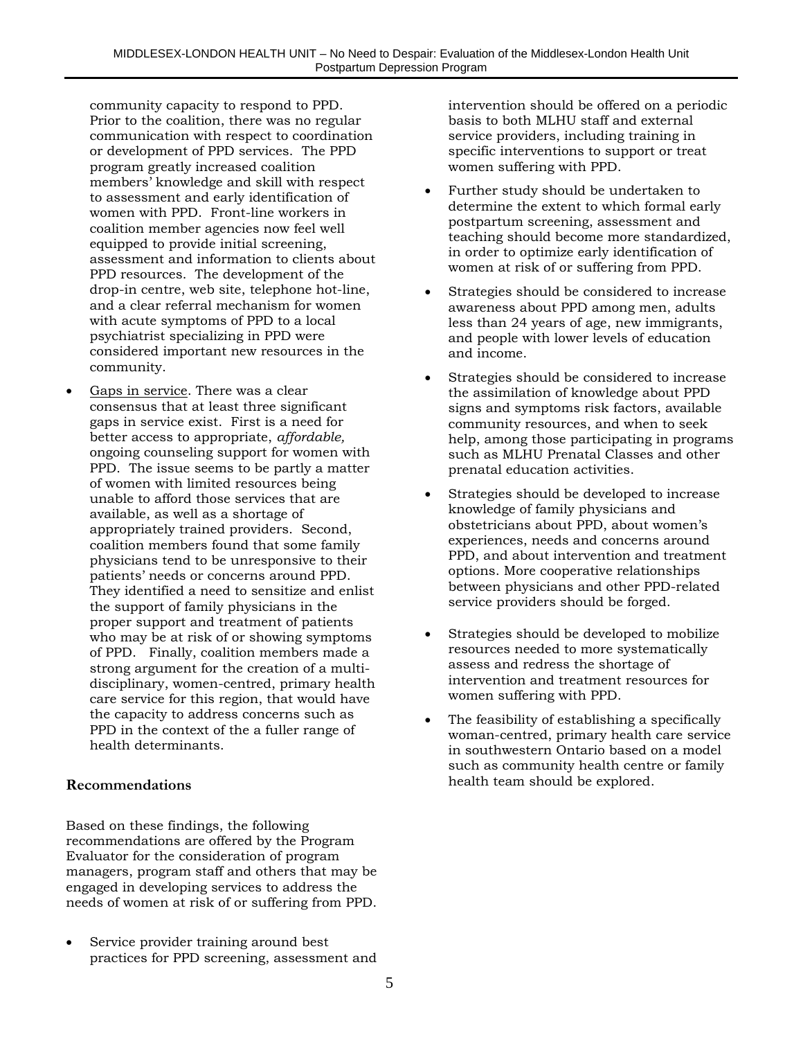community capacity to respond to PPD. Prior to the coalition, there was no regular communication with respect to coordination or development of PPD services. The PPD program greatly increased coalition members' knowledge and skill with respect to assessment and early identification of women with PPD. Front-line workers in coalition member agencies now feel well equipped to provide initial screening, assessment and information to clients about PPD resources. The development of the drop-in centre, web site, telephone hot-line, and a clear referral mechanism for women with acute symptoms of PPD to a local psychiatrist specializing in PPD were considered important new resources in the community.

- Gaps in service. There was a clear consensus that at least three significant gaps in service exist. First is a need for better access to appropriate, *affordable,* ongoing counseling support for women with PPD. The issue seems to be partly a matter of women with limited resources being unable to afford those services that are available, as well as a shortage of appropriately trained providers. Second, coalition members found that some family physicians tend to be unresponsive to their patients' needs or concerns around PPD. They identified a need to sensitize and enlist the support of family physicians in the proper support and treatment of patients who may be at risk of or showing symptoms of PPD. Finally, coalition members made a strong argument for the creation of a multi-disciplinary, women-centred, primary health care service for this region, that would have the capacity to address concerns such as PPD in the context of the a fuller range of health determinants.

## Recommendations

Based on these findings, the following recommendations are offered by the Program Evaluator for the consideration of program managers, program staff and others that may be engaged in developing services to address the needs of women at risk of or suffering from PPD.

- Service provider training around best practices for PPD screening, assessment and intervention should be offered on a periodic basis to both MLHU staff and external service providers, including training in specific interventions to support or treat women suffering with PPD.
- Further study should be undertaken to determine the extent to which formal early postpartum screening, assessment and teaching should become more standardized, in order to optimize early identification of women at risk of or suffering from PPD.
- Strategies should be considered to increase awareness about PPD among men, adults less than 24 years of age, new immigrants, and people with lower levels of education and income.
- Strategies should be considered to increase the assimilation of knowledge about PPD signs and symptoms risk factors, available community resources, and when to seek help, among those participating in programs such as MLHU Prenatal Classes and other prenatal education activities.
- Strategies should be developed to increase knowledge of family physicians and obstetricians about PPD, about women's experiences, needs and concerns around PPD, and about intervention and treatment options. More cooperative relationships between physicians and other PPD-related service providers should be forged.
- Strategies should be developed to mobilize resources needed to more systematically assess and redress the shortage of intervention and treatment resources for women suffering with PPD.
- The feasibility of establishing a specifically woman-centred, primary health care service in southwestern Ontario based on a model such as community health centre or family health team should be explored.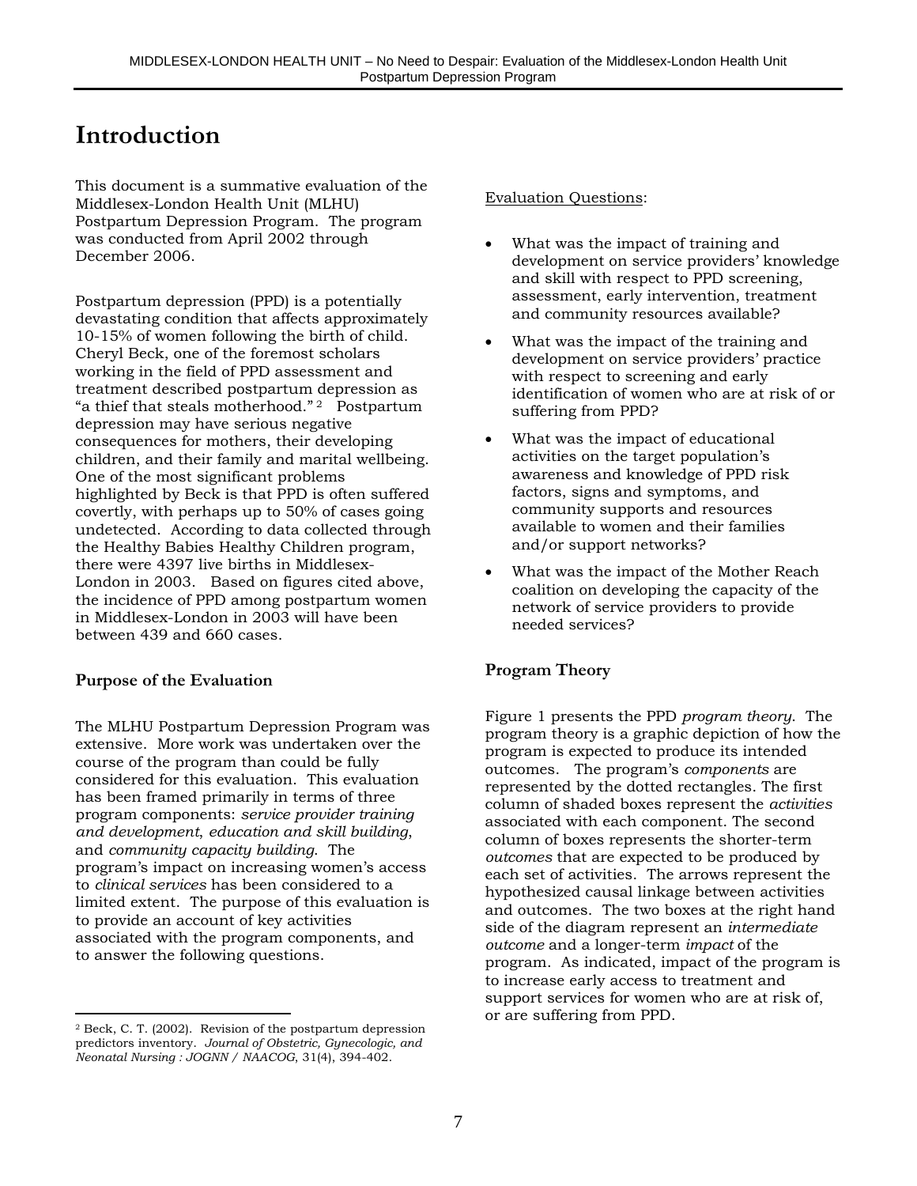# Introduction

This document is a summative evaluation of the Middlesex-London Health Unit (MLHU) Postpartum Depression Program. The program was conducted from April 2002 through December 2006.

Postpartum depression (PPD) is a potentially devastating condition that affects approximately 10-15% of women following the birth of child. Cheryl Beck, one of the foremost scholars working in the field of PPD assessment and treatment described postpartum depression as "a thief that steals motherhood."[2] Postpartum depression may have serious negative consequences for mothers, their developing children, and their family and marital wellbeing. One of the most significant problems highlighted by Beck is that PPD is often suffered covertly, with perhaps up to 50% of cases going undetected. According to data collected through the Healthy Babies Healthy Children program, there were 4397 live births in Middlesex-London in 2003. Based on figures cited above, the incidence of PPD among postpartum women in Middlesex-London in 2003 will have been between 439 and 660 cases.

### Purpose of the Evaluation

The MLHU Postpartum Depression Program was extensive. More work was undertaken over the course of the program than could be fully considered for this evaluation. This evaluation has been framed primarily in terms of three program components: *service provider training and development*, *education and skill building*, and *community capacity building*. The program's impact on increasing women's access to *clinical services* has been considered to a limited extent. The purpose of this evaluation is to provide an account of key activities associated with the program components, and to answer the following questions.

Evaluation Questions:

- What was the impact of training and development on service providers' knowledge and skill with respect to PPD screening, assessment, early intervention, treatment and community resources available?
- What was the impact of the training and development on service providers' practice with respect to screening and early identification of women who are at risk of or suffering from PPD?
- What was the impact of educational activities on the target population's awareness and knowledge of PPD risk factors, signs and symptoms, and community supports and resources available to women and their families and/or support networks?
- What was the impact of the Mother Reach coalition on developing the capacity of the network of service providers to provide needed services?

### Program Theory

Figure 1 presents the PPD *program theory*. The program theory is a graphic depiction of how the program is expected to produce its intended outcomes. The program's *components* are represented by the dotted rectangles. The first column of shaded boxes represent the *activities* associated with each component. The second column of boxes represents the shorter-term *outcomes* that are expected to be produced by each set of activities. The arrows represent the hypothesized causal linkage between activities and outcomes. The two boxes at the right hand side of the diagram represent an *intermediate outcome* and a longer-term *impact* of the program. As indicated, impact of the program is to increase early access to treatment and support services for women who are at risk of, or are suffering from PPD.

---

[2] Beck, C. T. (2002). Revision of the postpartum depression predictors inventory. *Journal of Obstetric, Gynecologic, and Neonatal Nursing : JOGNN / NAACOG*, 31(4), 394-402.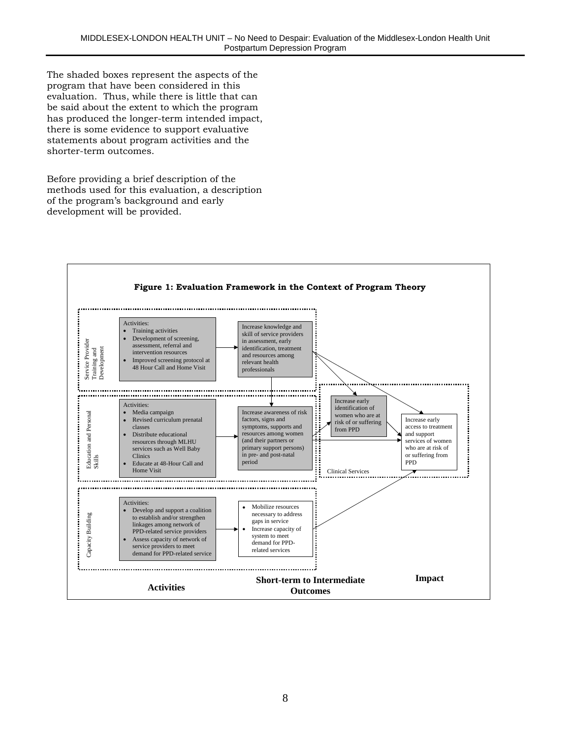The shaded boxes represent the aspects of the program that have been considered in this evaluation. Thus, while there is little that can be said about the extent to which the program has produced the longer-term intended impact, there is some evidence to support evaluative statements about program activities and the shorter-term outcomes.

Before providing a brief description of the methods used for this evaluation, a description of the program's background and early development will be provided.

**Figure 1: Evaluation Framework in the Context of Program Theory**

**Service Provider Training and Development**

Activities:
- Training activities
- Development of screening, assessment, referral and intervention resources
- Improved screening protocol at 48 Hour Call and Home Visit

→ Increase knowledge and skill of service providers in assessment, early identification, treatment and resources among relevant health professionals

**Education and Personal Skills**

Activities:
- Media campaign
- Revised curriculum prenatal classes
- Distribute educational resources through MLHU services such as Well Baby Clinics
- Educate at 48-Hour Call and Home Visit

→ Increase awareness of risk factors, signs and symptoms, supports and resources among women (and their partners or primary support persons) in pre- and post-natal period

**Capacity Building**

Activities:
- Develop and support a coalition to establish and/or strengthen linkages among network of PPD-related service providers
- Assess capacity of network of service providers to meet demand for PPD-related service

→
- Mobilize resources necessary to address gaps in service
- Increase capacity of system to meet demand for PPD-related services

**Clinical Services**

- Increase early identification of women who are at risk of or suffering from PPD
- Increase early access to treatment and support services of women who are at risk of or suffering from PPD

**Activities** | **Short-term to Intermediate Outcomes** | **Impact**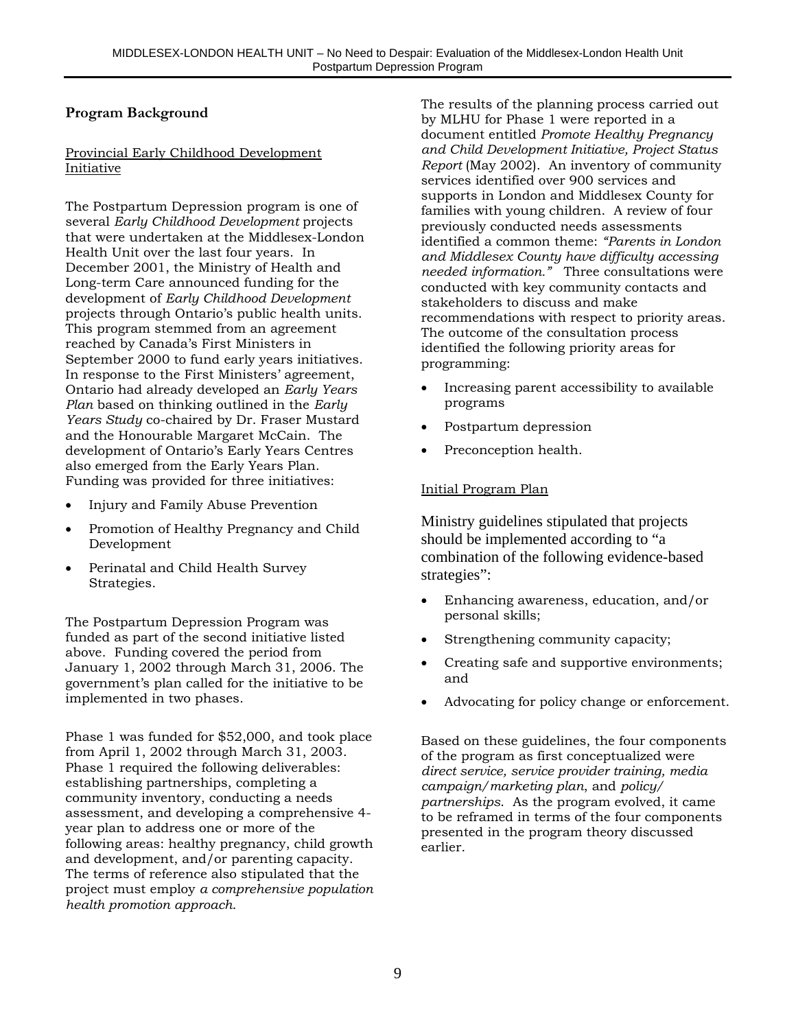## Program Background

### Provincial Early Childhood Development Initiative

The Postpartum Depression program is one of several *Early Childhood Development* projects that were undertaken at the Middlesex-London Health Unit over the last four years. In December 2001, the Ministry of Health and Long-term Care announced funding for the development of *Early Childhood Development* projects through Ontario's public health units. This program stemmed from an agreement reached by Canada's First Ministers in September 2000 to fund early years initiatives. In response to the First Ministers' agreement, Ontario had already developed an *Early Years Plan* based on thinking outlined in the *Early Years Study* co-chaired by Dr. Fraser Mustard and the Honourable Margaret McCain. The development of Ontario's Early Years Centres also emerged from the Early Years Plan. Funding was provided for three initiatives:

- Injury and Family Abuse Prevention
- Promotion of Healthy Pregnancy and Child Development
- Perinatal and Child Health Survey Strategies.

The Postpartum Depression Program was funded as part of the second initiative listed above. Funding covered the period from January 1, 2002 through March 31, 2006. The government's plan called for the initiative to be implemented in two phases.

Phase 1 was funded for $52,000, and took place from April 1, 2002 through March 31, 2003. Phase 1 required the following deliverables: establishing partnerships, completing a community inventory, conducting a needs assessment, and developing a comprehensive 4-year plan to address one or more of the following areas: healthy pregnancy, child growth and development, and/or parenting capacity. The terms of reference also stipulated that the project must employ *a comprehensive population health promotion approach*.

The results of the planning process carried out by MLHU for Phase 1 were reported in a document entitled *Promote Healthy Pregnancy and Child Development Initiative, Project Status Report* (May 2002). An inventory of community services identified over 900 services and supports in London and Middlesex County for families with young children. A review of four previously conducted needs assessments identified a common theme: *"Parents in London and Middlesex County have difficulty accessing needed information."* Three consultations were conducted with key community contacts and stakeholders to discuss and make recommendations with respect to priority areas. The outcome of the consultation process identified the following priority areas for programming:

- Increasing parent accessibility to available programs
- Postpartum depression
- Preconception health.

### Initial Program Plan

Ministry guidelines stipulated that projects should be implemented according to "a combination of the following evidence-based strategies":

- Enhancing awareness, education, and/or personal skills;
- Strengthening community capacity;
- Creating safe and supportive environments; and
- Advocating for policy change or enforcement.

Based on these guidelines, the four components of the program as first conceptualized were *direct service, service provider training, media campaign/marketing plan*, and *policy/ partnerships*. As the program evolved, it came to be reframed in terms of the four components presented in the program theory discussed earlier.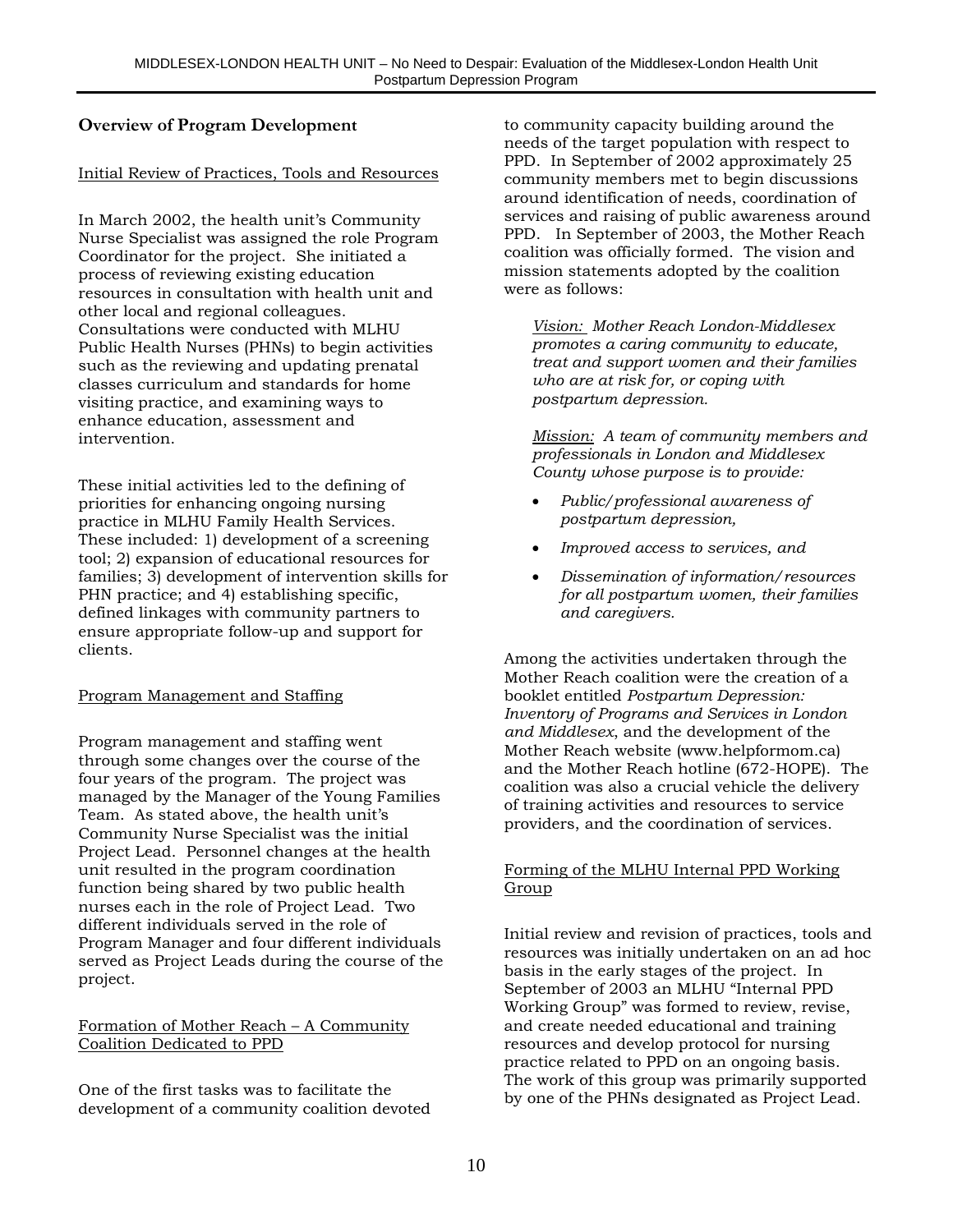## Overview of Program Development

### Initial Review of Practices, Tools and Resources

In March 2002, the health unit's Community Nurse Specialist was assigned the role Program Coordinator for the project. She initiated a process of reviewing existing education resources in consultation with health unit and other local and regional colleagues. Consultations were conducted with MLHU Public Health Nurses (PHNs) to begin activities such as the reviewing and updating prenatal classes curriculum and standards for home visiting practice, and examining ways to enhance education, assessment and intervention.

These initial activities led to the defining of priorities for enhancing ongoing nursing practice in MLHU Family Health Services. These included: 1) development of a screening tool; 2) expansion of educational resources for families; 3) development of intervention skills for PHN practice; and 4) establishing specific, defined linkages with community partners to ensure appropriate follow-up and support for clients.

### Program Management and Staffing

Program management and staffing went through some changes over the course of the four years of the program. The project was managed by the Manager of the Young Families Team. As stated above, the health unit's Community Nurse Specialist was the initial Project Lead. Personnel changes at the health unit resulted in the program coordination function being shared by two public health nurses each in the role of Project Lead. Two different individuals served in the role of Program Manager and four different individuals served as Project Leads during the course of the project.

### Formation of Mother Reach – A Community Coalition Dedicated to PPD

One of the first tasks was to facilitate the development of a community coalition devoted to community capacity building around the needs of the target population with respect to PPD. In September of 2002 approximately 25 community members met to begin discussions around identification of needs, coordination of services and raising of public awareness around PPD. In September of 2003, the Mother Reach coalition was officially formed. The vision and mission statements adopted by the coalition were as follows:

> *Vision: Mother Reach London-Middlesex promotes a caring community to educate, treat and support women and their families who are at risk for, or coping with postpartum depression.*
>
> *Mission: A team of community members and professionals in London and Middlesex County whose purpose is to provide:*
>
> - *Public/professional awareness of postpartum depression,*
> - *Improved access to services, and*
> - *Dissemination of information/resources for all postpartum women, their families and caregivers.*

Among the activities undertaken through the Mother Reach coalition were the creation of a booklet entitled *Postpartum Depression: Inventory of Programs and Services in London and Middlesex*, and the development of the Mother Reach website (www.helpformom.ca) and the Mother Reach hotline (672-HOPE). The coalition was also a crucial vehicle the delivery of training activities and resources to service providers, and the coordination of services.

### Forming of the MLHU Internal PPD Working Group

Initial review and revision of practices, tools and resources was initially undertaken on an ad hoc basis in the early stages of the project. In September of 2003 an MLHU "Internal PPD Working Group" was formed to review, revise, and create needed educational and training resources and develop protocol for nursing practice related to PPD on an ongoing basis. The work of this group was primarily supported by one of the PHNs designated as Project Lead.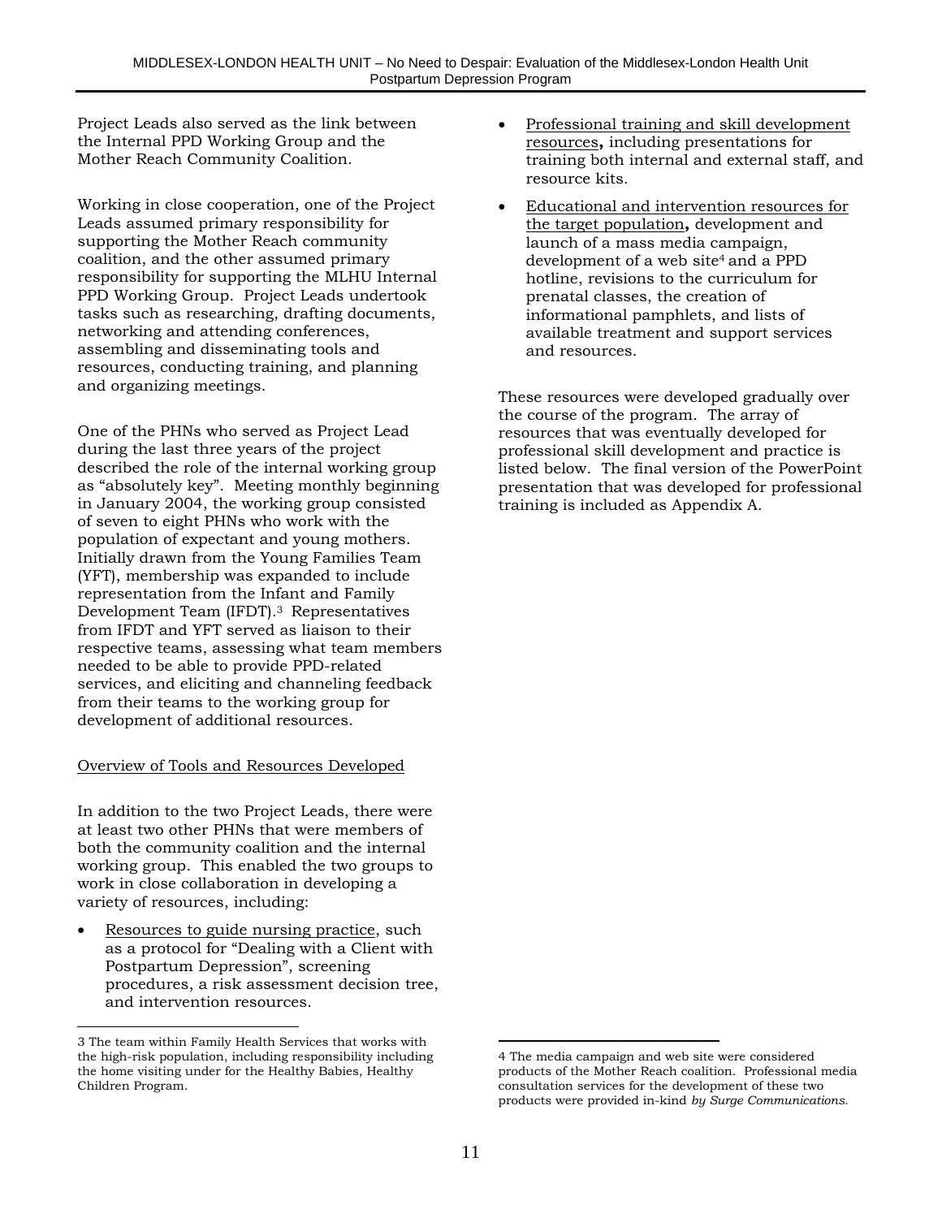Project Leads also served as the link between the Internal PPD Working Group and the Mother Reach Community Coalition.

Working in close cooperation, one of the Project Leads assumed primary responsibility for supporting the Mother Reach community coalition, and the other assumed primary responsibility for supporting the MLHU Internal PPD Working Group. Project Leads undertook tasks such as researching, drafting documents, networking and attending conferences, assembling and disseminating tools and resources, conducting training, and planning and organizing meetings.

One of the PHNs who served as Project Lead during the last three years of the project described the role of the internal working group as "absolutely key". Meeting monthly beginning in January 2004, the working group consisted of seven to eight PHNs who work with the population of expectant and young mothers. Initially drawn from the Young Families Team (YFT), membership was expanded to include representation from the Infant and Family Development Team (IFDT).[3] Representatives from IFDT and YFT served as liaison to their respective teams, assessing what team members needed to be able to provide PPD-related services, and eliciting and channeling feedback from their teams to the working group for development of additional resources.

Overview of Tools and Resources Developed

In addition to the two Project Leads, there were at least two other PHNs that were members of both the community coalition and the internal working group. This enabled the two groups to work in close collaboration in developing a variety of resources, including:

- Resources to guide nursing practice, such as a protocol for "Dealing with a Client with Postpartum Depression", screening procedures, a risk assessment decision tree, and intervention resources.
- Professional training and skill development resources**,** including presentations for training both internal and external staff, and resource kits.
- Educational and intervention resources for the target population**,** development and launch of a mass media campaign, development of a web site[4] and a PPD hotline, revisions to the curriculum for prenatal classes, the creation of informational pamphlets, and lists of available treatment and support services and resources.

These resources were developed gradually over the course of the program. The array of resources that was eventually developed for professional skill development and practice is listed below. The final version of the PowerPoint presentation that was developed for professional training is included as Appendix A.

---

3 The team within Family Health Services that works with the high-risk population, including responsibility including the home visiting under for the Healthy Babies, Healthy Children Program.

4 The media campaign and web site were considered products of the Mother Reach coalition. Professional media consultation services for the development of these two products were provided in-kind *by Surge Communications.*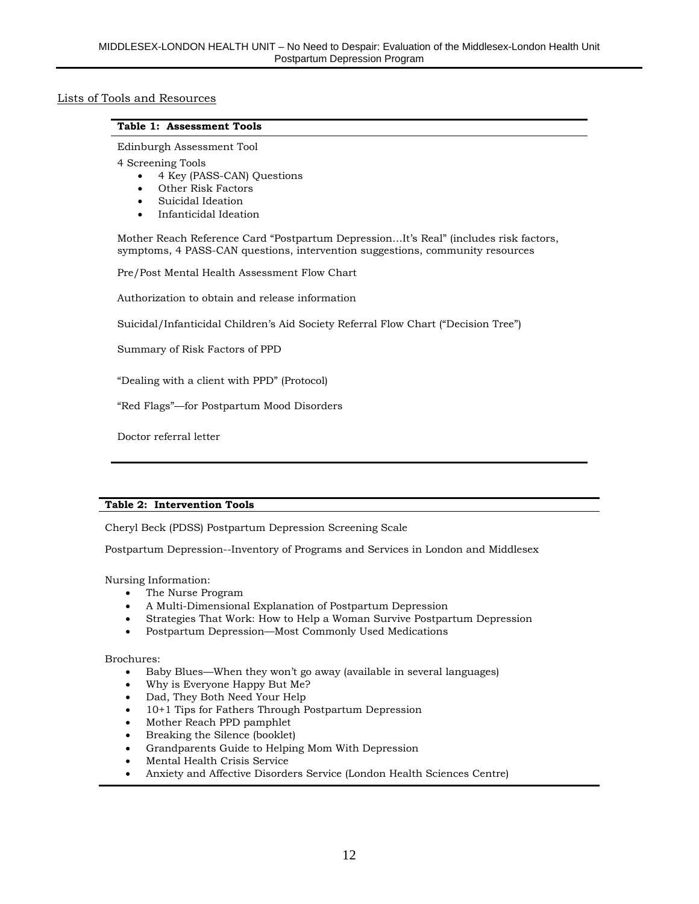## Lists of Tools and Resources

**Table 1: Assessment Tools**

Edinburgh Assessment Tool

4 Screening Tools

- 4 Key (PASS-CAN) Questions
- Other Risk Factors
- Suicidal Ideation
- Infanticidal Ideation

Mother Reach Reference Card "Postpartum Depression…It's Real" (includes risk factors, symptoms, 4 PASS-CAN questions, intervention suggestions, community resources

Pre/Post Mental Health Assessment Flow Chart

Authorization to obtain and release information

Suicidal/Infanticidal Children's Aid Society Referral Flow Chart ("Decision Tree")

Summary of Risk Factors of PPD

"Dealing with a client with PPD" (Protocol)

"Red Flags"—for Postpartum Mood Disorders

Doctor referral letter

**Table 2: Intervention Tools**

Cheryl Beck (PDSS) Postpartum Depression Screening Scale

Postpartum Depression--Inventory of Programs and Services in London and Middlesex

Nursing Information:

- The Nurse Program
- A Multi-Dimensional Explanation of Postpartum Depression
- Strategies That Work: How to Help a Woman Survive Postpartum Depression
- Postpartum Depression—Most Commonly Used Medications

Brochures:

- Baby Blues—When they won't go away (available in several languages)
- Why is Everyone Happy But Me?
- Dad, They Both Need Your Help
- 10+1 Tips for Fathers Through Postpartum Depression
- Mother Reach PPD pamphlet
- Breaking the Silence (booklet)
- Grandparents Guide to Helping Mom With Depression
- Mental Health Crisis Service
- Anxiety and Affective Disorders Service (London Health Sciences Centre)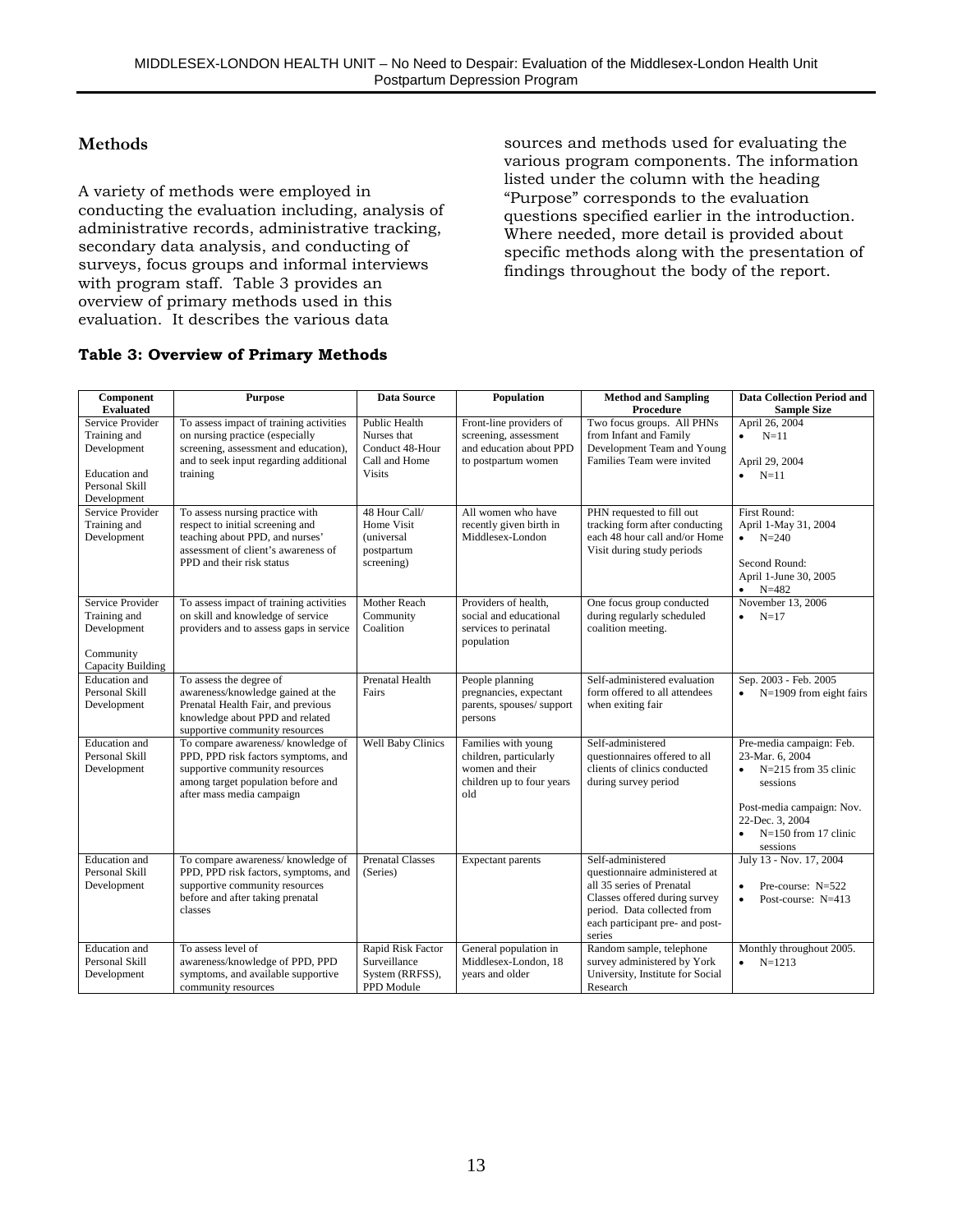## Methods

A variety of methods were employed in conducting the evaluation including, analysis of administrative records, administrative tracking, secondary data analysis, and conducting of surveys, focus groups and informal interviews with program staff. Table 3 provides an overview of primary methods used in this evaluation. It describes the various data sources and methods used for evaluating the various program components. The information listed under the column with the heading "Purpose" corresponds to the evaluation questions specified earlier in the introduction. Where needed, more detail is provided about specific methods along with the presentation of findings throughout the body of the report.

**Table 3: Overview of Primary Methods**

| Component Evaluated | Purpose | Data Source | Population | Method and Sampling Procedure | Data Collection Period and Sample Size |
|---|---|---|---|---|---|
| Service Provider Training and Development<br><br>Education and Personal Skill Development | To assess impact of training activities on nursing practice (especially screening, assessment and education), and to seek input regarding additional training | Public Health Nurses that Conduct 48-Hour Call and Home Visits | Front-line providers of screening, assessment and education about PPD to postpartum women | Two focus groups. All PHNs from Infant and Family Development Team and Young Families Team were invited | April 26, 2004<br>• N=11<br><br>April 29, 2004<br>• N=11 |
| Service Provider Training and Development | To assess nursing practice with respect to initial screening and teaching about PPD, and nurses' assessment of client's awareness of PPD and their risk status | 48 Hour Call/ Home Visit (universal postpartum screening) | All women who have recently given birth in Middlesex-London | PHN requested to fill out tracking form after conducting each 48 hour call and/or Home Visit during study periods | First Round:<br>April 1-May 31, 2004<br>• N=240<br><br>Second Round:<br>April 1-June 30, 2005<br>• N=482 |
| Service Provider Training and Development<br><br>Community Capacity Building | To assess impact of training activities on skill and knowledge of service providers and to assess gaps in service | Mother Reach Community Coalition | Providers of health, social and educational services to perinatal population | One focus group conducted during regularly scheduled coalition meeting. | November 13, 2006<br>• N=17 |
| Education and Personal Skill Development | To assess the degree of awareness/knowledge gained at the Prenatal Health Fair, and previous knowledge about PPD and related supportive community resources | Prenatal Health Fairs | People planning pregnancies, expectant parents, spouses/ support persons | Self-administered evaluation form offered to all attendees when exiting fair | Sep. 2003 - Feb. 2005<br>• N=1909 from eight fairs |
| Education and Personal Skill Development | To compare awareness/ knowledge of PPD, PPD risk factors symptoms, and supportive community resources among target population before and after mass media campaign | Well Baby Clinics | Families with young children, particularly women and their children up to four years old | Self-administered questionnaires offered to all clients of clinics conducted during survey period | Pre-media campaign: Feb. 23-Mar. 6, 2004<br>• N=215 from 35 clinic sessions<br><br>Post-media campaign: Nov. 22-Dec. 3, 2004<br>• N=150 from 17 clinic sessions |
| Education and Personal Skill Development | To compare awareness/ knowledge of PPD, PPD risk factors, symptoms, and supportive community resources before and after taking prenatal classes | Prenatal Classes (Series) | Expectant parents | Self-administered questionnaire administered at all 35 series of Prenatal Classes offered during survey period. Data collected from each participant pre- and post-series | July 13 - Nov. 17, 2004<br><br>• Pre-course: N=522<br>• Post-course: N=413 |
| Education and Personal Skill Development | To assess level of awareness/knowledge of PPD, PPD symptoms, and available supportive community resources | Rapid Risk Factor Surveillance System (RRFSS), PPD Module | General population in Middlesex-London, 18 years and older | Random sample, telephone survey administered by York University, Institute for Social Research | Monthly throughout 2005.<br>• N=1213 |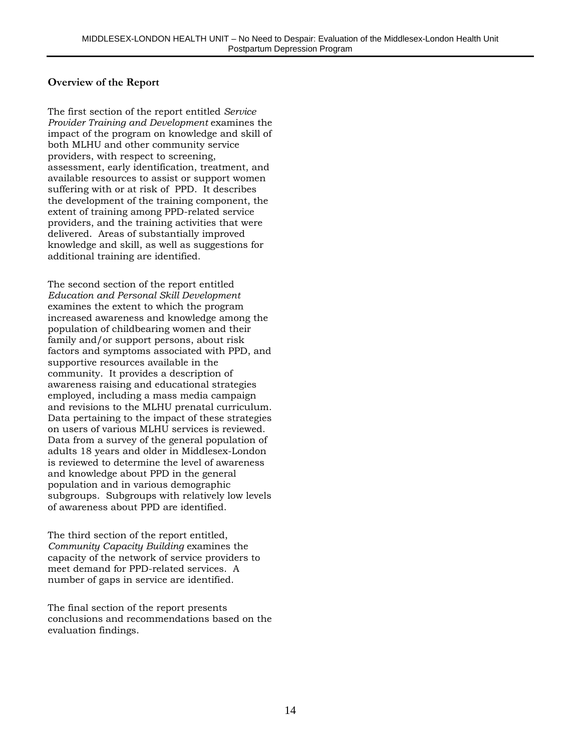### Overview of the Report

The first section of the report entitled *Service Provider Training and Development* examines the impact of the program on knowledge and skill of both MLHU and other community service providers, with respect to screening, assessment, early identification, treatment, and available resources to assist or support women suffering with or at risk of PPD. It describes the development of the training component, the extent of training among PPD-related service providers, and the training activities that were delivered. Areas of substantially improved knowledge and skill, as well as suggestions for additional training are identified.

The second section of the report entitled *Education and Personal Skill Development* examines the extent to which the program increased awareness and knowledge among the population of childbearing women and their family and/or support persons, about risk factors and symptoms associated with PPD, and supportive resources available in the community. It provides a description of awareness raising and educational strategies employed, including a mass media campaign and revisions to the MLHU prenatal curriculum. Data pertaining to the impact of these strategies on users of various MLHU services is reviewed. Data from a survey of the general population of adults 18 years and older in Middlesex-London is reviewed to determine the level of awareness and knowledge about PPD in the general population and in various demographic subgroups. Subgroups with relatively low levels of awareness about PPD are identified.

The third section of the report entitled, *Community Capacity Building* examines the capacity of the network of service providers to meet demand for PPD-related services. A number of gaps in service are identified.

The final section of the report presents conclusions and recommendations based on the evaluation findings.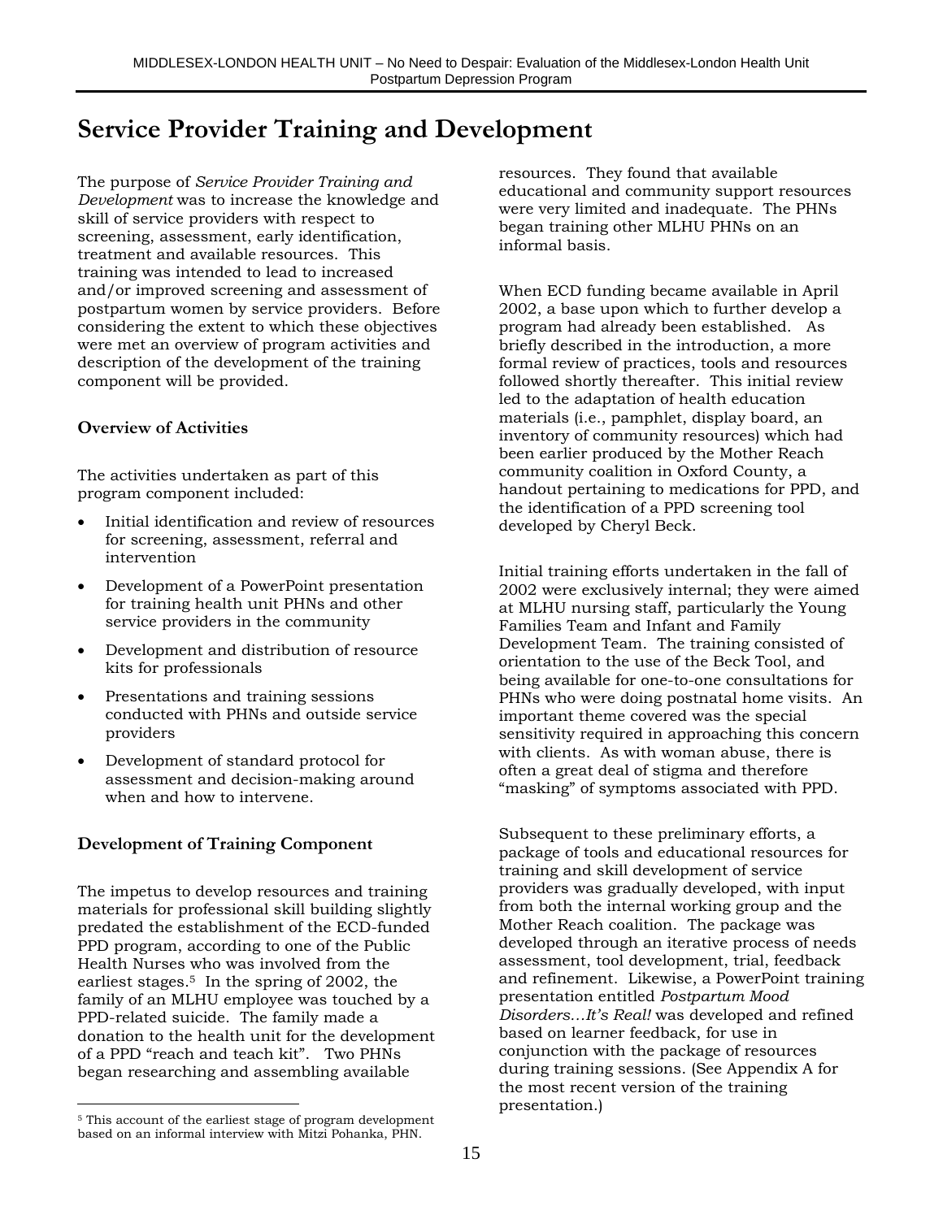# Service Provider Training and Development

The purpose of *Service Provider Training and Development* was to increase the knowledge and skill of service providers with respect to screening, assessment, early identification, treatment and available resources. This training was intended to lead to increased and/or improved screening and assessment of postpartum women by service providers. Before considering the extent to which these objectives were met an overview of program activities and description of the development of the training component will be provided.

### Overview of Activities

The activities undertaken as part of this program component included:

- Initial identification and review of resources for screening, assessment, referral and intervention
- Development of a PowerPoint presentation for training health unit PHNs and other service providers in the community
- Development and distribution of resource kits for professionals
- Presentations and training sessions conducted with PHNs and outside service providers
- Development of standard protocol for assessment and decision-making around when and how to intervene.

### Development of Training Component

The impetus to develop resources and training materials for professional skill building slightly predated the establishment of the ECD-funded PPD program, according to one of the Public Health Nurses who was involved from the earliest stages.[5] In the spring of 2002, the family of an MLHU employee was touched by a PPD-related suicide. The family made a donation to the health unit for the development of a PPD "reach and teach kit". Two PHNs began researching and assembling available resources. They found that available educational and community support resources were very limited and inadequate. The PHNs began training other MLHU PHNs on an informal basis.

When ECD funding became available in April 2002, a base upon which to further develop a program had already been established. As briefly described in the introduction, a more formal review of practices, tools and resources followed shortly thereafter. This initial review led to the adaptation of health education materials (i.e., pamphlet, display board, an inventory of community resources) which had been earlier produced by the Mother Reach community coalition in Oxford County, a handout pertaining to medications for PPD, and the identification of a PPD screening tool developed by Cheryl Beck.

Initial training efforts undertaken in the fall of 2002 were exclusively internal; they were aimed at MLHU nursing staff, particularly the Young Families Team and Infant and Family Development Team. The training consisted of orientation to the use of the Beck Tool, and being available for one-to-one consultations for PHNs who were doing postnatal home visits. An important theme covered was the special sensitivity required in approaching this concern with clients. As with woman abuse, there is often a great deal of stigma and therefore "masking" of symptoms associated with PPD.

Subsequent to these preliminary efforts, a package of tools and educational resources for training and skill development of service providers was gradually developed, with input from both the internal working group and the Mother Reach coalition. The package was developed through an iterative process of needs assessment, tool development, trial, feedback and refinement. Likewise, a PowerPoint training presentation entitled *Postpartum Mood Disorders…It's Real!* was developed and refined based on learner feedback, for use in conjunction with the package of resources during training sessions. (See Appendix A for the most recent version of the training presentation.)

[5] This account of the earliest stage of program development based on an informal interview with Mitzi Pohanka, PHN.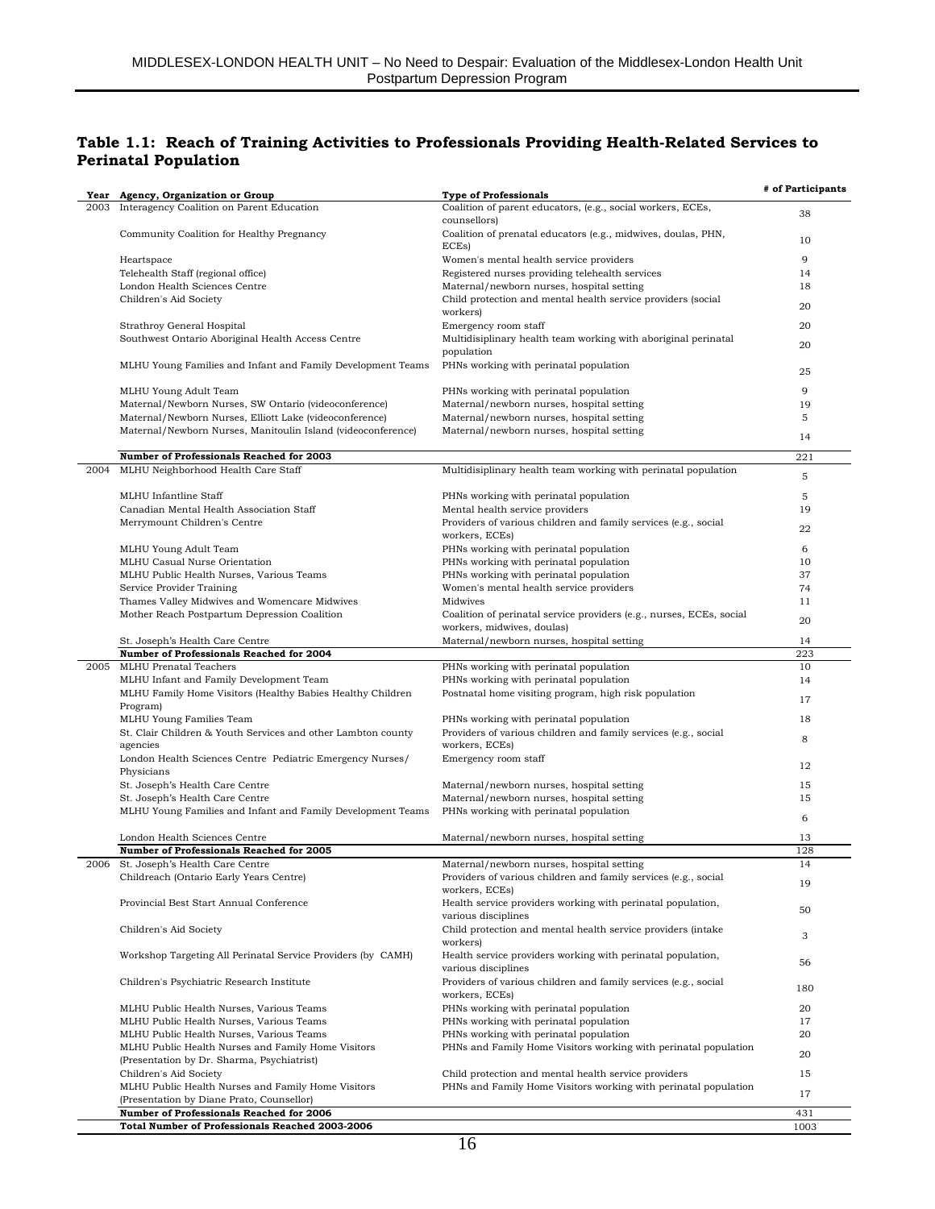**Table 1.1: Reach of Training Activities to Professionals Providing Health-Related Services to Perinatal Population**

| Year | Agency, Organization or Group | Type of Professionals | # of Participants |
|---|---|---|---|
| 2003 | Interagency Coalition on Parent Education | Coalition of parent educators, (e.g., social workers, ECEs, counsellors) | 38 |
| | Community Coalition for Healthy Pregnancy | Coalition of prenatal educators (e.g., midwives, doulas, PHN, ECEs) | 10 |
| | Heartspace | Women's mental health service providers | 9 |
| | Telehealth Staff (regional office) | Registered nurses providing telehealth services | 14 |
| | London Health Sciences Centre | Maternal/newborn nurses, hospital setting | 18 |
| | Children's Aid Society | Child protection and mental health service providers (social workers) | 20 |
| | Strathroy General Hospital | Emergency room staff | 20 |
| | Southwest Ontario Aboriginal Health Access Centre | Multidisiplinary health team working with aboriginal perinatal population | 20 |
| | MLHU Young Families and Infant and Family Development Teams | PHNs working with perinatal population | 25 |
| | MLHU Young Adult Team | PHNs working with perinatal population | 9 |
| | Maternal/Newborn Nurses, SW Ontario (videoconference) | Maternal/newborn nurses, hospital setting | 19 |
| | Maternal/Newborn Nurses, Elliott Lake (videoconference) | Maternal/newborn nurses, hospital setting | 5 |
| | Maternal/Newborn Nurses, Manitoulin Island (videoconference) | Maternal/newborn nurses, hospital setting | 14 |
| | **Number of Professionals Reached for 2003** | | 221 |
| 2004 | MLHU Neighborhood Health Care Staff | Multidisiplinary health team working with perinatal population | 5 |
| | MLHU Infantline Staff | PHNs working with perinatal population | 5 |
| | Canadian Mental Health Association Staff | Mental health service providers | 19 |
| | Merrymount Children's Centre | Providers of various children and family services (e.g., social workers, ECEs) | 22 |
| | MLHU Young Adult Team | PHNs working with perinatal population | 6 |
| | MLHU Casual Nurse Orientation | PHNs working with perinatal population | 10 |
| | MLHU Public Health Nurses, Various Teams | PHNs working with perinatal population | 37 |
| | Service Provider Training | Women's mental health service providers | 74 |
| | Thames Valley Midwives and Womencare Midwives | Midwives | 11 |
| | Mother Reach Postpartum Depression Coalition | Coalition of perinatal service providers (e.g., nurses, ECEs, social workers, midwives, doulas) | 20 |
| | St. Joseph's Health Care Centre | Maternal/newborn nurses, hospital setting | 14 |
| | **Number of Professionals Reached for 2004** | | 223 |
| 2005 | MLHU Prenatal Teachers | PHNs working with perinatal population | 10 |
| | MLHU Infant and Family Development Team | PHNs working with perinatal population | 14 |
| | MLHU Family Home Visitors (Healthy Babies Healthy Children Program) | Postnatal home visiting program, high risk population | 17 |
| | MLHU Young Families Team | PHNs working with perinatal population | 18 |
| | St. Clair Children & Youth Services and other Lambton county agencies | Providers of various children and family services (e.g., social workers, ECEs) | 8 |
| | London Health Sciences Centre Pediatric Emergency Nurses/ Physicians | Emergency room staff | 12 |
| | St. Joseph's Health Care Centre | Maternal/newborn nurses, hospital setting | 15 |
| | St. Joseph's Health Care Centre | Maternal/newborn nurses, hospital setting | 15 |
| | MLHU Young Families and Infant and Family Development Teams | PHNs working with perinatal population | 6 |
| | London Health Sciences Centre | Maternal/newborn nurses, hospital setting | 13 |
| | **Number of Professionals Reached for 2005** | | 128 |
| 2006 | St. Joseph's Health Care Centre | Maternal/newborn nurses, hospital setting | 14 |
| | Childreach (Ontario Early Years Centre) | Providers of various children and family services (e.g., social workers, ECEs) | 19 |
| | Provincial Best Start Annual Conference | Health service providers working with perinatal population, various disciplines | 50 |
| | Children's Aid Society | Child protection and mental health service providers (intake workers) | 3 |
| | Workshop Targeting All Perinatal Service Providers (by CAMH) | Health service providers working with perinatal population, various disciplines | 56 |
| | Children's Psychiatric Research Institute | Providers of various children and family services (e.g., social workers, ECEs) | 180 |
| | MLHU Public Health Nurses, Various Teams | PHNs working with perinatal population | 20 |
| | MLHU Public Health Nurses, Various Teams | PHNs working with perinatal population | 17 |
| | MLHU Public Health Nurses, Various Teams | PHNs working with perinatal population | 20 |
| | MLHU Public Health Nurses and Family Home Visitors (Presentation by Dr. Sharma, Psychiatrist) | PHNs and Family Home Visitors working with perinatal population | 20 |
| | Children's Aid Society | Child protection and mental health service providers | 15 |
| | MLHU Public Health Nurses and Family Home Visitors (Presentation by Diane Prato, Counsellor) | PHNs and Family Home Visitors working with perinatal population | 17 |
| | **Number of Professionals Reached for 2006** | | 431 |
| | **Total Number of Professionals Reached 2003-2006** | | 1003 |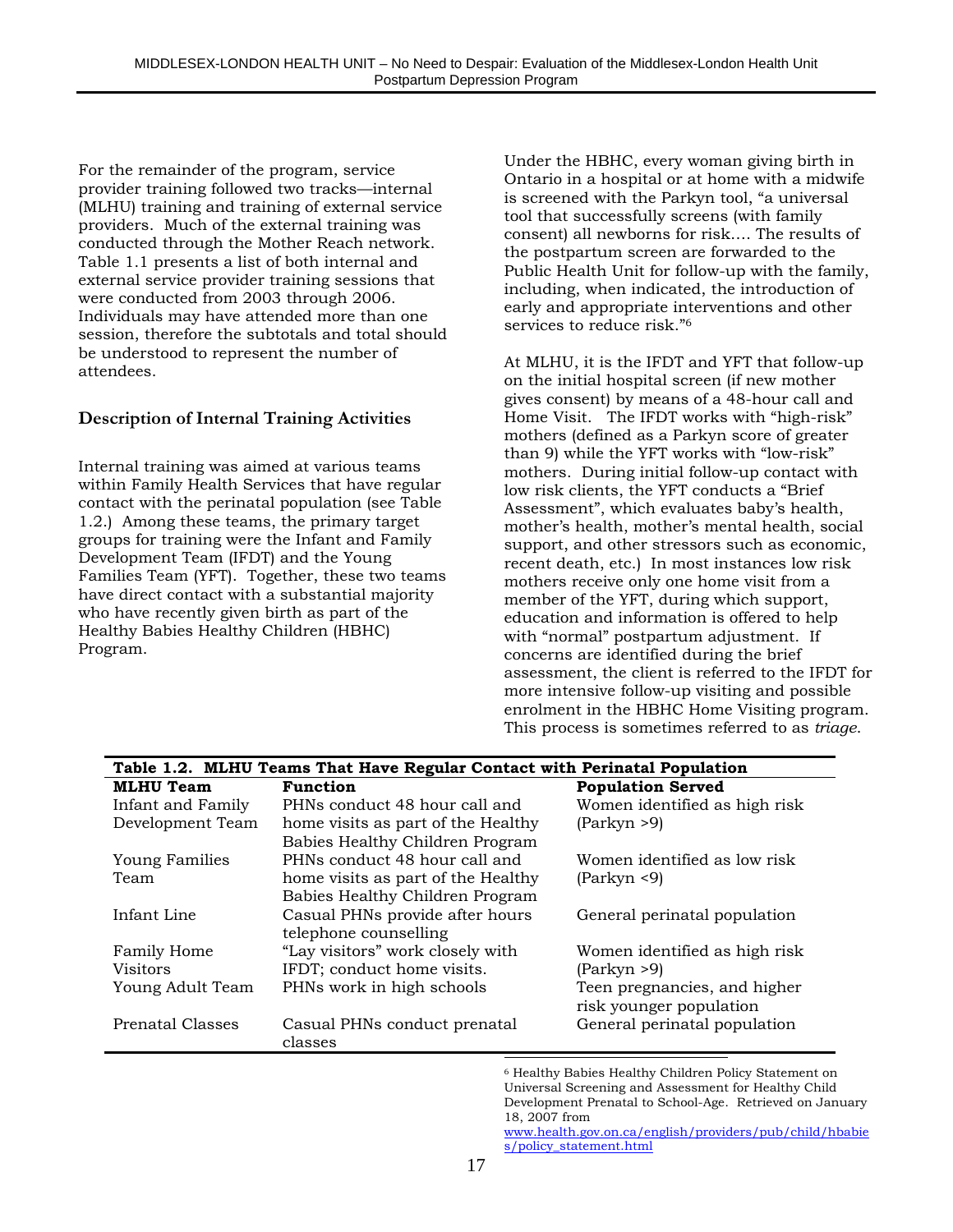For the remainder of the program, service provider training followed two tracks—internal (MLHU) training and training of external service providers. Much of the external training was conducted through the Mother Reach network. Table 1.1 presents a list of both internal and external service provider training sessions that were conducted from 2003 through 2006. Individuals may have attended more than one session, therefore the subtotals and total should be understood to represent the number of attendees.

### Description of Internal Training Activities

Internal training was aimed at various teams within Family Health Services that have regular contact with the perinatal population (see Table 1.2.) Among these teams, the primary target groups for training were the Infant and Family Development Team (IFDT) and the Young Families Team (YFT). Together, these two teams have direct contact with a substantial majority who have recently given birth as part of the Healthy Babies Healthy Children (HBHC) Program.

Under the HBHC, every woman giving birth in Ontario in a hospital or at home with a midwife is screened with the Parkyn tool, "a universal tool that successfully screens (with family consent) all newborns for risk…. The results of the postpartum screen are forwarded to the Public Health Unit for follow-up with the family, including, when indicated, the introduction of early and appropriate interventions and other services to reduce risk."[6]

At MLHU, it is the IFDT and YFT that follow-up on the initial hospital screen (if new mother gives consent) by means of a 48-hour call and Home Visit. The IFDT works with "high-risk" mothers (defined as a Parkyn score of greater than 9) while the YFT works with "low-risk" mothers. During initial follow-up contact with low risk clients, the YFT conducts a "Brief Assessment", which evaluates baby's health, mother's health, mother's mental health, social support, and other stressors such as economic, recent death, etc.) In most instances low risk mothers receive only one home visit from a member of the YFT, during which support, education and information is offered to help with "normal" postpartum adjustment. If concerns are identified during the brief assessment, the client is referred to the IFDT for more intensive follow-up visiting and possible enrolment in the HBHC Home Visiting program. This process is sometimes referred to as *triage*.

**Table 1.2. MLHU Teams That Have Regular Contact with Perinatal Population**

| MLHU Team | Function | Population Served |
|---|---|---|
| Infant and Family Development Team | PHNs conduct 48 hour call and home visits as part of the Healthy Babies Healthy Children Program | Women identified as high risk (Parkyn >9) |
| Young Families Team | PHNs conduct 48 hour call and home visits as part of the Healthy Babies Healthy Children Program | Women identified as low risk (Parkyn <9) |
| Infant Line | Casual PHNs provide after hours telephone counselling | General perinatal population |
| Family Home Visitors | "Lay visitors" work closely with IFDT; conduct home visits. | Women identified as high risk (Parkyn >9) |
| Young Adult Team | PHNs work in high schools | Teen pregnancies, and higher risk younger population |
| Prenatal Classes | Casual PHNs conduct prenatal classes | General perinatal population |

[6] Healthy Babies Healthy Children Policy Statement on Universal Screening and Assessment for Healthy Child Development Prenatal to School-Age. Retrieved on January 18, 2007 from www.health.gov.on.ca/english/providers/pub/child/hbabies/policy_statement.html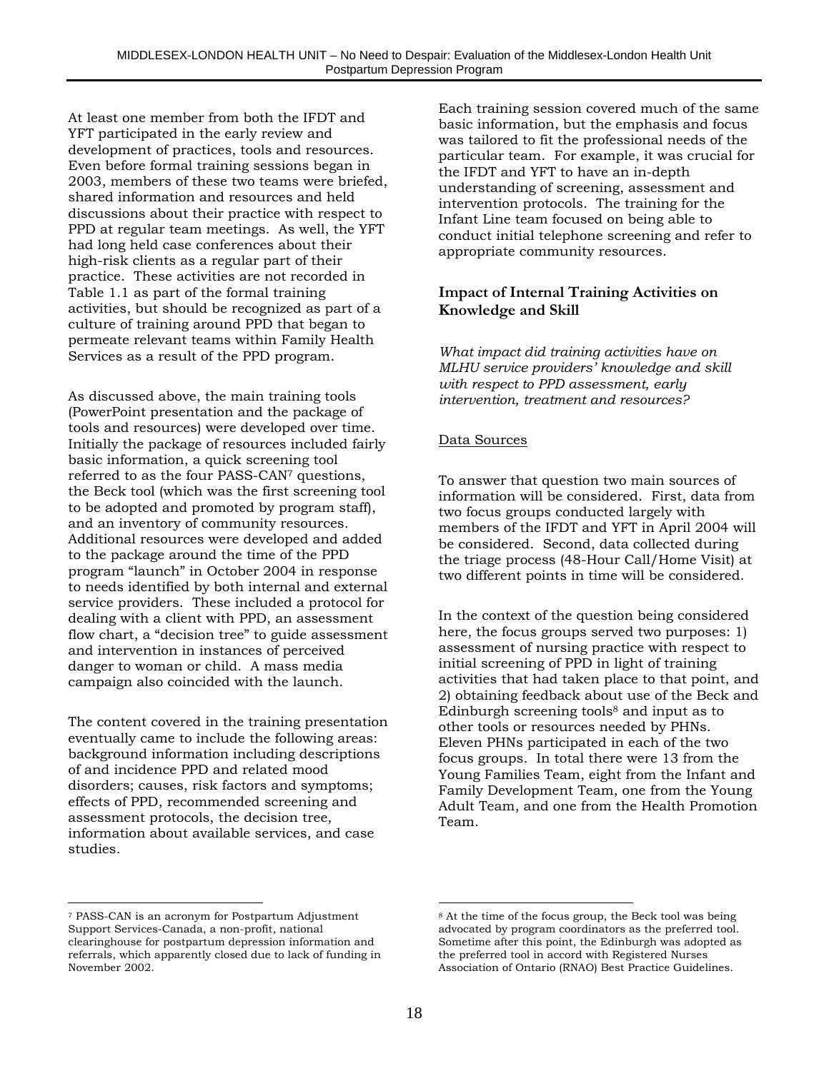At least one member from both the IFDT and YFT participated in the early review and development of practices, tools and resources. Even before formal training sessions began in 2003, members of these two teams were briefed, shared information and resources and held discussions about their practice with respect to PPD at regular team meetings. As well, the YFT had long held case conferences about their high-risk clients as a regular part of their practice. These activities are not recorded in Table 1.1 as part of the formal training activities, but should be recognized as part of a culture of training around PPD that began to permeate relevant teams within Family Health Services as a result of the PPD program.

As discussed above, the main training tools (PowerPoint presentation and the package of tools and resources) were developed over time. Initially the package of resources included fairly basic information, a quick screening tool referred to as the four PASS-CAN[7] questions, the Beck tool (which was the first screening tool to be adopted and promoted by program staff), and an inventory of community resources. Additional resources were developed and added to the package around the time of the PPD program "launch" in October 2004 in response to needs identified by both internal and external service providers. These included a protocol for dealing with a client with PPD, an assessment flow chart, a "decision tree" to guide assessment and intervention in instances of perceived danger to woman or child. A mass media campaign also coincided with the launch.

The content covered in the training presentation eventually came to include the following areas: background information including descriptions of and incidence PPD and related mood disorders; causes, risk factors and symptoms; effects of PPD, recommended screening and assessment protocols, the decision tree, information about available services, and case studies.

Each training session covered much of the same basic information, but the emphasis and focus was tailored to fit the professional needs of the particular team. For example, it was crucial for the IFDT and YFT to have an in-depth understanding of screening, assessment and intervention protocols. The training for the Infant Line team focused on being able to conduct initial telephone screening and refer to appropriate community resources.

### Impact of Internal Training Activities on Knowledge and Skill

*What impact did training activities have on MLHU service providers' knowledge and skill with respect to PPD assessment, early intervention, treatment and resources?*

Data Sources

To answer that question two main sources of information will be considered. First, data from two focus groups conducted largely with members of the IFDT and YFT in April 2004 will be considered. Second, data collected during the triage process (48-Hour Call/Home Visit) at two different points in time will be considered.

In the context of the question being considered here, the focus groups served two purposes: 1) assessment of nursing practice with respect to initial screening of PPD in light of training activities that had taken place to that point, and 2) obtaining feedback about use of the Beck and Edinburgh screening tools[8] and input as to other tools or resources needed by PHNs. Eleven PHNs participated in each of the two focus groups. In total there were 13 from the Young Families Team, eight from the Infant and Family Development Team, one from the Young Adult Team, and one from the Health Promotion Team.

---

[7] PASS-CAN is an acronym for Postpartum Adjustment Support Services-Canada, a non-profit, national clearinghouse for postpartum depression information and referrals, which apparently closed due to lack of funding in November 2002.

[8] At the time of the focus group, the Beck tool was being advocated by program coordinators as the preferred tool. Sometime after this point, the Edinburgh was adopted as the preferred tool in accord with Registered Nurses Association of Ontario (RNAO) Best Practice Guidelines.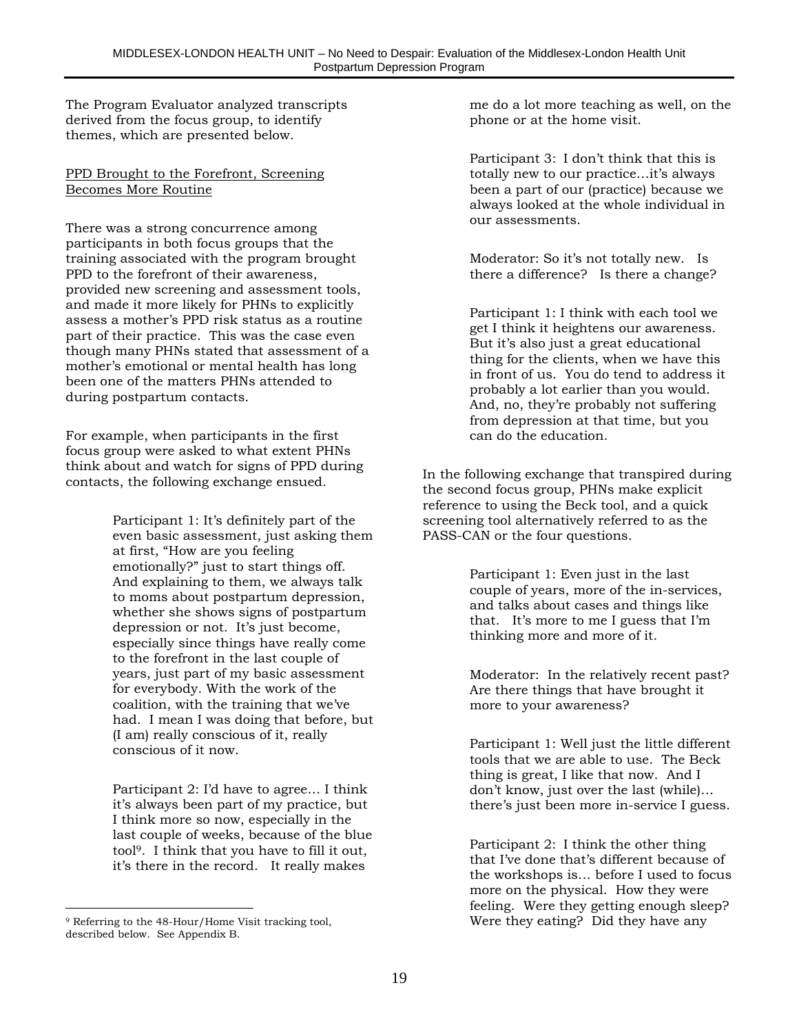The Program Evaluator analyzed transcripts derived from the focus group, to identify themes, which are presented below.

<u>PPD Brought to the Forefront, Screening Becomes More Routine</u>

There was a strong concurrence among participants in both focus groups that the training associated with the program brought PPD to the forefront of their awareness, provided new screening and assessment tools, and made it more likely for PHNs to explicitly assess a mother's PPD risk status as a routine part of their practice. This was the case even though many PHNs stated that assessment of a mother's emotional or mental health has long been one of the matters PHNs attended to during postpartum contacts.

For example, when participants in the first focus group were asked to what extent PHNs think about and watch for signs of PPD during contacts, the following exchange ensued.

> Participant 1: It's definitely part of the even basic assessment, just asking them at first, "How are you feeling emotionally?" just to start things off. And explaining to them, we always talk to moms about postpartum depression, whether she shows signs of postpartum depression or not. It's just become, especially since things have really come to the forefront in the last couple of years, just part of my basic assessment for everybody. With the work of the coalition, with the training that we've had. I mean I was doing that before, but (I am) really conscious of it, really conscious of it now.
>
> Participant 2: I'd have to agree… I think it's always been part of my practice, but I think more so now, especially in the last couple of weeks, because of the blue tool[9]. I think that you have to fill it out, it's there in the record. It really makes me do a lot more teaching as well, on the phone or at the home visit.
>
> Participant 3: I don't think that this is totally new to our practice…it's always been a part of our (practice) because we always looked at the whole individual in our assessments.
>
> Moderator: So it's not totally new. Is there a difference? Is there a change?
>
> Participant 1: I think with each tool we get I think it heightens our awareness. But it's also just a great educational thing for the clients, when we have this in front of us. You do tend to address it probably a lot earlier than you would. And, no, they're probably not suffering from depression at that time, but you can do the education.

In the following exchange that transpired during the second focus group, PHNs make explicit reference to using the Beck tool, and a quick screening tool alternatively referred to as the PASS-CAN or the four questions.

> Participant 1: Even just in the last couple of years, more of the in-services, and talks about cases and things like that. It's more to me I guess that I'm thinking more and more of it.
>
> Moderator: In the relatively recent past? Are there things that have brought it more to your awareness?
>
> Participant 1: Well just the little different tools that we are able to use. The Beck thing is great, I like that now. And I don't know, just over the last (while)… there's just been more in-service I guess.
>
> Participant 2: I think the other thing that I've done that's different because of the workshops is… before I used to focus more on the physical. How they were feeling. Were they getting enough sleep? Were they eating? Did they have any

[9] Referring to the 48-Hour/Home Visit tracking tool, described below. See Appendix B.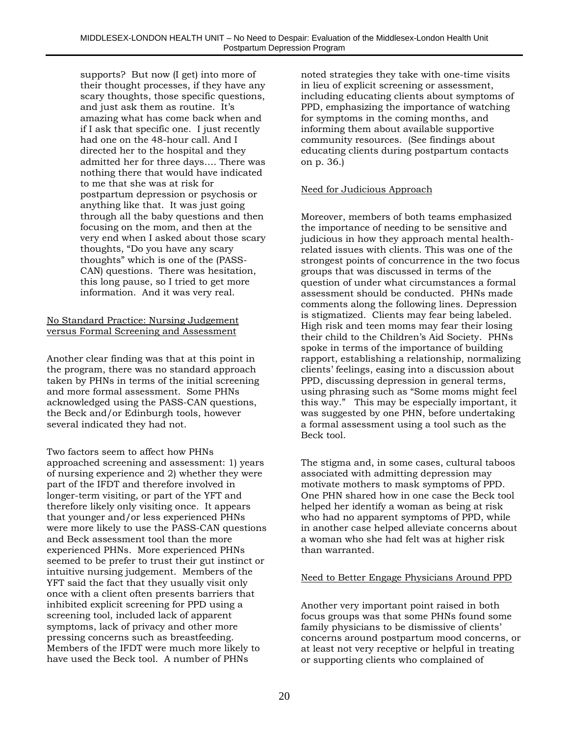> supports? But now (I get) into more of their thought processes, if they have any scary thoughts, those specific questions, and just ask them as routine. It's amazing what has come back when and if I ask that specific one. I just recently had one on the 48-hour call. And I directed her to the hospital and they admitted her for three days…. There was nothing there that would have indicated to me that she was at risk for postpartum depression or psychosis or anything like that. It was just going through all the baby questions and then focusing on the mom, and then at the very end when I asked about those scary thoughts, "Do you have any scary thoughts" which is one of the (PASS-CAN) questions. There was hesitation, this long pause, so I tried to get more information. And it was very real.

<u>No Standard Practice: Nursing Judgement versus Formal Screening and Assessment</u>

Another clear finding was that at this point in the program, there was no standard approach taken by PHNs in terms of the initial screening and more formal assessment. Some PHNs acknowledged using the PASS-CAN questions, the Beck and/or Edinburgh tools, however several indicated they had not.

Two factors seem to affect how PHNs approached screening and assessment: 1) years of nursing experience and 2) whether they were part of the IFDT and therefore involved in longer-term visiting, or part of the YFT and therefore likely only visiting once. It appears that younger and/or less experienced PHNs were more likely to use the PASS-CAN questions and Beck assessment tool than the more experienced PHNs. More experienced PHNs seemed to be prefer to trust their gut instinct or intuitive nursing judgement. Members of the YFT said the fact that they usually visit only once with a client often presents barriers that inhibited explicit screening for PPD using a screening tool, included lack of apparent symptoms, lack of privacy and other more pressing concerns such as breastfeeding. Members of the IFDT were much more likely to have used the Beck tool. A number of PHNs noted strategies they take with one-time visits in lieu of explicit screening or assessment, including educating clients about symptoms of PPD, emphasizing the importance of watching for symptoms in the coming months, and informing them about available supportive community resources. (See findings about educating clients during postpartum contacts on p. 36.)

<u>Need for Judicious Approach</u>

Moreover, members of both teams emphasized the importance of needing to be sensitive and judicious in how they approach mental health-related issues with clients. This was one of the strongest points of concurrence in the two focus groups that was discussed in terms of the question of under what circumstances a formal assessment should be conducted. PHNs made comments along the following lines. Depression is stigmatized. Clients may fear being labeled. High risk and teen moms may fear their losing their child to the Children's Aid Society. PHNs spoke in terms of the importance of building rapport, establishing a relationship, normalizing clients' feelings, easing into a discussion about PPD, discussing depression in general terms, using phrasing such as "Some moms might feel this way." This may be especially important, it was suggested by one PHN, before undertaking a formal assessment using a tool such as the Beck tool.

The stigma and, in some cases, cultural taboos associated with admitting depression may motivate mothers to mask symptoms of PPD. One PHN shared how in one case the Beck tool helped her identify a woman as being at risk who had no apparent symptoms of PPD, while in another case helped alleviate concerns about a woman who she had felt was at higher risk than warranted.

<u>Need to Better Engage Physicians Around PPD</u>

Another very important point raised in both focus groups was that some PHNs found some family physicians to be dismissive of clients' concerns around postpartum mood concerns, or at least not very receptive or helpful in treating or supporting clients who complained of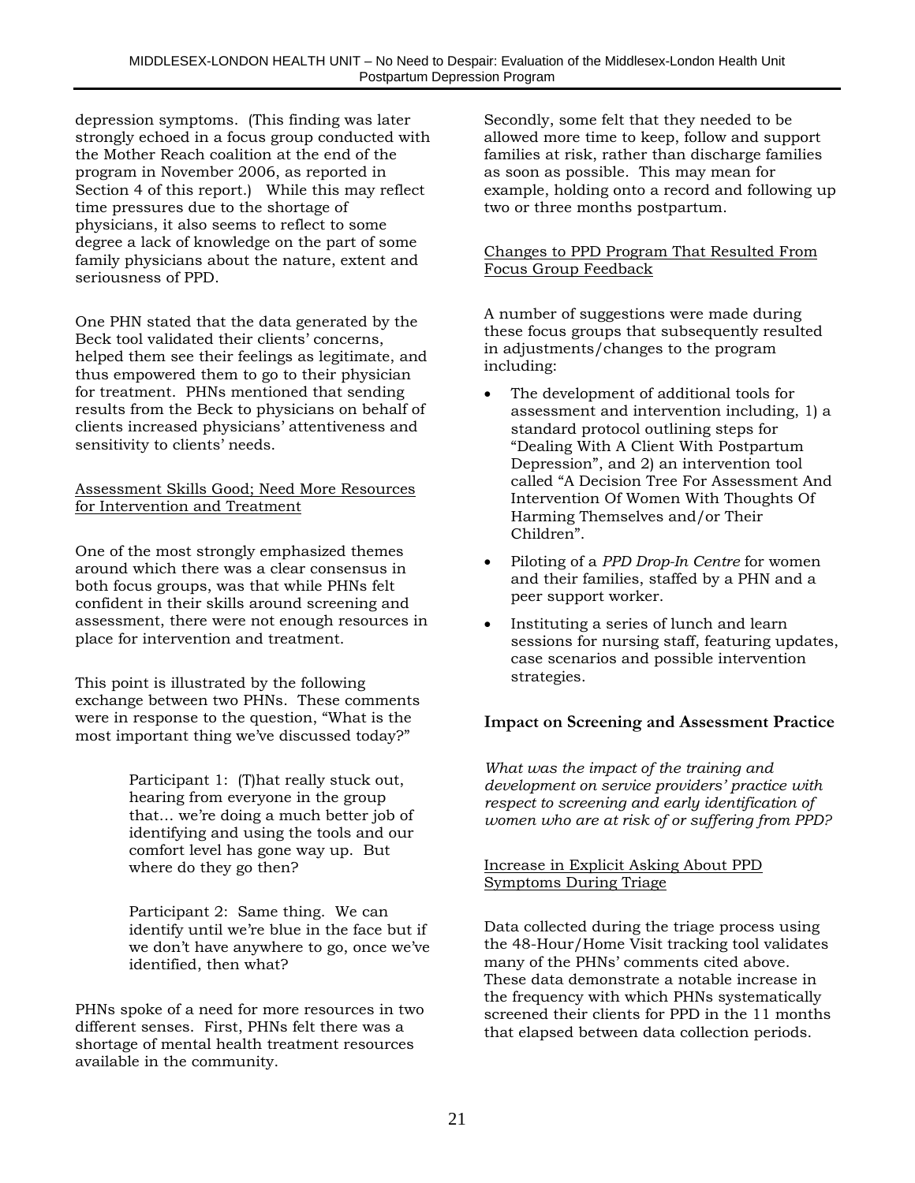depression symptoms. (This finding was later strongly echoed in a focus group conducted with the Mother Reach coalition at the end of the program in November 2006, as reported in Section 4 of this report.) While this may reflect time pressures due to the shortage of physicians, it also seems to reflect to some degree a lack of knowledge on the part of some family physicians about the nature, extent and seriousness of PPD.

One PHN stated that the data generated by the Beck tool validated their clients' concerns, helped them see their feelings as legitimate, and thus empowered them to go to their physician for treatment. PHNs mentioned that sending results from the Beck to physicians on behalf of clients increased physicians' attentiveness and sensitivity to clients' needs.

Assessment Skills Good; Need More Resources for Intervention and Treatment

One of the most strongly emphasized themes around which there was a clear consensus in both focus groups, was that while PHNs felt confident in their skills around screening and assessment, there were not enough resources in place for intervention and treatment.

This point is illustrated by the following exchange between two PHNs. These comments were in response to the question, "What is the most important thing we've discussed today?"

> Participant 1: (T)hat really stuck out, hearing from everyone in the group that… we're doing a much better job of identifying and using the tools and our comfort level has gone way up. But where do they go then?
>
> Participant 2: Same thing. We can identify until we're blue in the face but if we don't have anywhere to go, once we've identified, then what?

PHNs spoke of a need for more resources in two different senses. First, PHNs felt there was a shortage of mental health treatment resources available in the community.

Secondly, some felt that they needed to be allowed more time to keep, follow and support families at risk, rather than discharge families as soon as possible. This may mean for example, holding onto a record and following up two or three months postpartum.

Changes to PPD Program That Resulted From Focus Group Feedback

A number of suggestions were made during these focus groups that subsequently resulted in adjustments/changes to the program including:

- The development of additional tools for assessment and intervention including, 1) a standard protocol outlining steps for "Dealing With A Client With Postpartum Depression", and 2) an intervention tool called "A Decision Tree For Assessment And Intervention Of Women With Thoughts Of Harming Themselves and/or Their Children".
- Piloting of a *PPD Drop-In Centre* for women and their families, staffed by a PHN and a peer support worker.
- Instituting a series of lunch and learn sessions for nursing staff, featuring updates, case scenarios and possible intervention strategies.

**Impact on Screening and Assessment Practice**

*What was the impact of the training and development on service providers' practice with respect to screening and early identification of women who are at risk of or suffering from PPD?*

Increase in Explicit Asking About PPD Symptoms During Triage

Data collected during the triage process using the 48-Hour/Home Visit tracking tool validates many of the PHNs' comments cited above. These data demonstrate a notable increase in the frequency with which PHNs systematically screened their clients for PPD in the 11 months that elapsed between data collection periods.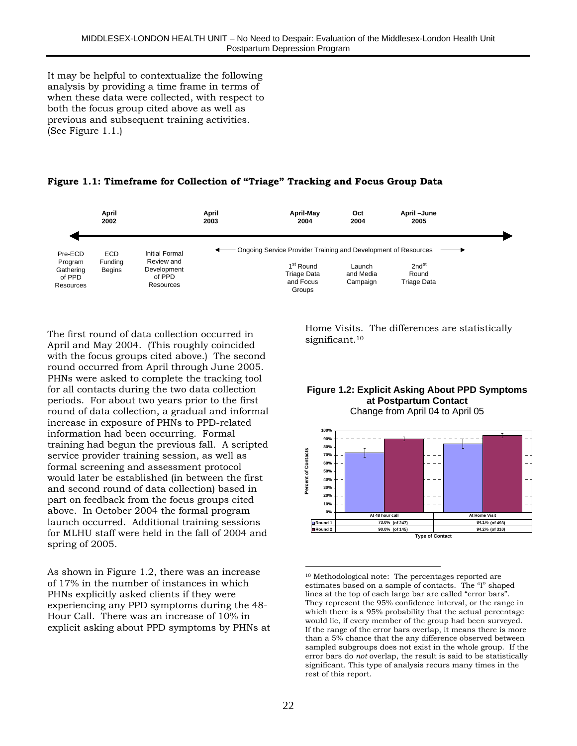It may be helpful to contextualize the following analysis by providing a time frame in terms of when these data were collected, with respect to both the focus group cited above as well as previous and subsequent training activities. (See Figure 1.1.)

**Figure 1.1: Timeframe for Collection of "Triage" Tracking and Focus Group Data**

| | April 2002 | | April 2003 | April-May 2004 | Oct 2004 | April –June 2005 |
|---|---|---|---|---|---|---|
| Pre-ECD Program Gathering of PPD Resources | ECD Funding Begins | Initial Formal Review and Development of PPD Resources | ← Ongoing Service Provider Training and Development of Resources → | 1st Round Triage Data and Focus Groups | Launch and Media Campaign | 2nd Round Triage Data |

The first round of data collection occurred in April and May 2004. (This roughly coincided with the focus groups cited above.) The second round occurred from April through June 2005. PHNs were asked to complete the tracking tool for all contacts during the two data collection periods. For about two years prior to the first round of data collection, a gradual and informal increase in exposure of PHNs to PPD-related information had been occurring. Formal training had begun the previous fall. A scripted service provider training session, as well as formal screening and assessment protocol would later be established (in between the first and second round of data collection) based in part on feedback from the focus groups cited above. In October 2004 the formal program launch occurred. Additional training sessions for MLHU staff were held in the fall of 2004 and spring of 2005.

As shown in Figure 1.2, there was an increase of 17% in the number of instances in which PHNs explicitly asked clients if they were experiencing any PPD symptoms during the 48-Hour Call. There was an increase of 10% in explicit asking about PPD symptoms by PHNs at Home Visits. The differences are statistically significant.[10]

**Figure 1.2: Explicit Asking About PPD Symptoms at Postpartum Contact**

Change from April 04 to April 05

| Type of Contact | At 48 hour call | At Home Visit |
|---|---|---|
| Round 1 | 73.0% (of 247) | 84.1% (of 493) |
| Round 2 | 90.0% (of 145) | 94.2% (of 310) |

[10] Methodological note: The percentages reported are estimates based on a sample of contacts. The "I" shaped lines at the top of each large bar are called "error bars". They represent the 95% confidence interval, or the range in which there is a 95% probability that the actual percentage would lie, if every member of the group had been surveyed. If the range of the error bars overlap, it means there is more than a 5% chance that the any difference observed between sampled subgroups does not exist in the whole group. If the error bars do *not* overlap, the result is said to be statistically significant. This type of analysis recurs many times in the rest of this report.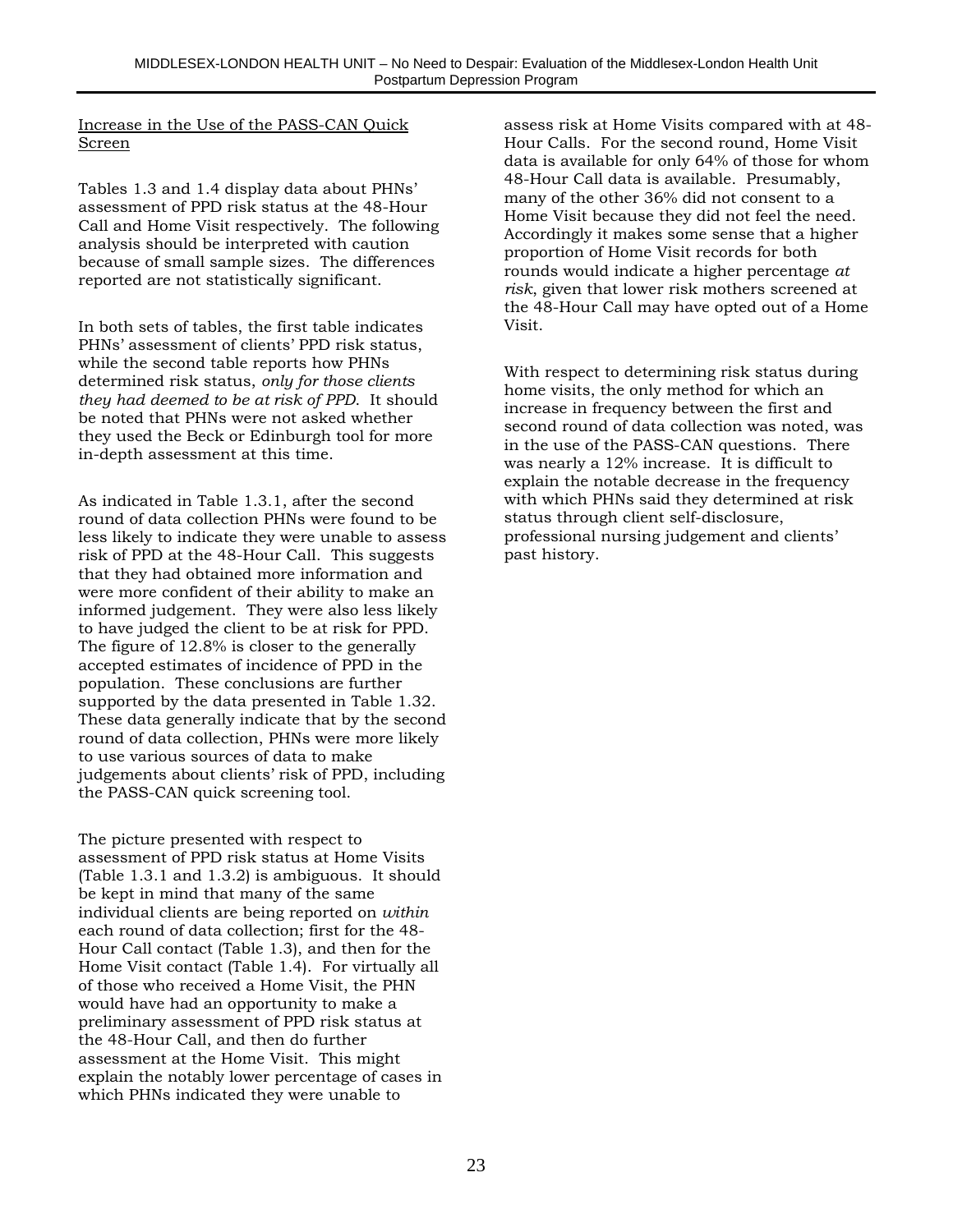Increase in the Use of the PASS-CAN Quick Screen

Tables 1.3 and 1.4 display data about PHNs' assessment of PPD risk status at the 48-Hour Call and Home Visit respectively. The following analysis should be interpreted with caution because of small sample sizes. The differences reported are not statistically significant.

In both sets of tables, the first table indicates PHNs' assessment of clients' PPD risk status, while the second table reports how PHNs determined risk status, *only for those clients they had deemed to be at risk of PPD*. It should be noted that PHNs were not asked whether they used the Beck or Edinburgh tool for more in-depth assessment at this time.

As indicated in Table 1.3.1, after the second round of data collection PHNs were found to be less likely to indicate they were unable to assess risk of PPD at the 48-Hour Call. This suggests that they had obtained more information and were more confident of their ability to make an informed judgement. They were also less likely to have judged the client to be at risk for PPD. The figure of 12.8% is closer to the generally accepted estimates of incidence of PPD in the population. These conclusions are further supported by the data presented in Table 1.32. These data generally indicate that by the second round of data collection, PHNs were more likely to use various sources of data to make judgements about clients' risk of PPD, including the PASS-CAN quick screening tool.

The picture presented with respect to assessment of PPD risk status at Home Visits (Table 1.3.1 and 1.3.2) is ambiguous. It should be kept in mind that many of the same individual clients are being reported on *within* each round of data collection; first for the 48-Hour Call contact (Table 1.3), and then for the Home Visit contact (Table 1.4). For virtually all of those who received a Home Visit, the PHN would have had an opportunity to make a preliminary assessment of PPD risk status at the 48-Hour Call, and then do further assessment at the Home Visit. This might explain the notably lower percentage of cases in which PHNs indicated they were unable to assess risk at Home Visits compared with at 48-Hour Calls. For the second round, Home Visit data is available for only 64% of those for whom 48-Hour Call data is available. Presumably, many of the other 36% did not consent to a Home Visit because they did not feel the need. Accordingly it makes some sense that a higher proportion of Home Visit records for both rounds would indicate a higher percentage *at risk*, given that lower risk mothers screened at the 48-Hour Call may have opted out of a Home Visit.

With respect to determining risk status during home visits, the only method for which an increase in frequency between the first and second round of data collection was noted, was in the use of the PASS-CAN questions. There was nearly a 12% increase. It is difficult to explain the notable decrease in the frequency with which PHNs said they determined at risk status through client self-disclosure, professional nursing judgement and clients' past history.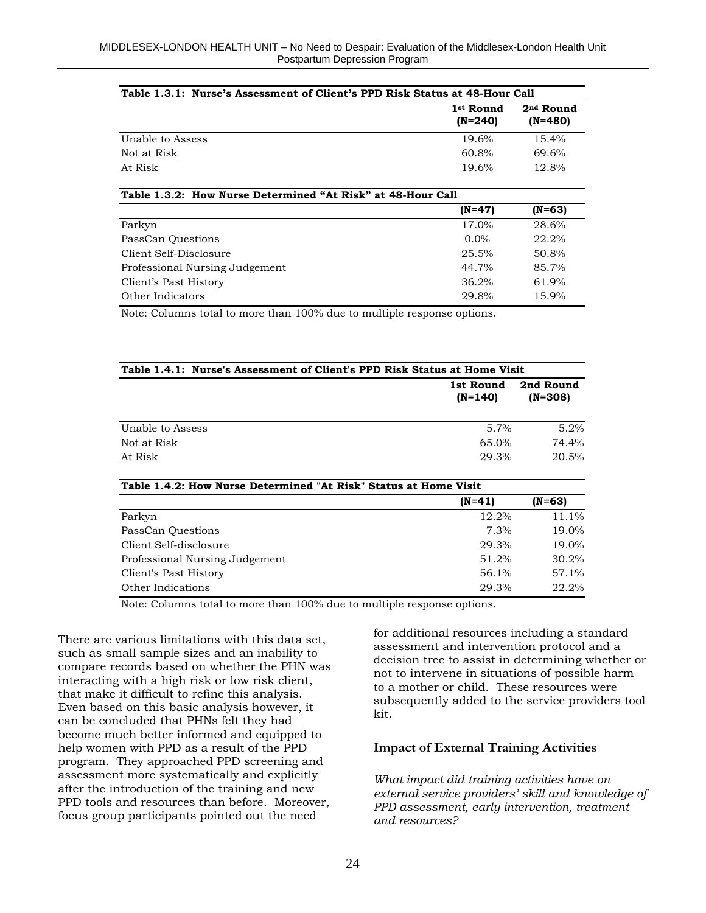| Table 1.3.1: Nurse's Assessment of Client's PPD Risk Status at 48-Hour Call | 1st Round (N=240) | 2nd Round (N=480) |
|---|---|---|
| Unable to Assess | 19.6% | 15.4% |
| Not at Risk | 60.8% | 69.6% |
| At Risk | 19.6% | 12.8% |

| Table 1.3.2: How Nurse Determined "At Risk" at 48-Hour Call | (N=47) | (N=63) |
|---|---|---|
| Parkyn | 17.0% | 28.6% |
| PassCan Questions | 0.0% | 22.2% |
| Client Self-Disclosure | 25.5% | 50.8% |
| Professional Nursing Judgement | 44.7% | 85.7% |
| Client's Past History | 36.2% | 61.9% |
| Other Indicators | 29.8% | 15.9% |

Note: Columns total to more than 100% due to multiple response options.

| Table 1.4.1: Nurse's Assessment of Client's PPD Risk Status at Home Visit | 1st Round (N=140) | 2nd Round (N=308) |
|---|---|---|
| Unable to Assess | 5.7% | 5.2% |
| Not at Risk | 65.0% | 74.4% |
| At Risk | 29.3% | 20.5% |

| Table 1.4.2: How Nurse Determined "At Risk" Status at Home Visit | (N=41) | (N=63) |
|---|---|---|
| Parkyn | 12.2% | 11.1% |
| PassCan Questions | 7.3% | 19.0% |
| Client Self-disclosure | 29.3% | 19.0% |
| Professional Nursing Judgement | 51.2% | 30.2% |
| Client's Past History | 56.1% | 57.1% |
| Other Indications | 29.3% | 22.2% |

Note: Columns total to more than 100% due to multiple response options.

There are various limitations with this data set, such as small sample sizes and an inability to compare records based on whether the PHN was interacting with a high risk or low risk client, that make it difficult to refine this analysis. Even based on this basic analysis however, it can be concluded that PHNs felt they had become much better informed and equipped to help women with PPD as a result of the PPD program. They approached PPD screening and assessment more systematically and explicitly after the introduction of the training and new PPD tools and resources than before. Moreover, focus group participants pointed out the need for additional resources including a standard assessment and intervention protocol and a decision tree to assist in determining whether or not to intervene in situations of possible harm to a mother or child. These resources were subsequently added to the service providers tool kit.

### Impact of External Training Activities

*What impact did training activities have on external service providers' skill and knowledge of PPD assessment, early intervention, treatment and resources?*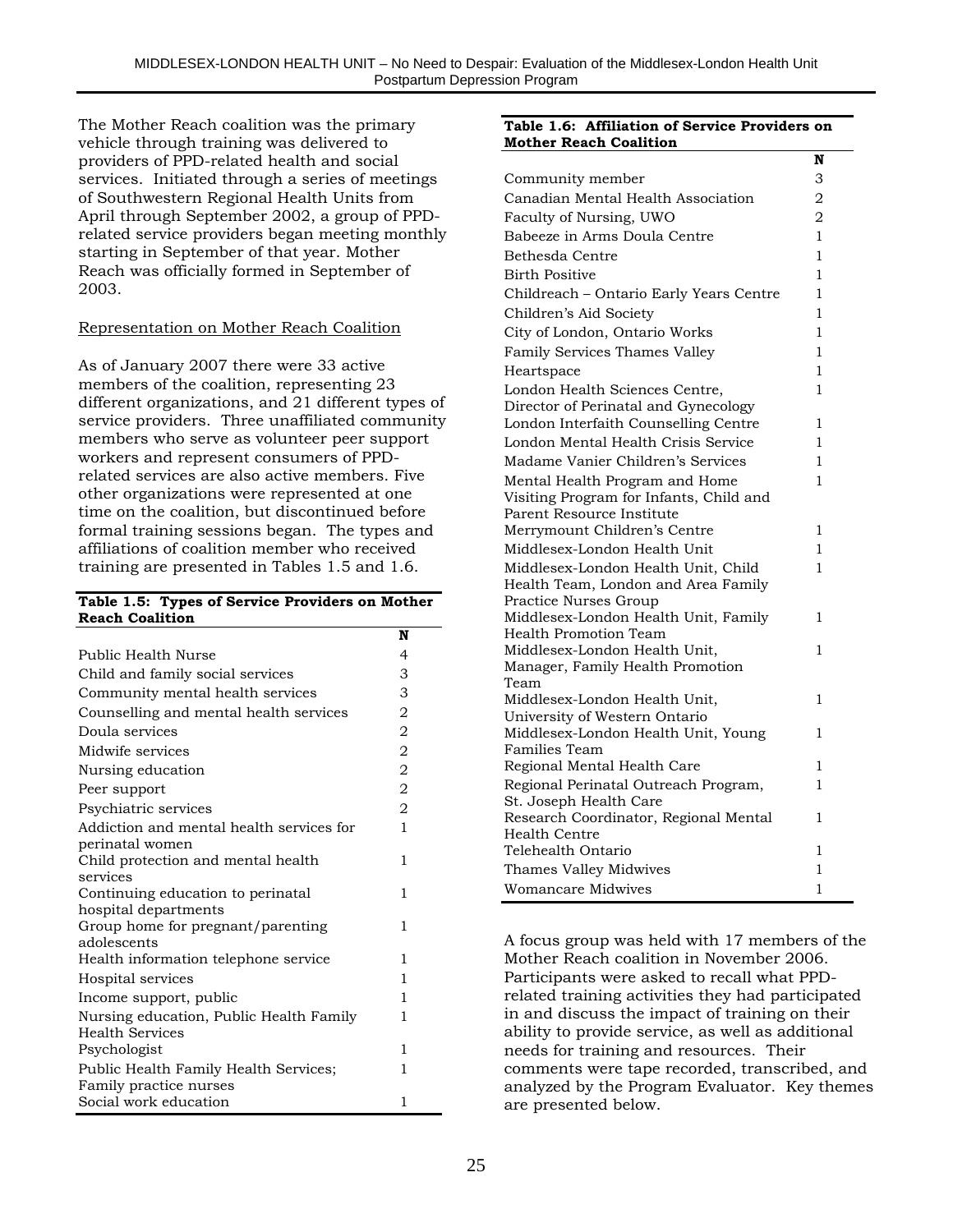The Mother Reach coalition was the primary vehicle through training was delivered to providers of PPD-related health and social services. Initiated through a series of meetings of Southwestern Regional Health Units from April through September 2002, a group of PPD-related service providers began meeting monthly starting in September of that year. Mother Reach was officially formed in September of 2003.

Representation on Mother Reach Coalition

As of January 2007 there were 33 active members of the coalition, representing 23 different organizations, and 21 different types of service providers. Three unaffiliated community members who serve as volunteer peer support workers and represent consumers of PPD-related services are also active members. Five other organizations were represented at one time on the coalition, but discontinued before formal training sessions began. The types and affiliations of coalition member who received training are presented in Tables 1.5 and 1.6.

**Table 1.5: Types of Service Providers on Mother Reach Coalition**

| | N |
|---|---|
| Public Health Nurse | 4 |
| Child and family social services | 3 |
| Community mental health services | 3 |
| Counselling and mental health services | 2 |
| Doula services | 2 |
| Midwife services | 2 |
| Nursing education | 2 |
| Peer support | 2 |
| Psychiatric services | 2 |
| Addiction and mental health services for perinatal women | 1 |
| Child protection and mental health services | 1 |
| Continuing education to perinatal hospital departments | 1 |
| Group home for pregnant/parenting adolescents | 1 |
| Health information telephone service | 1 |
| Hospital services | 1 |
| Income support, public | 1 |
| Nursing education, Public Health Family Health Services | 1 |
| Psychologist | 1 |
| Public Health Family Health Services; Family practice nurses | 1 |
| Social work education | 1 |

**Table 1.6: Affiliation of Service Providers on Mother Reach Coalition**

| | N |
|---|---|
| Community member | 3 |
| Canadian Mental Health Association | 2 |
| Faculty of Nursing, UWO | 2 |
| Babeeze in Arms Doula Centre | 1 |
| Bethesda Centre | 1 |
| Birth Positive | 1 |
| Childreach – Ontario Early Years Centre | 1 |
| Children's Aid Society | 1 |
| City of London, Ontario Works | 1 |
| Family Services Thames Valley | 1 |
| Heartspace | 1 |
| London Health Sciences Centre, Director of Perinatal and Gynecology | 1 |
| London Interfaith Counselling Centre | 1 |
| London Mental Health Crisis Service | 1 |
| Madame Vanier Children's Services | 1 |
| Mental Health Program and Home Visiting Program for Infants, Child and Parent Resource Institute | 1 |
| Merrymount Children's Centre | 1 |
| Middlesex-London Health Unit | 1 |
| Middlesex-London Health Unit, Child Health Team, London and Area Family Practice Nurses Group | 1 |
| Middlesex-London Health Unit, Family Health Promotion Team | 1 |
| Middlesex-London Health Unit, Manager, Family Health Promotion Team | 1 |
| Middlesex-London Health Unit, University of Western Ontario | 1 |
| Middlesex-London Health Unit, Young Families Team | 1 |
| Regional Mental Health Care | 1 |
| Regional Perinatal Outreach Program, St. Joseph Health Care | 1 |
| Research Coordinator, Regional Mental Health Centre | 1 |
| Telehealth Ontario | 1 |
| Thames Valley Midwives | 1 |
| Womancare Midwives | 1 |

A focus group was held with 17 members of the Mother Reach coalition in November 2006. Participants were asked to recall what PPD-related training activities they had participated in and discuss the impact of training on their ability to provide service, as well as additional needs for training and resources. Their comments were tape recorded, transcribed, and analyzed by the Program Evaluator. Key themes are presented below.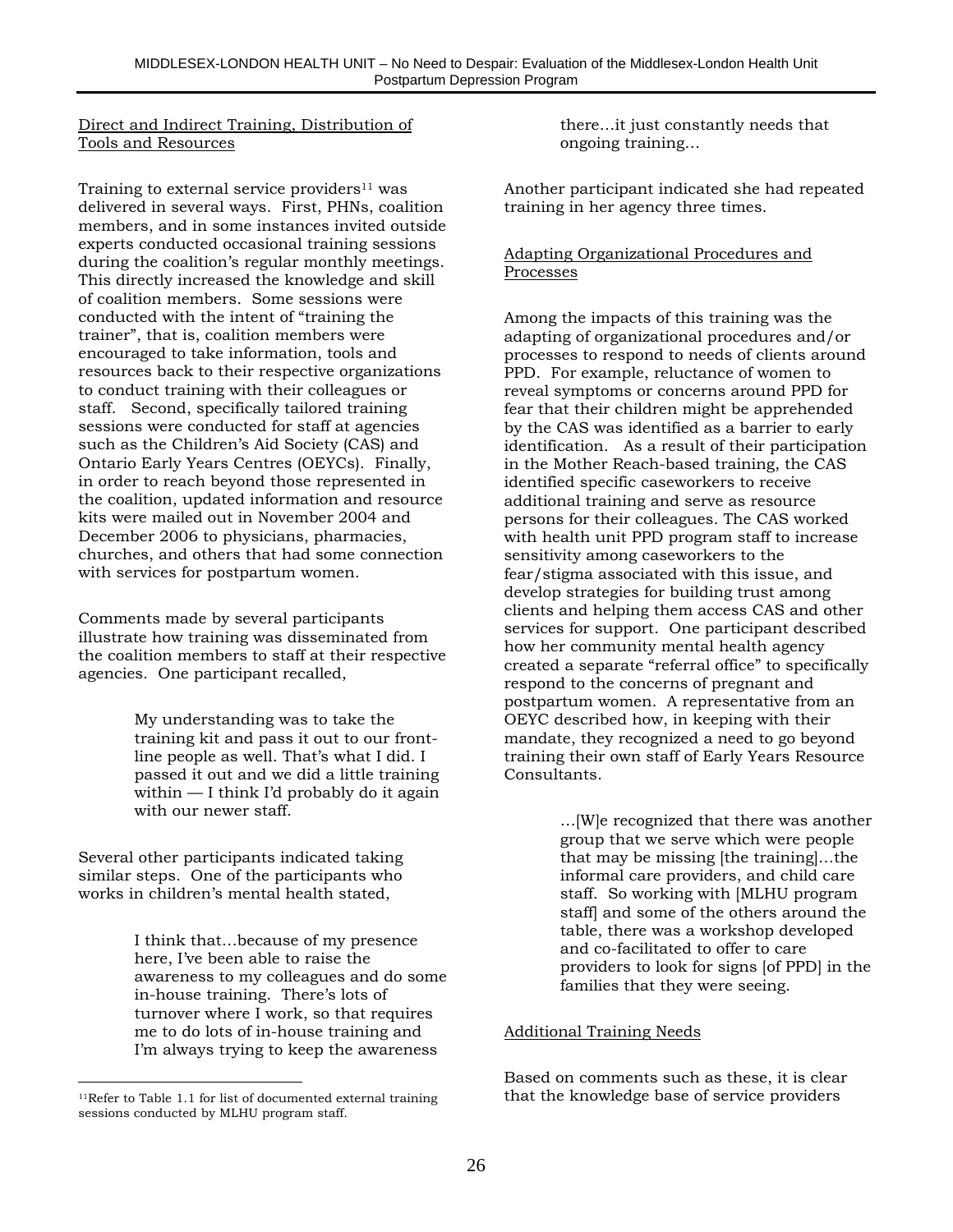Direct and Indirect Training, Distribution of Tools and Resources

Training to external service providers[11] was delivered in several ways. First, PHNs, coalition members, and in some instances invited outside experts conducted occasional training sessions during the coalition's regular monthly meetings. This directly increased the knowledge and skill of coalition members. Some sessions were conducted with the intent of "training the trainer", that is, coalition members were encouraged to take information, tools and resources back to their respective organizations to conduct training with their colleagues or staff. Second, specifically tailored training sessions were conducted for staff at agencies such as the Children's Aid Society (CAS) and Ontario Early Years Centres (OEYCs). Finally, in order to reach beyond those represented in the coalition, updated information and resource kits were mailed out in November 2004 and December 2006 to physicians, pharmacies, churches, and others that had some connection with services for postpartum women.

Comments made by several participants illustrate how training was disseminated from the coalition members to staff at their respective agencies. One participant recalled,

> My understanding was to take the training kit and pass it out to our front-line people as well. That's what I did. I passed it out and we did a little training within — I think I'd probably do it again with our newer staff.

Several other participants indicated taking similar steps. One of the participants who works in children's mental health stated,

> I think that…because of my presence here, I've been able to raise the awareness to my colleagues and do some in-house training. There's lots of turnover where I work, so that requires me to do lots of in-house training and I'm always trying to keep the awareness there…it just constantly needs that ongoing training…

Another participant indicated she had repeated training in her agency three times.

Adapting Organizational Procedures and Processes

Among the impacts of this training was the adapting of organizational procedures and/or processes to respond to needs of clients around PPD. For example, reluctance of women to reveal symptoms or concerns around PPD for fear that their children might be apprehended by the CAS was identified as a barrier to early identification. As a result of their participation in the Mother Reach-based training, the CAS identified specific caseworkers to receive additional training and serve as resource persons for their colleagues. The CAS worked with health unit PPD program staff to increase sensitivity among caseworkers to the fear/stigma associated with this issue, and develop strategies for building trust among clients and helping them access CAS and other services for support. One participant described how her community mental health agency created a separate "referral office" to specifically respond to the concerns of pregnant and postpartum women. A representative from an OEYC described how, in keeping with their mandate, they recognized a need to go beyond training their own staff of Early Years Resource Consultants.

> …[W]e recognized that there was another group that we serve which were people that may be missing [the training]…the informal care providers, and child care staff. So working with [MLHU program staff] and some of the others around the table, there was a workshop developed and co-facilitated to offer to care providers to look for signs [of PPD] in the families that they were seeing.

Additional Training Needs

Based on comments such as these, it is clear that the knowledge base of service providers

---

[11] Refer to Table 1.1 for list of documented external training sessions conducted by MLHU program staff.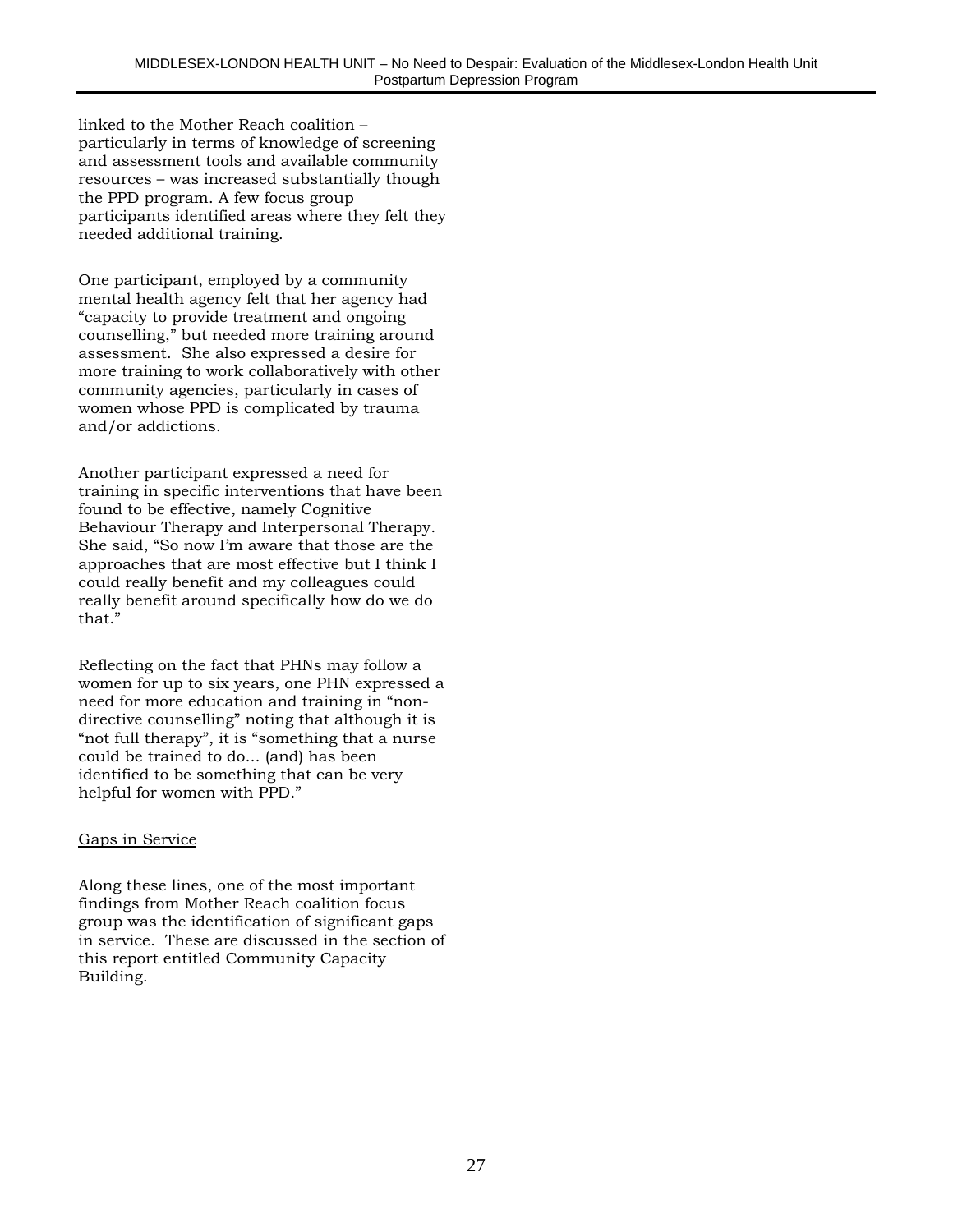linked to the Mother Reach coalition – particularly in terms of knowledge of screening and assessment tools and available community resources – was increased substantially though the PPD program. A few focus group participants identified areas where they felt they needed additional training.

One participant, employed by a community mental health agency felt that her agency had “capacity to provide treatment and ongoing counselling,” but needed more training around assessment. She also expressed a desire for more training to work collaboratively with other community agencies, particularly in cases of women whose PPD is complicated by trauma and/or addictions.

Another participant expressed a need for training in specific interventions that have been found to be effective, namely Cognitive Behaviour Therapy and Interpersonal Therapy. She said, “So now I’m aware that those are the approaches that are most effective but I think I could really benefit and my colleagues could really benefit around specifically how do we do that.”

Reflecting on the fact that PHNs may follow a women for up to six years, one PHN expressed a need for more education and training in “non-directive counselling” noting that although it is “not full therapy”, it is “something that a nurse could be trained to do... (and) has been identified to be something that can be very helpful for women with PPD.”

Gaps in Service

Along these lines, one of the most important findings from Mother Reach coalition focus group was the identification of significant gaps in service. These are discussed in the section of this report entitled Community Capacity Building.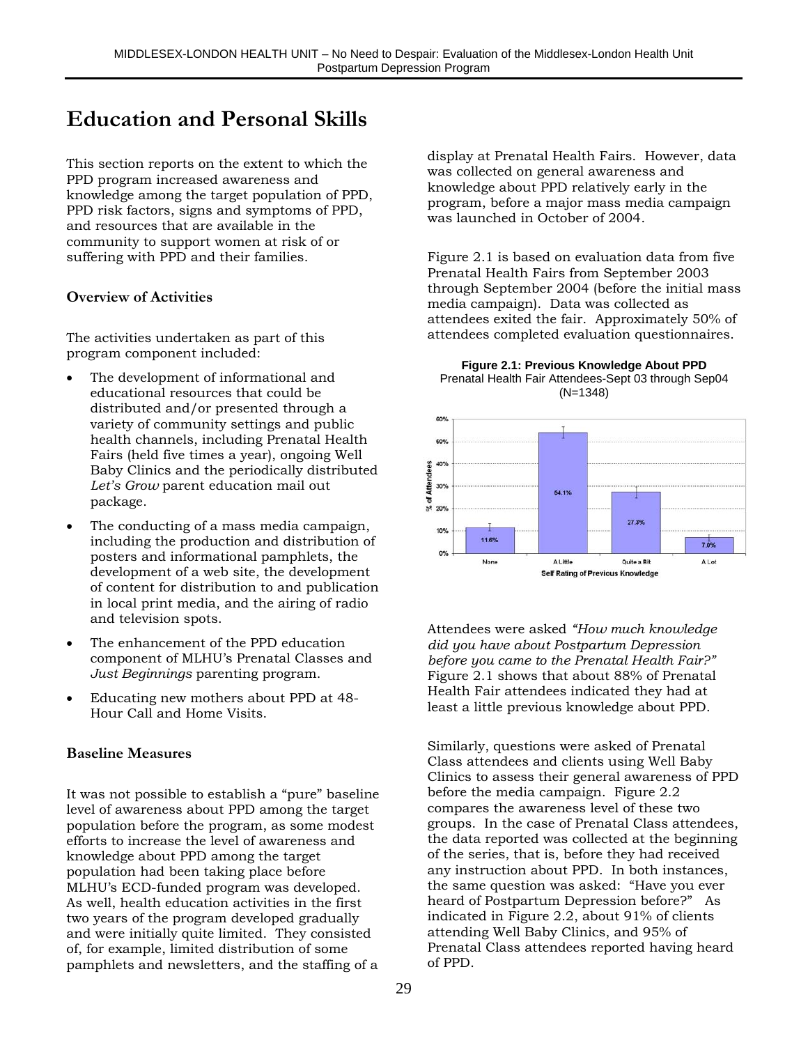# Education and Personal Skills

This section reports on the extent to which the PPD program increased awareness and knowledge among the target population of PPD, PPD risk factors, signs and symptoms of PPD, and resources that are available in the community to support women at risk of or suffering with PPD and their families.

### Overview of Activities

The activities undertaken as part of this program component included:

- The development of informational and educational resources that could be distributed and/or presented through a variety of community settings and public health channels, including Prenatal Health Fairs (held five times a year), ongoing Well Baby Clinics and the periodically distributed *Let's Grow* parent education mail out package.
- The conducting of a mass media campaign, including the production and distribution of posters and informational pamphlets, the development of a web site, the development of content for distribution to and publication in local print media, and the airing of radio and television spots.
- The enhancement of the PPD education component of MLHU's Prenatal Classes and *Just Beginnings* parenting program.
- Educating new mothers about PPD at 48-Hour Call and Home Visits.

### Baseline Measures

It was not possible to establish a "pure" baseline level of awareness about PPD among the target population before the program, as some modest efforts to increase the level of awareness and knowledge about PPD among the target population had been taking place before MLHU's ECD-funded program was developed. As well, health education activities in the first two years of the program developed gradually and were initially quite limited. They consisted of, for example, limited distribution of some pamphlets and newsletters, and the staffing of a display at Prenatal Health Fairs. However, data was collected on general awareness and knowledge about PPD relatively early in the program, before a major mass media campaign was launched in October of 2004.

Figure 2.1 is based on evaluation data from five Prenatal Health Fairs from September 2003 through September 2004 (before the initial mass media campaign). Data was collected as attendees exited the fair. Approximately 50% of attendees completed evaluation questionnaires.

**Figure 2.1: Previous Knowledge About PPD**
Prenatal Health Fair Attendees-Sept 03 through Sep04 (N=1348)

| Self Rating of Previous Knowledge | % of Attendees |
|---|---|
| None | 11.6% |
| A Little | 54.1% |
| Quite a Bit | 27.3% |
| A Lot | 7.0% |

Attendees were asked *"How much knowledge did you have about Postpartum Depression before you came to the Prenatal Health Fair?"* Figure 2.1 shows that about 88% of Prenatal Health Fair attendees indicated they had at least a little previous knowledge about PPD.

Similarly, questions were asked of Prenatal Class attendees and clients using Well Baby Clinics to assess their general awareness of PPD before the media campaign. Figure 2.2 compares the awareness level of these two groups. In the case of Prenatal Class attendees, the data reported was collected at the beginning of the series, that is, before they had received any instruction about PPD. In both instances, the same question was asked: "Have you ever heard of Postpartum Depression before?" As indicated in Figure 2.2, about 91% of clients attending Well Baby Clinics, and 95% of Prenatal Class attendees reported having heard of PPD.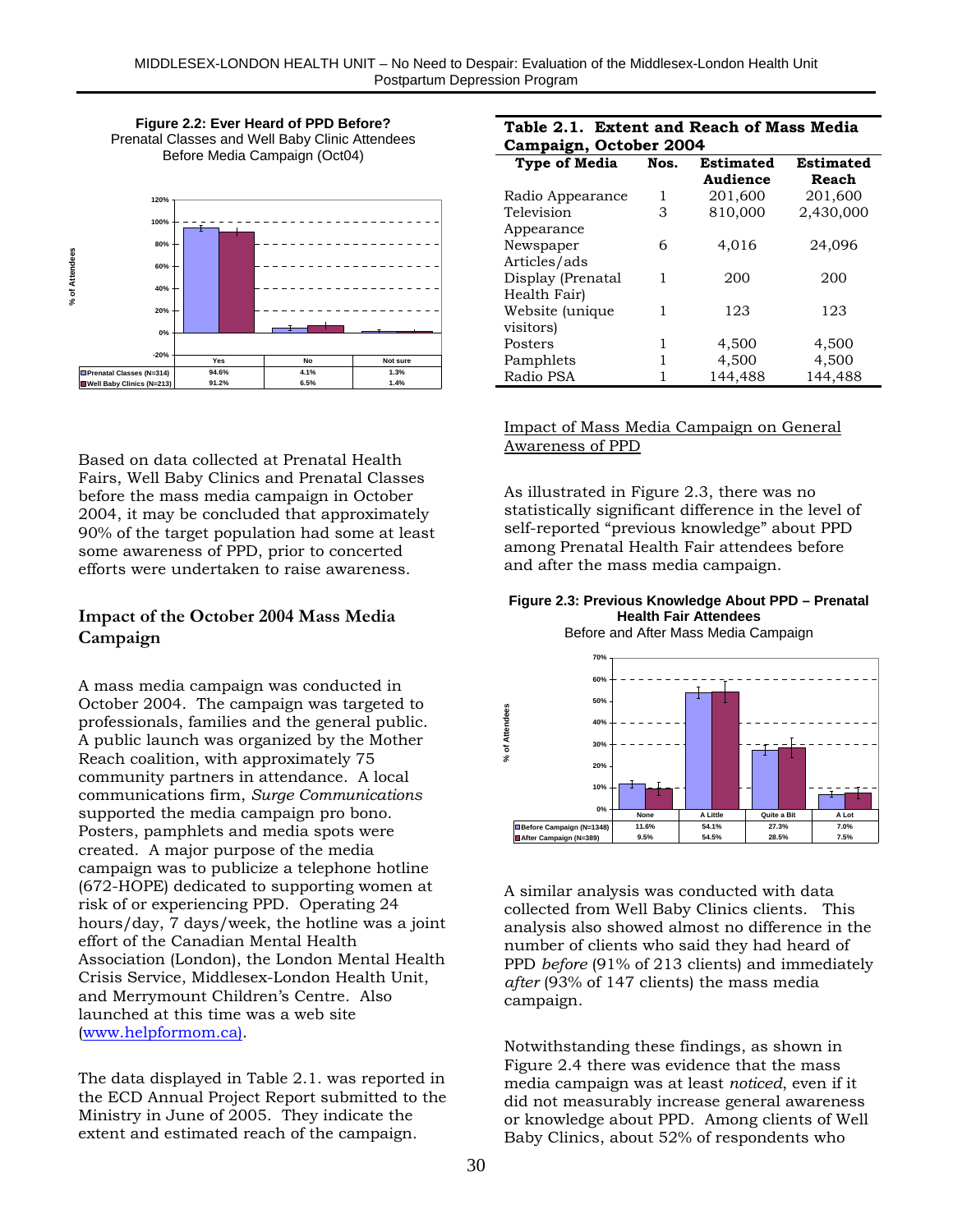**Figure 2.2: Ever Heard of PPD Before?**
Prenatal Classes and Well Baby Clinic Attendees
Before Media Campaign (Oct04)

| | Yes | No | Not sure |
|---|---|---|---|
| Prenatal Classes (N=314) | 94.6% | 4.1% | 1.3% |
| Well Baby Clinics (N=213) | 91.2% | 6.5% | 1.4% |

Based on data collected at Prenatal Health Fairs, Well Baby Clinics and Prenatal Classes before the mass media campaign in October 2004, it may be concluded that approximately 90% of the target population had some awareness of PPD, prior to concerted efforts were undertaken to raise awareness.

## Impact of the October 2004 Mass Media Campaign

A mass media campaign was conducted in October 2004. The campaign was targeted to professionals, families and the general public. A public launch was organized by the Mother Reach coalition, with approximately 75 community partners in attendance. A local communications firm, *Surge Communications* supported the media campaign pro bono. Posters, pamphlets and media spots were created. A major purpose of the media campaign was to publicize a telephone hotline (672-HOPE) dedicated to supporting women at risk of or experiencing PPD. Operating 24 hours/day, 7 days/week, the hotline was a joint effort of the Canadian Mental Health Association (London), the London Mental Health Crisis Service, Middlesex-London Health Unit, and Merrymount Children's Centre. Also launched at this time was a web site (www.helpformom.ca).

The data displayed in Table 2.1. was reported in the ECD Annual Project Report submitted to the Ministry in June of 2005. They indicate the extent and estimated reach of the campaign.

**Table 2.1. Extent and Reach of Mass Media Campaign, October 2004**

| Type of Media | Nos. | Estimated Audience | Estimated Reach |
|---|---|---|---|
| Radio Appearance | 1 | 201,600 | 201,600 |
| Television Appearance | 3 | 810,000 | 2,430,000 |
| Newspaper Articles/ads | 6 | 4,016 | 24,096 |
| Display (Prenatal Health Fair) | 1 | 200 | 200 |
| Website (unique visitors) | 1 | 123 | 123 |
| Posters | 1 | 4,500 | 4,500 |
| Pamphlets | 1 | 4,500 | 4,500 |
| Radio PSA | 1 | 144,488 | 144,488 |

Impact of Mass Media Campaign on General Awareness of PPD

As illustrated in Figure 2.3, there was no statistically significant difference in the level of self-reported "previous knowledge" about PPD among Prenatal Health Fair attendees before and after the mass media campaign.

**Figure 2.3: Previous Knowledge About PPD – Prenatal Health Fair Attendees**
Before and After Mass Media Campaign

| | None | A Little | Quite a Bit | A Lot |
|---|---|---|---|---|
| Before Campaign (N=1348) | 11.6% | 54.1% | 27.3% | 7.0% |
| After Campaign (N=389) | 9.5% | 54.5% | 28.5% | 7.5% |

A similar analysis was conducted with data collected from Well Baby Clinics clients. This analysis also showed almost no difference in the number of clients who said they had heard of PPD *before* (91% of 213 clients) and immediately *after* (93% of 147 clients) the mass media campaign.

Notwithstanding these findings, as shown in Figure 2.4 there was evidence that the mass media campaign was at least *noticed*, even if it did not measurably increase general awareness or knowledge about PPD. Among clients of Well Baby Clinics, about 52% of respondents who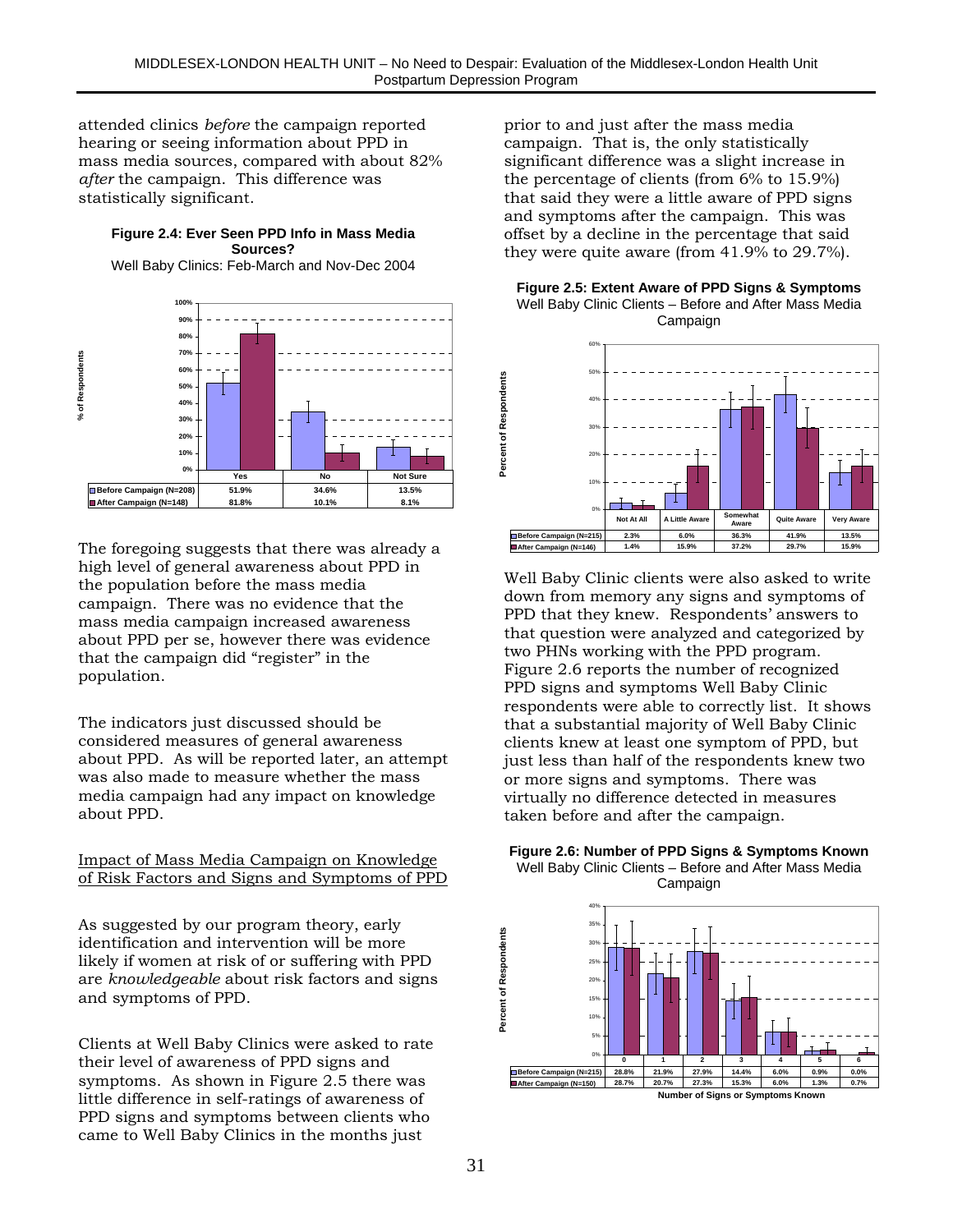attended clinics *before* the campaign reported hearing or seeing information about PPD in mass media sources, compared with about 82% *after* the campaign. This difference was statistically significant.

**Figure 2.4: Ever Seen PPD Info in Mass Media Sources?**
Well Baby Clinics: Feb-March and Nov-Dec 2004

| | Yes | No | Not Sure |
|---|---|---|---|
| Before Campaign (N=208) | 51.9% | 34.6% | 13.5% |
| After Campaign (N=148) | 81.8% | 10.1% | 8.1% |

The foregoing suggests that there was already a high level of general awareness about PPD in the population before the mass media campaign. There was no evidence that the mass media campaign increased awareness about PPD per se, however there was evidence that the campaign did "register" in the population.

The indicators just discussed should be considered measures of general awareness about PPD. As will be reported later, an attempt was also made to measure whether the mass media campaign had any impact on knowledge about PPD.

Impact of Mass Media Campaign on Knowledge of Risk Factors and Signs and Symptoms of PPD

As suggested by our program theory, early identification and intervention will be more likely if women at risk of or suffering with PPD are *knowledgeable* about risk factors and signs and symptoms of PPD.

Clients at Well Baby Clinics were asked to rate their level of awareness of PPD signs and symptoms. As shown in Figure 2.5 there was little difference in self-ratings of awareness of PPD signs and symptoms between clients who came to Well Baby Clinics in the months just prior to and just after the mass media campaign. That is, the only statistically significant difference was a slight increase in the percentage of clients (from 6% to 15.9%) that said they were a little aware of PPD signs and symptoms after the campaign. This was offset by a decline in the percentage that said they were quite aware (from 41.9% to 29.7%).

**Figure 2.5: Extent Aware of PPD Signs & Symptoms**
Well Baby Clinic Clients – Before and After Mass Media Campaign

| | Not At All | A Little Aware | Somewhat Aware | Quite Aware | Very Aware |
|---|---|---|---|---|---|
| Before Campaign (N=215) | 2.3% | 6.0% | 36.3% | 41.9% | 13.5% |
| After Campaign (N=146) | 1.4% | 15.9% | 37.2% | 29.7% | 15.9% |

Well Baby Clinic clients were also asked to write down from memory any signs and symptoms of PPD that they knew. Respondents' answers to that question were analyzed and categorized by two PHNs working with the PPD program. Figure 2.6 reports the number of recognized PPD signs and symptoms Well Baby Clinic respondents were able to correctly list. It shows that a substantial majority of Well Baby Clinic clients knew at least one symptom of PPD, but just less than half of the respondents knew two or more signs and symptoms. There was virtually no difference detected in measures taken before and after the campaign.

**Figure 2.6: Number of PPD Signs & Symptoms Known**
Well Baby Clinic Clients – Before and After Mass Media Campaign

| Number of Signs or Symptoms Known | 0 | 1 | 2 | 3 | 4 | 5 | 6 |
|---|---|---|---|---|---|---|---|
| Before Campaign (N=215) | 28.8% | 21.9% | 27.9% | 14.4% | 6.0% | 0.9% | 0.0% |
| After Campaign (N=150) | 28.7% | 20.7% | 27.3% | 15.3% | 6.0% | 1.3% | 0.7% |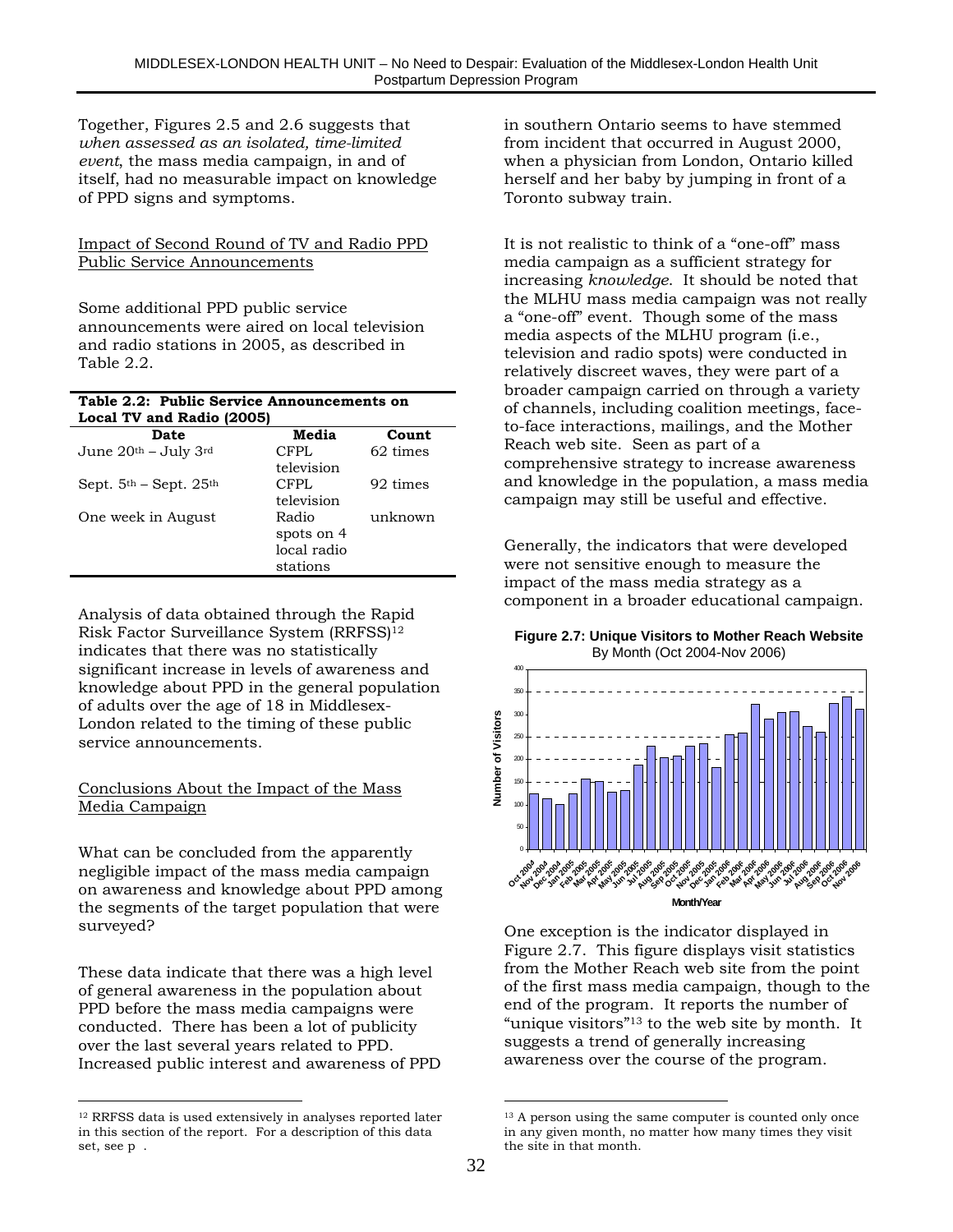Together, Figures 2.5 and 2.6 suggests that *when assessed as an isolated, time-limited event*, the mass media campaign, in and of itself, had no measurable impact on knowledge of PPD signs and symptoms.

Impact of Second Round of TV and Radio PPD Public Service Announcements

Some additional PPD public service announcements were aired on local television and radio stations in 2005, as described in Table 2.2.

**Table 2.2: Public Service Announcements on Local TV and Radio (2005)**

| Date | Media | Count |
|---|---|---|
| June 20th – July 3rd | CFPL television | 62 times |
| Sept. 5th – Sept. 25th | CFPL television | 92 times |
| One week in August | Radio spots on 4 local radio stations | unknown |

Analysis of data obtained through the Rapid Risk Factor Surveillance System (RRFSS)[12] indicates that there was no statistically significant increase in levels of awareness and knowledge about PPD in the general population of adults over the age of 18 in Middlesex-London related to the timing of these public service announcements.

Conclusions About the Impact of the Mass Media Campaign

What can be concluded from the apparently negligible impact of the mass media campaign on awareness and knowledge about PPD among the segments of the target population that were surveyed?

These data indicate that there was a high level of general awareness in the population about PPD before the mass media campaigns were conducted. There has been a lot of publicity over the last several years related to PPD. Increased public interest and awareness of PPD in southern Ontario seems to have stemmed from incident that occurred in August 2000, when a physician from London, Ontario killed herself and her baby by jumping in front of a Toronto subway train.

It is not realistic to think of a "one-off" mass media campaign as a sufficient strategy for increasing *knowledge*. It should be noted that the MLHU mass media campaign was not really a "one-off" event. Though some of the mass media aspects of the MLHU program (i.e., television and radio spots) were conducted in relatively discreet waves, they were part of a broader campaign carried on through a variety of channels, including coalition meetings, face-to-face interactions, mailings, and the Mother Reach web site. Seen as part of a comprehensive strategy to increase awareness and knowledge in the population, a mass media campaign may still be useful and effective.

Generally, the indicators that were developed were not sensitive enough to measure the impact of the mass media strategy as a component in a broader educational campaign.

**Figure 2.7: Unique Visitors to Mother Reach Website**
By Month (Oct 2004-Nov 2006)

One exception is the indicator displayed in Figure 2.7. This figure displays visit statistics from the Mother Reach web site from the point of the first mass media campaign, though to the end of the program. It reports the number of "unique visitors"[13] to the web site by month. It suggests a trend of generally increasing awareness over the course of the program.

[12] RRFSS data is used extensively in analyses reported later in this section of the report. For a description of this data set, see p .

[13] A person using the same computer is counted only once in any given month, no matter how many times they visit the site in that month.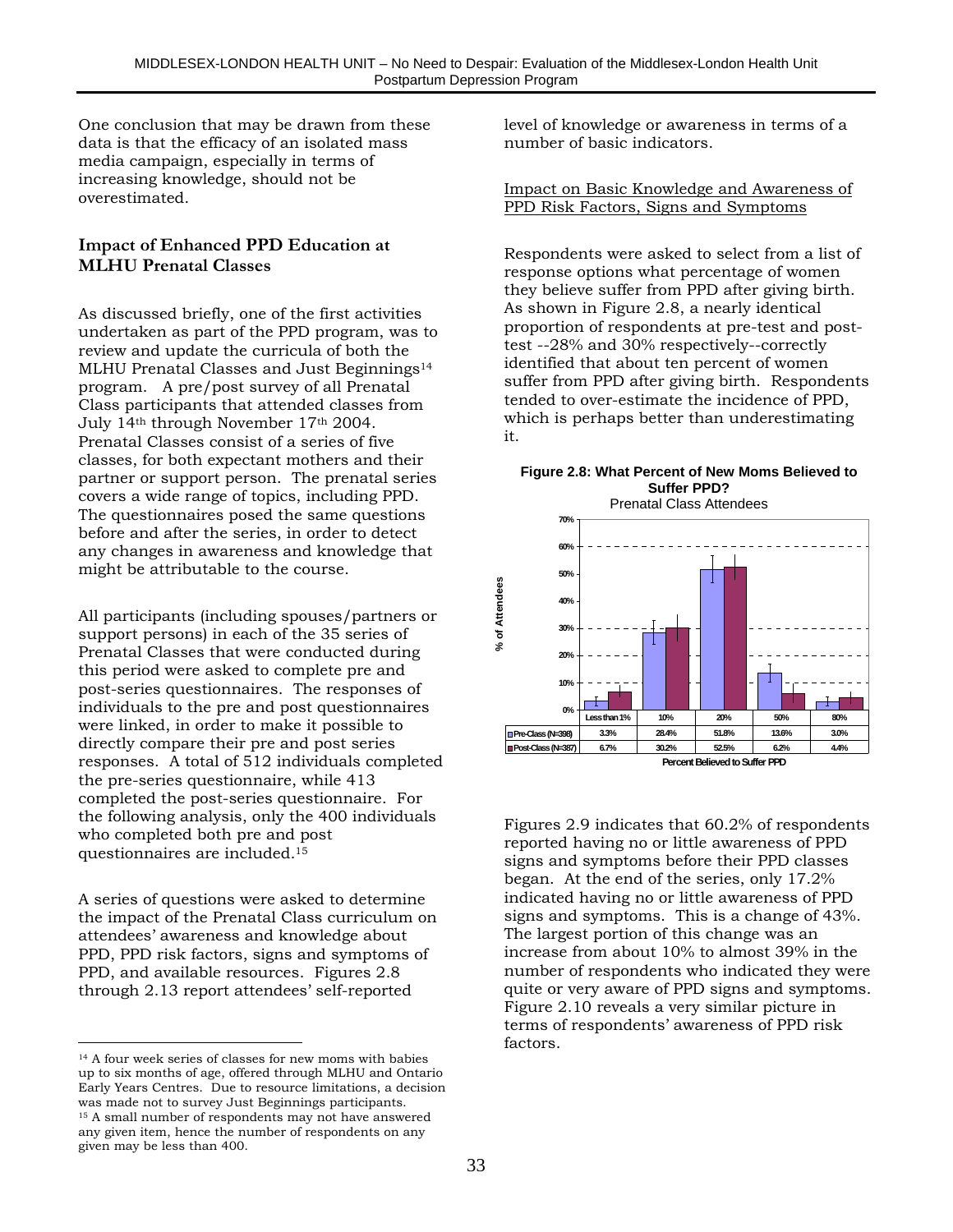One conclusion that may be drawn from these data is that the efficacy of an isolated mass media campaign, especially in terms of increasing knowledge, should not be overestimated.

### Impact of Enhanced PPD Education at MLHU Prenatal Classes

As discussed briefly, one of the first activities undertaken as part of the PPD program, was to review and update the curricula of both the MLHU Prenatal Classes and Just Beginnings[14] program. A pre/post survey of all Prenatal Class participants that attended classes from July 14th through November 17th 2004. Prenatal Classes consist of a series of five classes, for both expectant mothers and their partner or support person. The prenatal series covers a wide range of topics, including PPD. The questionnaires posed the same questions before and after the series, in order to detect any changes in awareness and knowledge that might be attributable to the course.

All participants (including spouses/partners or support persons) in each of the 35 series of Prenatal Classes that were conducted during this period were asked to complete pre and post-series questionnaires. The responses of individuals to the pre and post questionnaires were linked, in order to make it possible to directly compare their pre and post series responses. A total of 512 individuals completed the pre-series questionnaire, while 413 completed the post-series questionnaire. For the following analysis, only the 400 individuals who completed both pre and post questionnaires are included.[15]

A series of questions were asked to determine the impact of the Prenatal Class curriculum on attendees' awareness and knowledge about PPD, PPD risk factors, signs and symptoms of PPD, and available resources. Figures 2.8 through 2.13 report attendees' self-reported level of knowledge or awareness in terms of a number of basic indicators.

<u>Impact on Basic Knowledge and Awareness of PPD Risk Factors, Signs and Symptoms</u>

Respondents were asked to select from a list of response options what percentage of women they believe suffer from PPD after giving birth. As shown in Figure 2.8, a nearly identical proportion of respondents at pre-test and post-test --28% and 30% respectively--correctly identified that about ten percent of women suffer from PPD after giving birth. Respondents tended to over-estimate the incidence of PPD, which is perhaps better than underestimating it.

**Figure 2.8: What Percent of New Moms Believed to Suffer PPD?**
Prenatal Class Attendees

| Percent Believed to Suffer PPD | Less than 1% | 10% | 20% | 50% | 80% |
|---|---|---|---|---|---|
| Pre-Class (N=398) | 3.3% | 28.4% | 51.8% | 13.6% | 3.0% |
| Post-Class (N=387) | 6.7% | 30.2% | 52.5% | 6.2% | 4.4% |

Figures 2.9 indicates that 60.2% of respondents reported having no or little awareness of PPD signs and symptoms before their PPD classes began. At the end of the series, only 17.2% indicated having no or little awareness of PPD signs and symptoms. This is a change of 43%. The largest portion of this change was an increase from about 10% to almost 39% in the number of respondents who indicated they were quite or very aware of PPD signs and symptoms. Figure 2.10 reveals a very similar picture in terms of respondents' awareness of PPD risk factors.

---

[14] A four week series of classes for new moms with babies up to six months of age, offered through MLHU and Ontario Early Years Centres. Due to resource limitations, a decision was made not to survey Just Beginnings participants.

[15] A small number of respondents may not have answered any given item, hence the number of respondents on any given may be less than 400.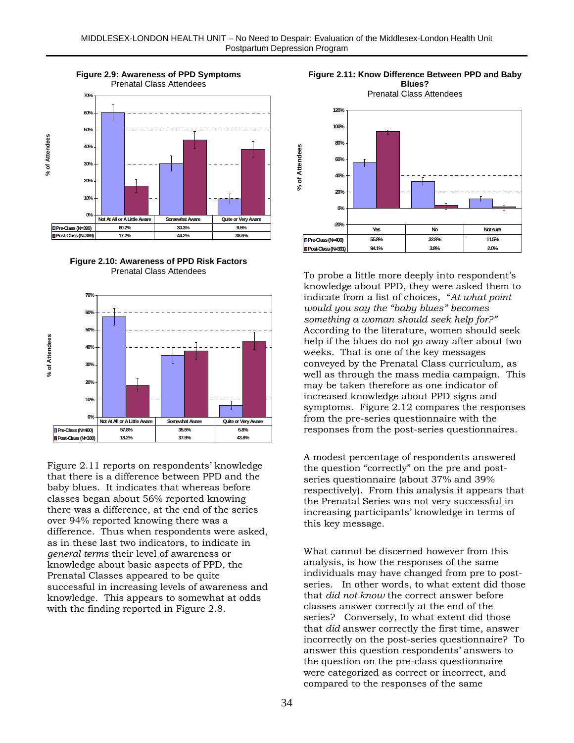**Figure 2.9: Awareness of PPD Symptoms**
Prenatal Class Attendees

| | Not At All or A Little Aware | Somewhat Aware | Quite or Very Aware |
|---|---|---|---|
| Pre-Class (N=399) | 60.2% | 30.3% | 9.5% |
| Post-Class (N=389) | 17.2% | 44.2% | 38.6% |

**Figure 2.10: Awareness of PPD Risk Factors**
Prenatal Class Attendees

| | Not At All or A Little Aware | Somewhat Aware | Quite or Very Aware |
|---|---|---|---|
| Pre-Class (N=400) | 57.8% | 35.5% | 6.8% |
| Post-Class (N=380) | 18.2% | 37.9% | 43.8% |

Figure 2.11 reports on respondents' knowledge that there is a difference between PPD and the baby blues. It indicates that whereas before classes began about 56% reported knowing there was a difference, at the end of the series over 94% reported knowing there was a difference. Thus when respondents were asked, as in these last two indicators, to indicate in *general terms* their level of awareness or knowledge about basic aspects of PPD, the Prenatal Classes appeared to be quite successful in increasing levels of awareness and knowledge. This appears to somewhat at odds with the finding reported in Figure 2.8.

**Figure 2.11: Know Difference Between PPD and Baby Blues?**
Prenatal Class Attendees

| | Yes | No | Not sure |
|---|---|---|---|
| Pre-Class (N=400) | 55.8% | 32.8% | 11.5% |
| Post-Class (N=391) | 94.1% | 3.8% | 2.0% |

To probe a little more deeply into respondent's knowledge about PPD, they were asked them to indicate from a list of choices, *"At what point would you say the "baby blues" becomes something a woman should seek help for?"* According to the literature, women should seek help if the blues do not go away after about two weeks. That is one of the key messages conveyed by the Prenatal Class curriculum, as well as through the mass media campaign. This may be taken therefore as one indicator of increased knowledge about PPD signs and symptoms. Figure 2.12 compares the responses from the pre-series questionnaire with the responses from the post-series questionnaires.

A modest percentage of respondents answered the question "correctly" on the pre and post-series questionnaire (about 37% and 39% respectively). From this analysis it appears that the Prenatal Series was not very successful in increasing participants' knowledge in terms of this key message.

What cannot be discerned however from this analysis, is how the responses of the same individuals may have changed from pre to post-series. In other words, to what extent did those that *did not know* the correct answer before classes answer correctly at the end of the series? Conversely, to what extent did those that *did* answer correctly the first time, answer incorrectly on the post-series questionnaire? To answer this question respondents' answers to the question on the pre-class questionnaire were categorized as correct or incorrect, and compared to the responses of the same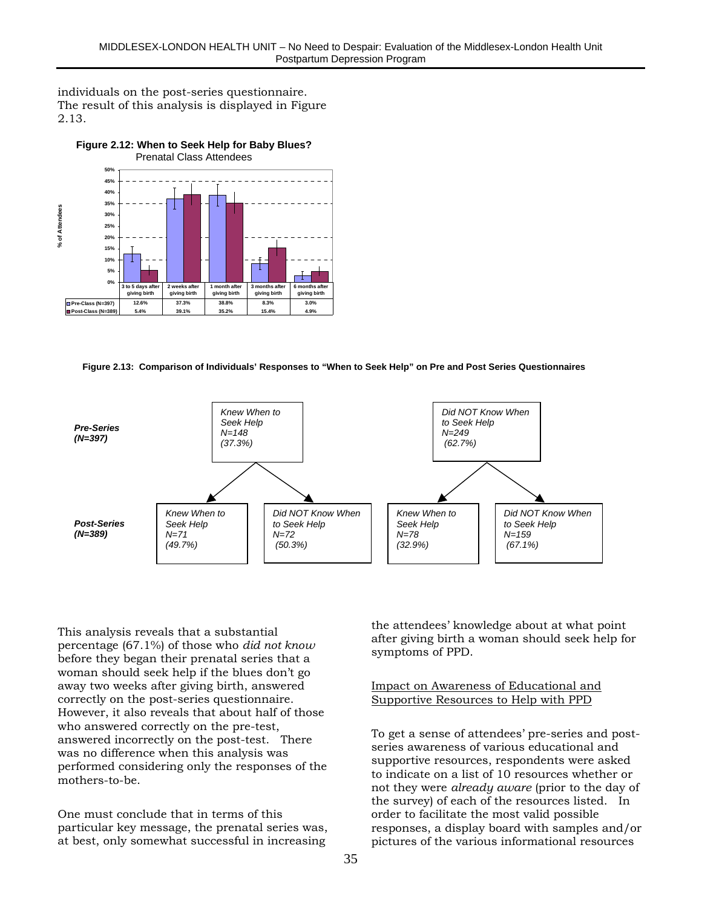individuals on the post-series questionnaire. The result of this analysis is displayed in Figure 2.13.

**Figure 2.12: When to Seek Help for Baby Blues?**
Prenatal Class Attendees

| | 3 to 5 days after giving birth | 2 weeks after giving birth | 1 month after giving birth | 3 months after giving birth | 6 months after giving birth |
|---|---|---|---|---|---|
| Pre-Class (N=397) | 12.6% | 37.3% | 38.8% | 8.3% | 3.0% |
| Post-Class (N=389) | 5.4% | 39.1% | 35.2% | 15.4% | 4.9% |

**Figure 2.13: Comparison of Individuals' Responses to "When to Seek Help" on Pre and Post Series Questionnaires**

***Pre-Series (N=397)***

- *Knew When to Seek Help N=148 (37.3%)*
  - Post-Series: *Knew When to Seek Help N=71 (49.7%)*
  - Post-Series: *Did NOT Know When to Seek Help N=72 (50.3%)*
- *Did NOT Know When to Seek Help N=249 (62.7%)*
  - Post-Series: *Knew When to Seek Help N=78 (32.9%)*
  - Post-Series: *Did NOT Know When to Seek Help N=159 (67.1%)*

***Post-Series (N=389)***

This analysis reveals that a substantial percentage (67.1%) of those who *did not know* before they began their prenatal series that a woman should seek help if the blues don't go away two weeks after giving birth, answered correctly on the post-series questionnaire. However, it also reveals that about half of those who answered correctly on the pre-test, answered incorrectly on the post-test. There was no difference when this analysis was performed considering only the responses of the mothers-to-be.

One must conclude that in terms of this particular key message, the prenatal series was, at best, only somewhat successful in increasing the attendees' knowledge about at what point after giving birth a woman should seek help for symptoms of PPD.

Impact on Awareness of Educational and Supportive Resources to Help with PPD

To get a sense of attendees' pre-series and post-series awareness of various educational and supportive resources, respondents were asked to indicate on a list of 10 resources whether or not they were *already aware* (prior to the day of the survey) of each of the resources listed. In order to facilitate the most valid possible responses, a display board with samples and/or pictures of the various informational resources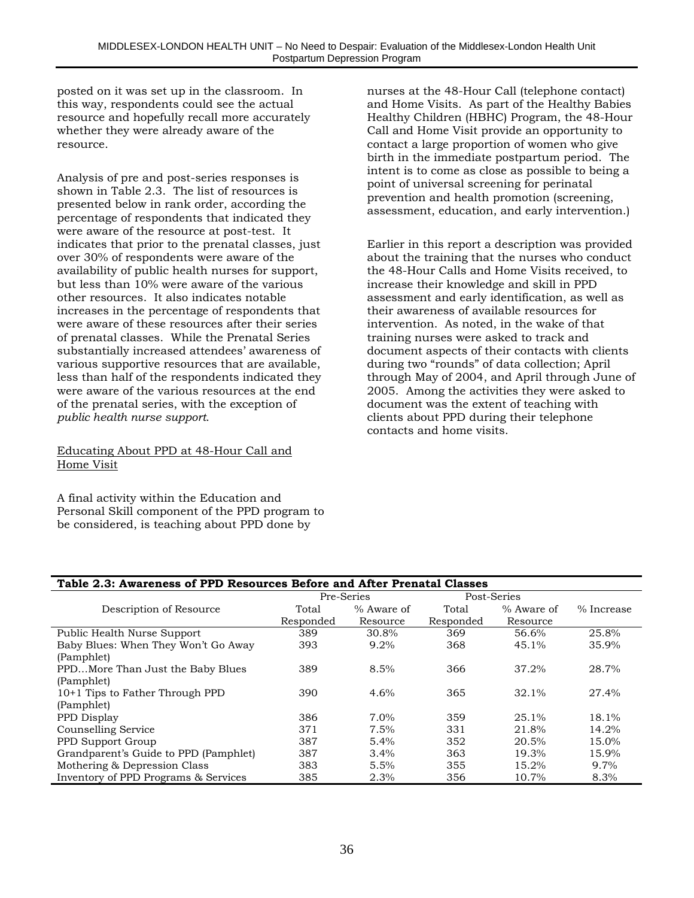posted on it was set up in the classroom. In this way, respondents could see the actual resource and hopefully recall more accurately whether they were already aware of the resource.

Analysis of pre and post-series responses is shown in Table 2.3. The list of resources is presented below in rank order, according the percentage of respondents that indicated they were aware of the resource at post-test. It indicates that prior to the prenatal classes, just over 30% of respondents were aware of the availability of public health nurses for support, but less than 10% were aware of the various other resources. It also indicates notable increases in the percentage of respondents that were aware of these resources after their series of prenatal classes. While the Prenatal Series substantially increased attendees' awareness of various supportive resources that are available, less than half of the respondents indicated they were aware of the various resources at the end of the prenatal series, with the exception of *public health nurse support*.

<u>Educating About PPD at 48-Hour Call and Home Visit</u>

A final activity within the Education and Personal Skill component of the PPD program to be considered, is teaching about PPD done by nurses at the 48-Hour Call (telephone contact) and Home Visits. As part of the Healthy Babies Healthy Children (HBHC) Program, the 48-Hour Call and Home Visit provide an opportunity to contact a large proportion of women who give birth in the immediate postpartum period. The intent is to come as close as possible to being a point of universal screening for perinatal prevention and health promotion (screening, assessment, education, and early intervention.)

Earlier in this report a description was provided about the training that the nurses who conduct the 48-Hour Calls and Home Visits received, to increase their knowledge and skill in PPD assessment and early identification, as well as their awareness of available resources for intervention. As noted, in the wake of that training nurses were asked to track and document aspects of their contacts with clients during two "rounds" of data collection; April through May of 2004, and April through June of 2005. Among the activities they were asked to document was the extent of teaching with clients about PPD during their telephone contacts and home visits.

**Table 2.3: Awareness of PPD Resources Before and After Prenatal Classes**

| Description of Resource | Pre-Series | | Post-Series | | % Increase |
|---|---|---|---|---|---|
| | Total Responded | % Aware of Resource | Total Responded | % Aware of Resource | |
| Public Health Nurse Support | 389 | 30.8% | 369 | 56.6% | 25.8% |
| Baby Blues: When They Won't Go Away (Pamphlet) | 393 | 9.2% | 368 | 45.1% | 35.9% |
| PPD…More Than Just the Baby Blues (Pamphlet) | 389 | 8.5% | 366 | 37.2% | 28.7% |
| 10+1 Tips to Father Through PPD (Pamphlet) | 390 | 4.6% | 365 | 32.1% | 27.4% |
| PPD Display | 386 | 7.0% | 359 | 25.1% | 18.1% |
| Counselling Service | 371 | 7.5% | 331 | 21.8% | 14.2% |
| PPD Support Group | 387 | 5.4% | 352 | 20.5% | 15.0% |
| Grandparent's Guide to PPD (Pamphlet) | 387 | 3.4% | 363 | 19.3% | 15.9% |
| Mothering & Depression Class | 383 | 5.5% | 355 | 15.2% | 9.7% |
| Inventory of PPD Programs & Services | 385 | 2.3% | 356 | 10.7% | 8.3% |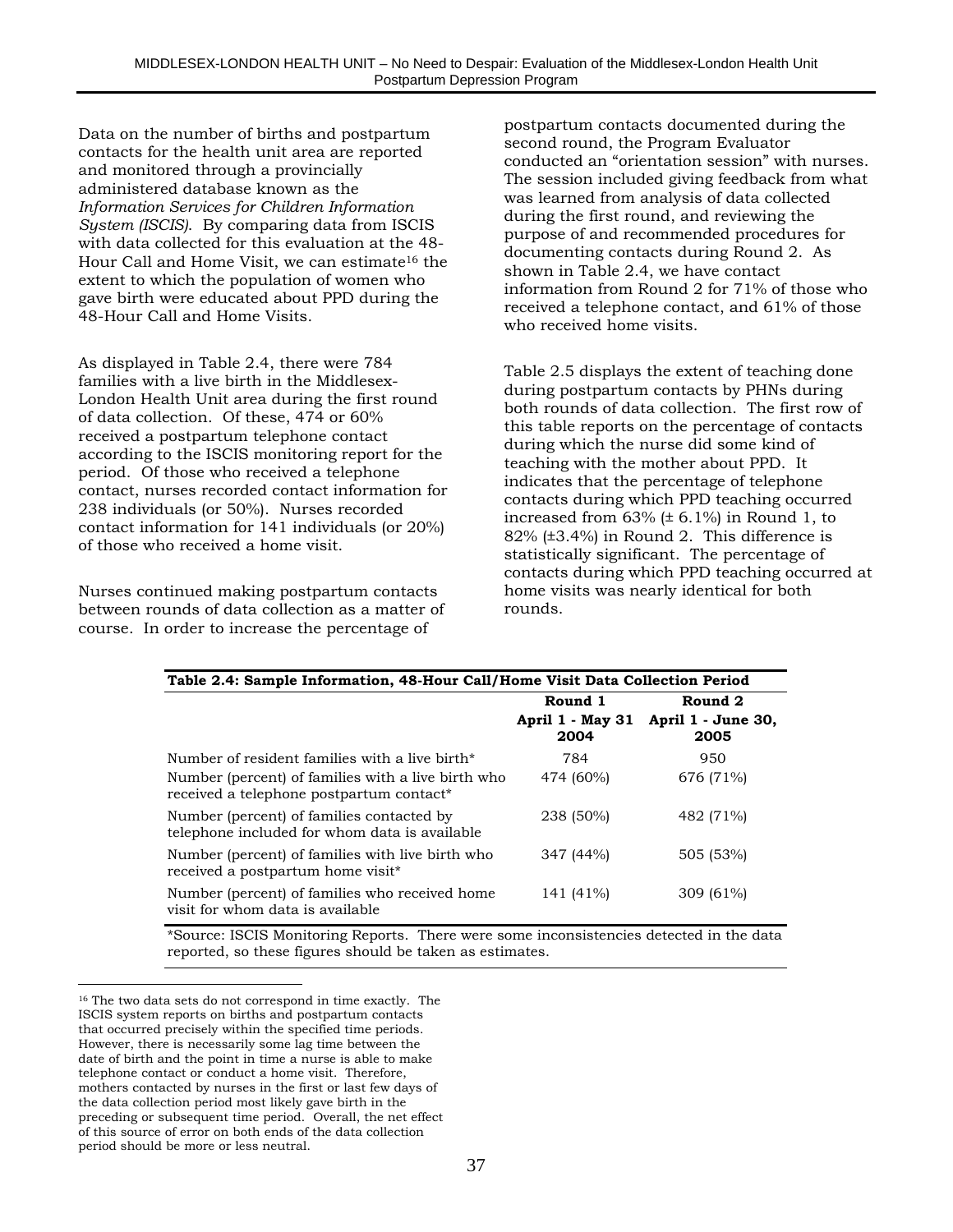Data on the number of births and postpartum contacts for the health unit area are reported and monitored through a provincially administered database known as the *Information Services for Children Information System (ISCIS)*. By comparing data from ISCIS with data collected for this evaluation at the 48-Hour Call and Home Visit, we can estimate[16] the extent to which the population of women who gave birth were educated about PPD during the 48-Hour Call and Home Visits.

As displayed in Table 2.4, there were 784 families with a live birth in the Middlesex-London Health Unit area during the first round of data collection. Of these, 474 or 60% received a postpartum telephone contact according to the ISCIS monitoring report for the period. Of those who received a telephone contact, nurses recorded contact information for 238 individuals (or 50%). Nurses recorded contact information for 141 individuals (or 20%) of those who received a home visit.

Nurses continued making postpartum contacts between rounds of data collection as a matter of course. In order to increase the percentage of postpartum contacts documented during the second round, the Program Evaluator conducted an "orientation session" with nurses. The session included giving feedback from what was learned from analysis of data collected during the first round, and reviewing the purpose of and recommended procedures for documenting contacts during Round 2. As shown in Table 2.4, we have contact information from Round 2 for 71% of those who received a telephone contact, and 61% of those who received home visits.

Table 2.5 displays the extent of teaching done during postpartum contacts by PHNs during both rounds of data collection. The first row of this table reports on the percentage of contacts during which the nurse did some kind of teaching with the mother about PPD. It indicates that the percentage of telephone contacts during which PPD teaching occurred increased from 63% (± 6.1%) in Round 1, to 82% (±3.4%) in Round 2. This difference is statistically significant. The percentage of contacts during which PPD teaching occurred at home visits was nearly identical for both rounds.

**Table 2.4: Sample Information, 48-Hour Call/Home Visit Data Collection Period**

| | Round 1 April 1 - May 31 2004 | Round 2 April 1 - June 30, 2005 |
|---|---|---|
| Number of resident families with a live birth* | 784 | 950 |
| Number (percent) of families with a live birth who received a telephone postpartum contact* | 474 (60%) | 676 (71%) |
| Number (percent) of families contacted by telephone included for whom data is available | 238 (50%) | 482 (71%) |
| Number (percent) of families with live birth who received a postpartum home visit* | 347 (44%) | 505 (53%) |
| Number (percent) of families who received home visit for whom data is available | 141 (41%) | 309 (61%) |

*Source: ISCIS Monitoring Reports. There were some inconsistencies detected in the data reported, so these figures should be taken as estimates.

[16] The two data sets do not correspond in time exactly. The ISCIS system reports on births and postpartum contacts that occurred precisely within the specified time periods. However, there is necessarily some lag time between the date of birth and the point in time a nurse is able to make telephone contact or conduct a home visit. Therefore, mothers contacted by nurses in the first or last few days of the data collection period most likely gave birth in the preceding or subsequent time period. Overall, the net effect of this source of error on both ends of the data collection period should be more or less neutral.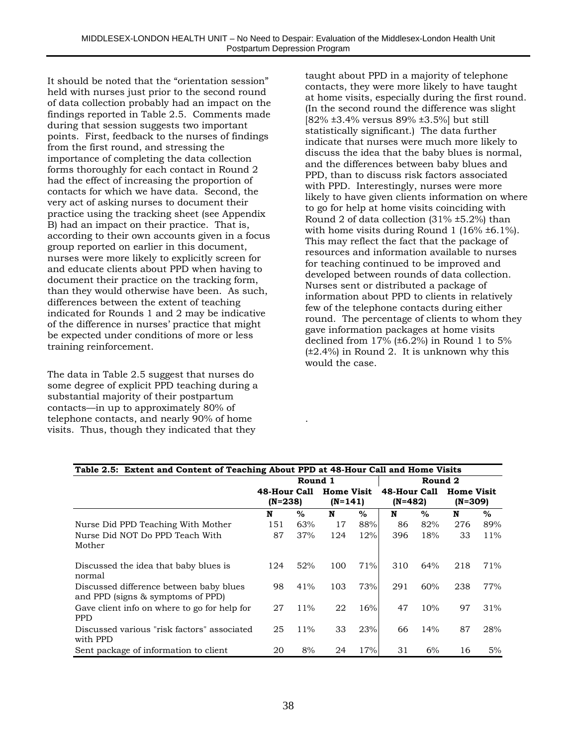It should be noted that the "orientation session" held with nurses just prior to the second round of data collection probably had an impact on the findings reported in Table 2.5. Comments made during that session suggests two important points. First, feedback to the nurses of findings from the first round, and stressing the importance of completing the data collection forms thoroughly for each contact in Round 2 had the effect of increasing the proportion of contacts for which we have data. Second, the very act of asking nurses to document their practice using the tracking sheet (see Appendix B) had an impact on their practice. That is, according to their own accounts given in a focus group reported on earlier in this document, nurses were more likely to explicitly screen for and educate clients about PPD when having to document their practice on the tracking form, than they would otherwise have been. As such, differences between the extent of teaching indicated for Rounds 1 and 2 may be indicative of the difference in nurses' practice that might be expected under conditions of more or less training reinforcement.

The data in Table 2.5 suggest that nurses do some degree of explicit PPD teaching during a substantial majority of their postpartum contacts—in up to approximately 80% of telephone contacts, and nearly 90% of home visits. Thus, though they indicated that they taught about PPD in a majority of telephone contacts, they were more likely to have taught at home visits, especially during the first round. (In the second round the difference was slight [82% ±3.4% versus 89% ±3.5%] but still statistically significant.) The data further indicate that nurses were much more likely to discuss the idea that the baby blues is normal, and the differences between baby blues and PPD, than to discuss risk factors associated with PPD. Interestingly, nurses were more likely to have given clients information on where to go for help at home visits coinciding with Round 2 of data collection (31% ±5.2%) than with home visits during Round 1 (16% ±6.1%). This may reflect the fact that the package of resources and information available to nurses for teaching continued to be improved and developed between rounds of data collection. Nurses sent or distributed a package of information about PPD to clients in relatively few of the telephone contacts during either round. The percentage of clients to whom they gave information packages at home visits declined from 17% (±6.2%) in Round 1 to 5% (±2.4%) in Round 2. It is unknown why this would the case.

.

**Table 2.5: Extent and Content of Teaching About PPD at 48-Hour Call and Home Visits**

| | Round 1 | | | | Round 2 | | | |
|---|---|---|---|---|---|---|---|---|
| | 48-Hour Call (N=238) | | Home Visit (N=141) | | 48-Hour Call (N=482) | | Home Visit (N=309) | |
| | N | % | N | % | N | % | N | % |
| Nurse Did PPD Teaching With Mother | 151 | 63% | 17 | 88% | 86 | 82% | 276 | 89% |
| Nurse Did NOT Do PPD Teach With Mother | 87 | 37% | 124 | 12% | 396 | 18% | 33 | 11% |
| Discussed the idea that baby blues is normal | 124 | 52% | 100 | 71% | 310 | 64% | 218 | 71% |
| Discussed difference between baby blues and PPD (signs & symptoms of PPD) | 98 | 41% | 103 | 73% | 291 | 60% | 238 | 77% |
| Gave client info on where to go for help for PPD | 27 | 11% | 22 | 16% | 47 | 10% | 97 | 31% |
| Discussed various "risk factors" associated with PPD | 25 | 11% | 33 | 23% | 66 | 14% | 87 | 28% |
| Sent package of information to client | 20 | 8% | 24 | 17% | 31 | 6% | 16 | 5% |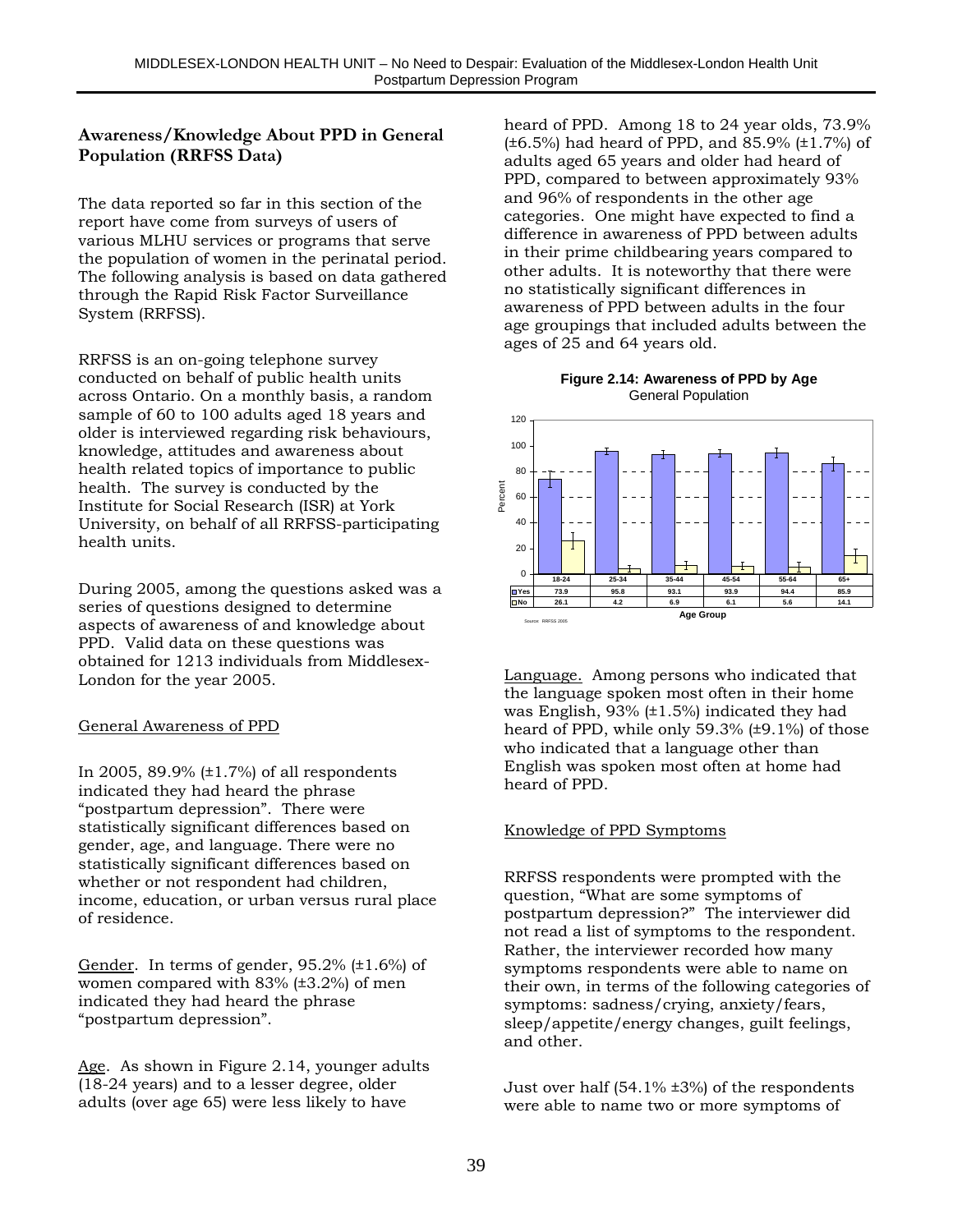### Awareness/Knowledge About PPD in General Population (RRFSS Data)

The data reported so far in this section of the report have come from surveys of users of various MLHU services or programs that serve the population of women in the perinatal period. The following analysis is based on data gathered through the Rapid Risk Factor Surveillance System (RRFSS).

RRFSS is an on-going telephone survey conducted on behalf of public health units across Ontario. On a monthly basis, a random sample of 60 to 100 adults aged 18 years and older is interviewed regarding risk behaviours, knowledge, attitudes and awareness about health related topics of importance to public health. The survey is conducted by the Institute for Social Research (ISR) at York University, on behalf of all RRFSS-participating health units.

During 2005, among the questions asked was a series of questions designed to determine aspects of awareness of and knowledge about PPD. Valid data on these questions was obtained for 1213 individuals from Middlesex-London for the year 2005.

General Awareness of PPD

In 2005, 89.9% (±1.7%) of all respondents indicated they had heard the phrase "postpartum depression". There were statistically significant differences based on gender, age, and language. There were no statistically significant differences based on whether or not respondent had children, income, education, or urban versus rural place of residence.

Gender. In terms of gender, 95.2% (±1.6%) of women compared with 83% (±3.2%) of men indicated they had heard the phrase "postpartum depression".

Age. As shown in Figure 2.14, younger adults (18-24 years) and to a lesser degree, older adults (over age 65) were less likely to have heard of PPD. Among 18 to 24 year olds, 73.9% (±6.5%) had heard of PPD, and 85.9% (±1.7%) of adults aged 65 years and older had heard of PPD, compared to between approximately 93% and 96% of respondents in the other age categories. One might have expected to find a difference in awareness of PPD between adults in their prime childbearing years compared to other adults. It is noteworthy that there were no statistically significant differences in awareness of PPD between adults in the four age groupings that included adults between the ages of 25 and 64 years old.

**Figure 2.14: Awareness of PPD by Age**
General Population

| Age Group | 18-24 | 25-34 | 35-44 | 45-54 | 55-64 | 65+ |
|---|---|---|---|---|---|---|
| Yes | 73.9 | 95.8 | 93.1 | 93.9 | 94.4 | 85.9 |
| No | 26.1 | 4.2 | 6.9 | 6.1 | 5.6 | 14.1 |

Source: RRFSS 2005

Language. Among persons who indicated that the language spoken most often in their home was English, 93% (±1.5%) indicated they had heard of PPD, while only 59.3% (±9.1%) of those who indicated that a language other than English was spoken most often at home had heard of PPD.

Knowledge of PPD Symptoms

RRFSS respondents were prompted with the question, "What are some symptoms of postpartum depression?" The interviewer did not read a list of symptoms to the respondent. Rather, the interviewer recorded how many symptoms respondents were able to name on their own, in terms of the following categories of symptoms: sadness/crying, anxiety/fears, sleep/appetite/energy changes, guilt feelings, and other.

Just over half (54.1% ±3%) of the respondents were able to name two or more symptoms of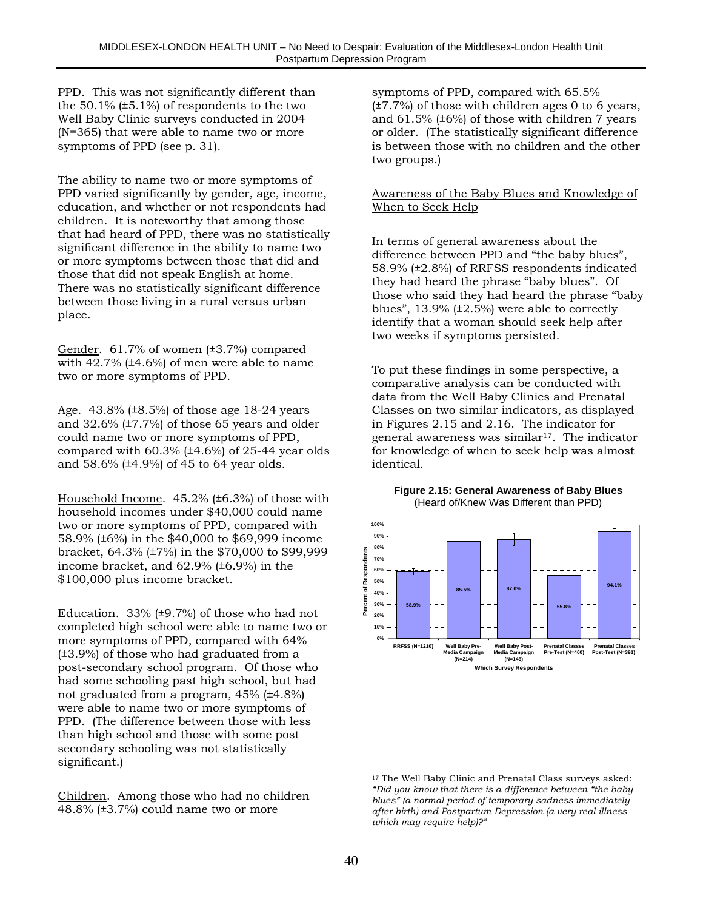PPD. This was not significantly different than the 50.1% (±5.1%) of respondents to the two Well Baby Clinic surveys conducted in 2004 (N=365) that were able to name two or more symptoms of PPD (see p. 31).

The ability to name two or more symptoms of PPD varied significantly by gender, age, income, education, and whether or not respondents had children. It is noteworthy that among those that had heard of PPD, there was no statistically significant difference in the ability to name two or more symptoms between those that did and those that did not speak English at home. There was no statistically significant difference between those living in a rural versus urban place.

Gender. 61.7% of women (±3.7%) compared with 42.7% (±4.6%) of men were able to name two or more symptoms of PPD.

Age. 43.8% (±8.5%) of those age 18-24 years and 32.6% (±7.7%) of those 65 years and older could name two or more symptoms of PPD, compared with 60.3% (±4.6%) of 25-44 year olds and 58.6% (±4.9%) of 45 to 64 year olds.

Household Income. 45.2% (±6.3%) of those with household incomes under $40,000 could name two or more symptoms of PPD, compared with 58.9% (±6%) in the $40,000 to $69,999 income bracket, 64.3% (±7%) in the $70,000 to $99,999 income bracket, and 62.9% (±6.9%) in the $100,000 plus income bracket.

Education. 33% (±9.7%) of those who had not completed high school were able to name two or more symptoms of PPD, compared with 64% (±3.9%) of those who had graduated from a post-secondary school program. Of those who had some schooling past high school, but had not graduated from a program, 45% (±4.8%) were able to name two or more symptoms of PPD. (The difference between those with less than high school and those with some post secondary schooling was not statistically significant.)

Children. Among those who had no children 48.8% (±3.7%) could name two or more symptoms of PPD, compared with 65.5% (±7.7%) of those with children ages 0 to 6 years, and 61.5% (±6%) of those with children 7 years or older. (The statistically significant difference is between those with no children and the other two groups.)

Awareness of the Baby Blues and Knowledge of When to Seek Help

In terms of general awareness about the difference between PPD and "the baby blues", 58.9% (±2.8%) of RRFSS respondents indicated they had heard the phrase "baby blues". Of those who said they had heard the phrase "baby blues", 13.9% (±2.5%) were able to correctly identify that a woman should seek help after two weeks if symptoms persisted.

To put these findings in some perspective, a comparative analysis can be conducted with data from the Well Baby Clinics and Prenatal Classes on two similar indicators, as displayed in Figures 2.15 and 2.16. The indicator for general awareness was similar[17]. The indicator for knowledge of when to seek help was almost identical.

**Figure 2.15: General Awareness of Baby Blues**
(Heard of/Knew Was Different than PPD)

| Which Survey Respondents | Percent of Respondents |
|---|---|
| RRFSS (N=1210) | 58.9% |
| Well Baby Pre-Media Campaign (N=214) | 85.5% |
| Well Baby Post-Media Campaign (N=146) | 87.0% |
| Prenatal Classes Pre-Test (N=400) | 55.8% |
| Prenatal Classes Post-Test (N=391) | 94.1% |

[17] The Well Baby Clinic and Prenatal Class surveys asked: *"Did you know that there is a difference between "the baby blues" (a normal period of temporary sadness immediately after birth) and Postpartum Depression (a very real illness which may require help)?"*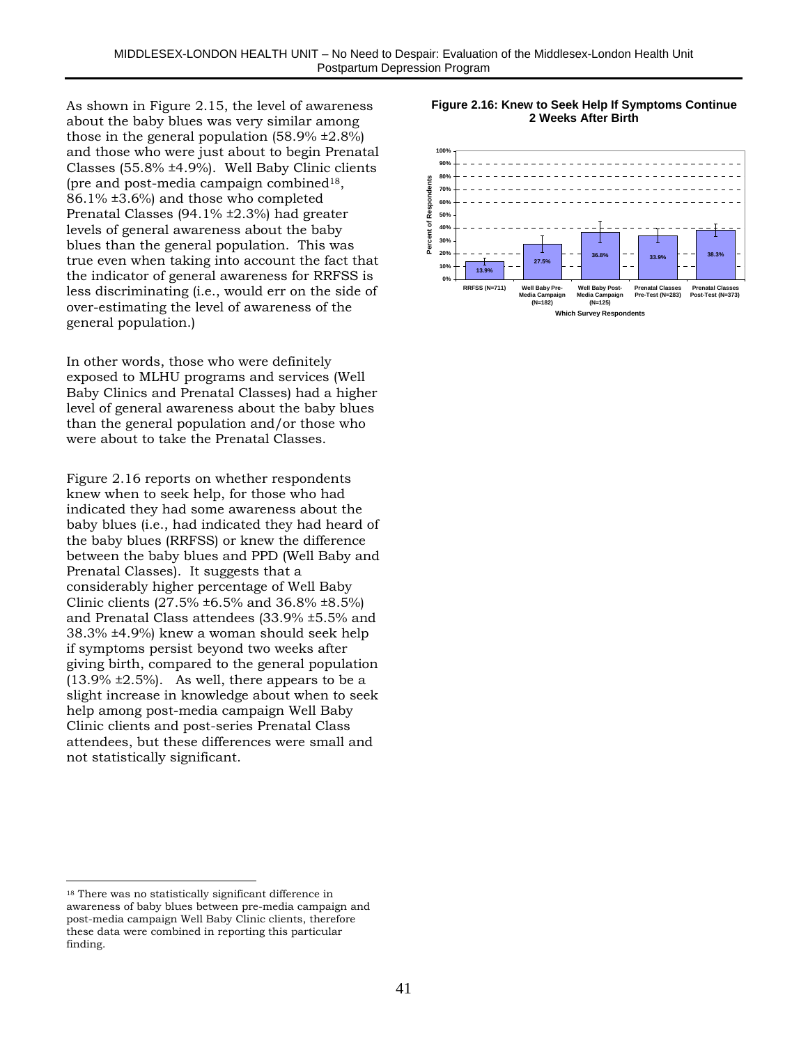As shown in Figure 2.15, the level of awareness about the baby blues was very similar among those in the general population (58.9% ±2.8%) and those who were just about to begin Prenatal Classes (55.8% ±4.9%). Well Baby Clinic clients (pre and post-media campaign combined[18], 86.1% ±3.6%) and those who completed Prenatal Classes (94.1% ±2.3%) had greater levels of general awareness about the baby blues than the general population. This was true even when taking into account the fact that the indicator of general awareness for RRFSS is less discriminating (i.e., would err on the side of over-estimating the level of awareness of the general population.)

In other words, those who were definitely exposed to MLHU programs and services (Well Baby Clinics and Prenatal Classes) had a higher level of general awareness about the baby blues than the general population and/or those who were about to take the Prenatal Classes.

Figure 2.16 reports on whether respondents knew when to seek help, for those who had indicated they had some awareness about the baby blues (i.e., had indicated they had heard of the baby blues (RRFSS) or knew the difference between the baby blues and PPD (Well Baby and Prenatal Classes). It suggests that a considerably higher percentage of Well Baby Clinic clients (27.5% ±6.5% and 36.8% ±8.5%) and Prenatal Class attendees (33.9% ±5.5% and 38.3% ±4.9%) knew a woman should seek help if symptoms persist beyond two weeks after giving birth, compared to the general population (13.9% ±2.5%). As well, there appears to be a slight increase in knowledge about when to seek help among post-media campaign Well Baby Clinic clients and post-series Prenatal Class attendees, but these differences were small and not statistically significant.

**Figure 2.16: Knew to Seek Help If Symptoms Continue 2 Weeks After Birth**

| Which Survey Respondents | Percent of Respondents |
|---|---|
| RRFSS (N=711) | 13.9% |
| Well Baby Pre-Media Campaign (N=182) | 27.5% |
| Well Baby Post-Media Campaign (N=125) | 36.8% |
| Prenatal Classes Pre-Test (N=283) | 33.9% |
| Prenatal Classes Post-Test (N=373) | 38.3% |

---

[18] There was no statistically significant difference in awareness of baby blues between pre-media campaign and post-media campaign Well Baby Clinic clients, therefore these data were combined in reporting this particular finding.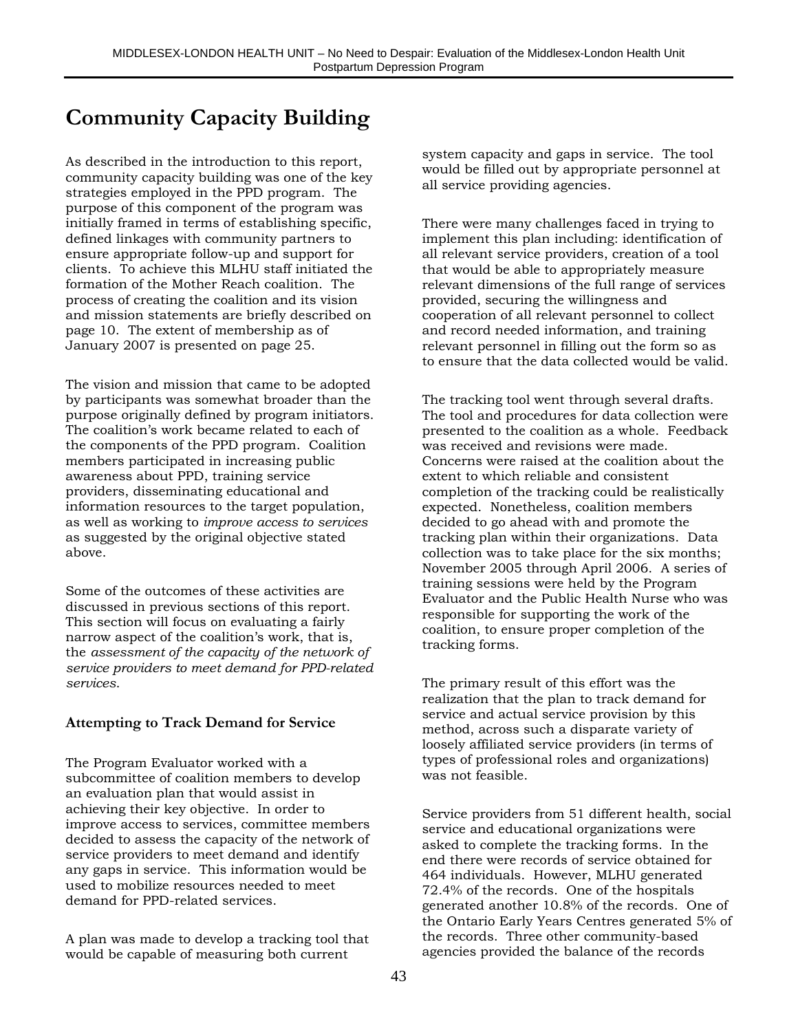# Community Capacity Building

As described in the introduction to this report, community capacity building was one of the key strategies employed in the PPD program. The purpose of this component of the program was initially framed in terms of establishing specific, defined linkages with community partners to ensure appropriate follow-up and support for clients. To achieve this MLHU staff initiated the formation of the Mother Reach coalition. The process of creating the coalition and its vision and mission statements are briefly described on page 10. The extent of membership as of January 2007 is presented on page 25.

The vision and mission that came to be adopted by participants was somewhat broader than the purpose originally defined by program initiators. The coalition's work became related to each of the components of the PPD program. Coalition members participated in increasing public awareness about PPD, training service providers, disseminating educational and information resources to the target population, as well as working to *improve access to services* as suggested by the original objective stated above.

Some of the outcomes of these activities are discussed in previous sections of this report. This section will focus on evaluating a fairly narrow aspect of the coalition's work, that is, the *assessment of the capacity of the network of service providers to meet demand for PPD-related services*.

### Attempting to Track Demand for Service

The Program Evaluator worked with a subcommittee of coalition members to develop an evaluation plan that would assist in achieving their key objective. In order to improve access to services, committee members decided to assess the capacity of the network of service providers to meet demand and identify any gaps in service. This information would be used to mobilize resources needed to meet demand for PPD-related services.

A plan was made to develop a tracking tool that would be capable of measuring both current system capacity and gaps in service. The tool would be filled out by appropriate personnel at all service providing agencies.

There were many challenges faced in trying to implement this plan including: identification of all relevant service providers, creation of a tool that would be able to appropriately measure relevant dimensions of the full range of services provided, securing the willingness and cooperation of all relevant personnel to collect and record needed information, and training relevant personnel in filling out the form so as to ensure that the data collected would be valid.

The tracking tool went through several drafts. The tool and procedures for data collection were presented to the coalition as a whole. Feedback was received and revisions were made. Concerns were raised at the coalition about the extent to which reliable and consistent completion of the tracking could be realistically expected. Nonetheless, coalition members decided to go ahead with and promote the tracking plan within their organizations. Data collection was to take place for the six months; November 2005 through April 2006. A series of training sessions were held by the Program Evaluator and the Public Health Nurse who was responsible for supporting the work of the coalition, to ensure proper completion of the tracking forms.

The primary result of this effort was the realization that the plan to track demand for service and actual service provision by this method, across such a disparate variety of loosely affiliated service providers (in terms of types of professional roles and organizations) was not feasible.

Service providers from 51 different health, social service and educational organizations were asked to complete the tracking forms. In the end there were records of service obtained for 464 individuals. However, MLHU generated 72.4% of the records. One of the hospitals generated another 10.8% of the records. One of the Ontario Early Years Centres generated 5% of the records. Three other community-based agencies provided the balance of the records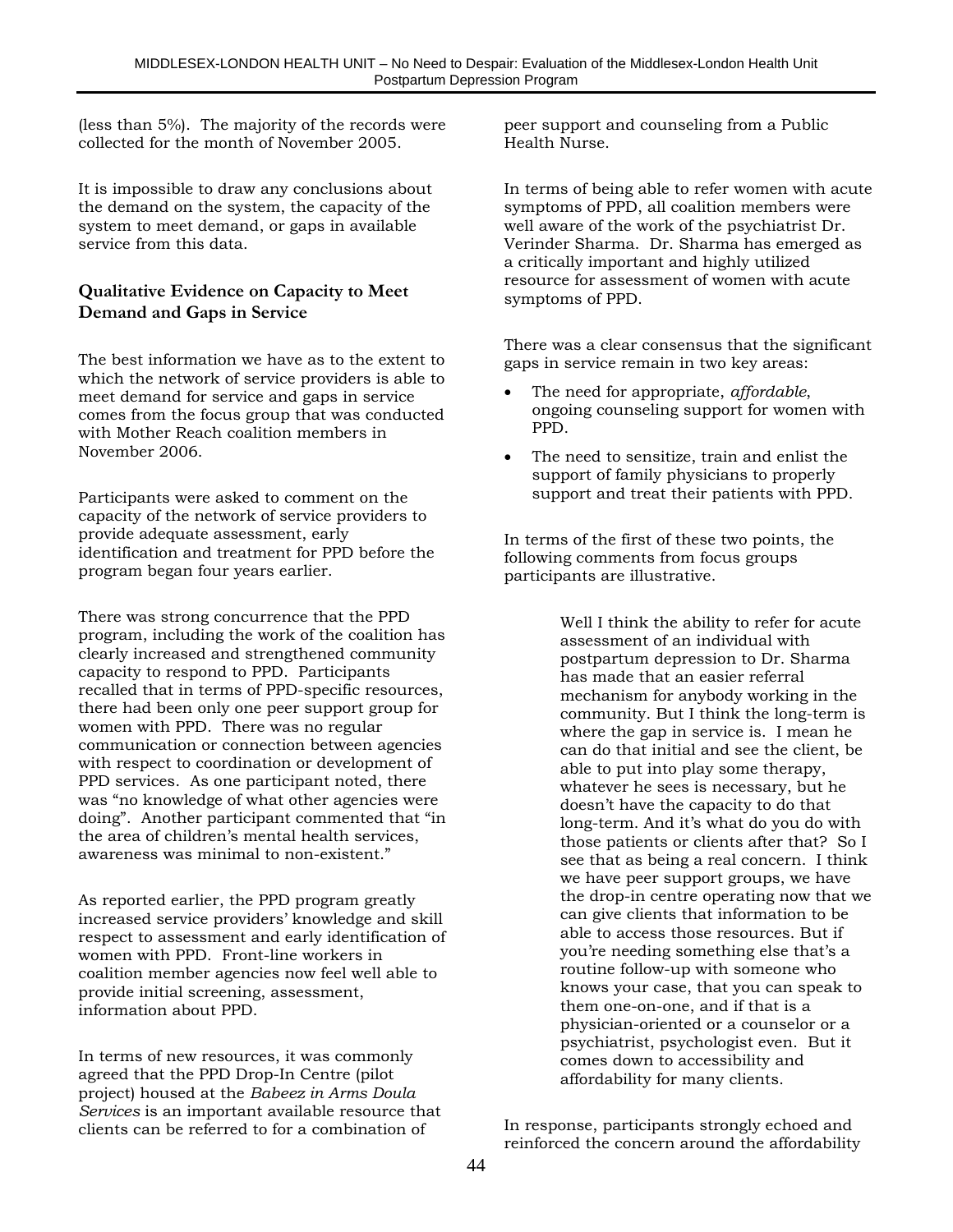(less than 5%). The majority of the records were collected for the month of November 2005.

It is impossible to draw any conclusions about the demand on the system, the capacity of the system to meet demand, or gaps in available service from this data.

### Qualitative Evidence on Capacity to Meet Demand and Gaps in Service

The best information we have as to the extent to which the network of service providers is able to meet demand for service and gaps in service comes from the focus group that was conducted with Mother Reach coalition members in November 2006.

Participants were asked to comment on the capacity of the network of service providers to provide adequate assessment, early identification and treatment for PPD before the program began four years earlier.

There was strong concurrence that the PPD program, including the work of the coalition has clearly increased and strengthened community capacity to respond to PPD. Participants recalled that in terms of PPD-specific resources, there had been only one peer support group for women with PPD. There was no regular communication or connection between agencies with respect to coordination or development of PPD services. As one participant noted, there was "no knowledge of what other agencies were doing". Another participant commented that "in the area of children's mental health services, awareness was minimal to non-existent."

As reported earlier, the PPD program greatly increased service providers' knowledge and skill respect to assessment and early identification of women with PPD. Front-line workers in coalition member agencies now feel well able to provide initial screening, assessment, information about PPD.

In terms of new resources, it was commonly agreed that the PPD Drop-In Centre (pilot project) housed at the *Babeez in Arms Doula Services* is an important available resource that clients can be referred to for a combination of peer support and counseling from a Public Health Nurse.

In terms of being able to refer women with acute symptoms of PPD, all coalition members were well aware of the work of the psychiatrist Dr. Verinder Sharma. Dr. Sharma has emerged as a critically important and highly utilized resource for assessment of women with acute symptoms of PPD.

There was a clear consensus that the significant gaps in service remain in two key areas:

- The need for appropriate, *affordable*, ongoing counseling support for women with PPD.
- The need to sensitize, train and enlist the support of family physicians to properly support and treat their patients with PPD.

In terms of the first of these two points, the following comments from focus groups participants are illustrative.

> Well I think the ability to refer for acute assessment of an individual with postpartum depression to Dr. Sharma has made that an easier referral mechanism for anybody working in the community. But I think the long-term is where the gap in service is. I mean he can do that initial and see the client, be able to put into play some therapy, whatever he sees is necessary, but he doesn't have the capacity to do that long-term. And it's what do you do with those patients or clients after that? So I see that as being a real concern. I think we have peer support groups, we have the drop-in centre operating now that we can give clients that information to be able to access those resources. But if you're needing something else that's a routine follow-up with someone who knows your case, that you can speak to them one-on-one, and if that is a physician-oriented or a counselor or a psychiatrist, psychologist even. But it comes down to accessibility and affordability for many clients.

In response, participants strongly echoed and reinforced the concern around the affordability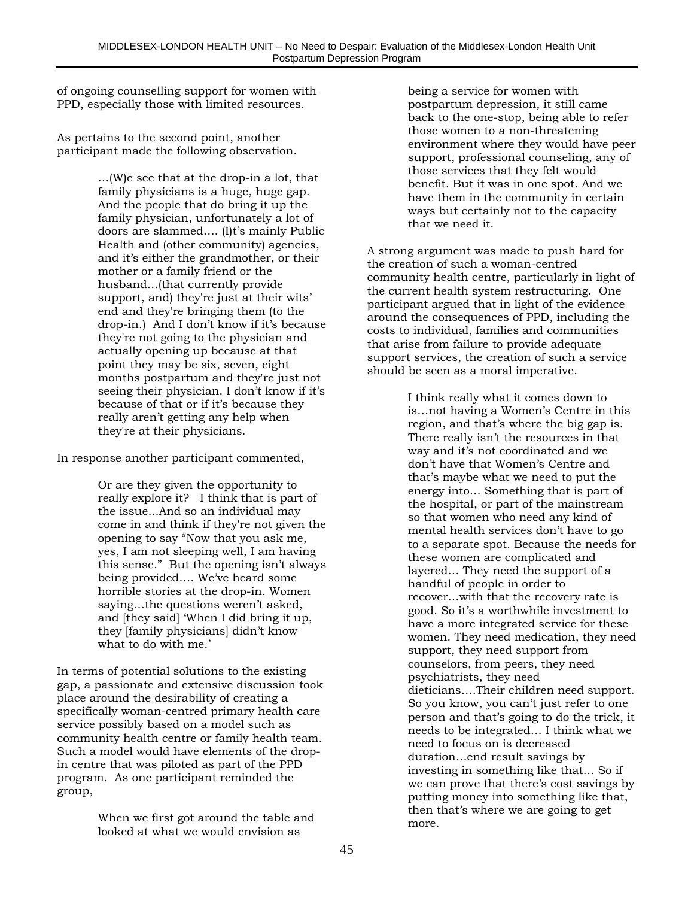of ongoing counselling support for women with PPD, especially those with limited resources.

As pertains to the second point, another participant made the following observation.

> …(W)e see that at the drop-in a lot, that family physicians is a huge, huge gap. And the people that do bring it up the family physician, unfortunately a lot of doors are slammed…. (I)t's mainly Public Health and (other community) agencies, and it's either the grandmother, or their mother or a family friend or the husband…(that currently provide support, and) they're just at their wits' end and they're bringing them (to the drop-in.) And I don't know if it's because they're not going to the physician and actually opening up because at that point they may be six, seven, eight months postpartum and they're just not seeing their physician. I don't know if it's because of that or if it's because they really aren't getting any help when they're at their physicians.

In response another participant commented,

> Or are they given the opportunity to really explore it? I think that is part of the issue...And so an individual may come in and think if they're not given the opening to say "Now that you ask me, yes, I am not sleeping well, I am having this sense." But the opening isn't always being provided…. We've heard some horrible stories at the drop-in. Women saying…the questions weren't asked, and [they said] 'When I did bring it up, they [family physicians] didn't know what to do with me.'

In terms of potential solutions to the existing gap, a passionate and extensive discussion took place around the desirability of creating a specifically woman-centred primary health care service possibly based on a model such as community health centre or family health team. Such a model would have elements of the drop-in centre that was piloted as part of the PPD program. As one participant reminded the group,

> When we first got around the table and looked at what we would envision as being a service for women with postpartum depression, it still came back to the one-stop, being able to refer those women to a non-threatening environment where they would have peer support, professional counseling, any of those services that they felt would benefit. But it was in one spot. And we have them in the community in certain ways but certainly not to the capacity that we need it.

A strong argument was made to push hard for the creation of such a woman-centred community health centre, particularly in light of the current health system restructuring. One participant argued that in light of the evidence around the consequences of PPD, including the costs to individual, families and communities that arise from failure to provide adequate support services, the creation of such a service should be seen as a moral imperative.

> I think really what it comes down to is…not having a Women's Centre in this region, and that's where the big gap is. There really isn't the resources in that way and it's not coordinated and we don't have that Women's Centre and that's maybe what we need to put the energy into… Something that is part of the hospital, or part of the mainstream so that women who need any kind of mental health services don't have to go to a separate spot. Because the needs for these women are complicated and layered… They need the support of a handful of people in order to recover…with that the recovery rate is good. So it's a worthwhile investment to have a more integrated service for these women. They need medication, they need support, they need support from counselors, from peers, they need psychiatrists, they need dieticians….Their children need support. So you know, you can't just refer to one person and that's going to do the trick, it needs to be integrated… I think what we need to focus on is decreased duration…end result savings by investing in something like that… So if we can prove that there's cost savings by putting money into something like that, then that's where we are going to get more.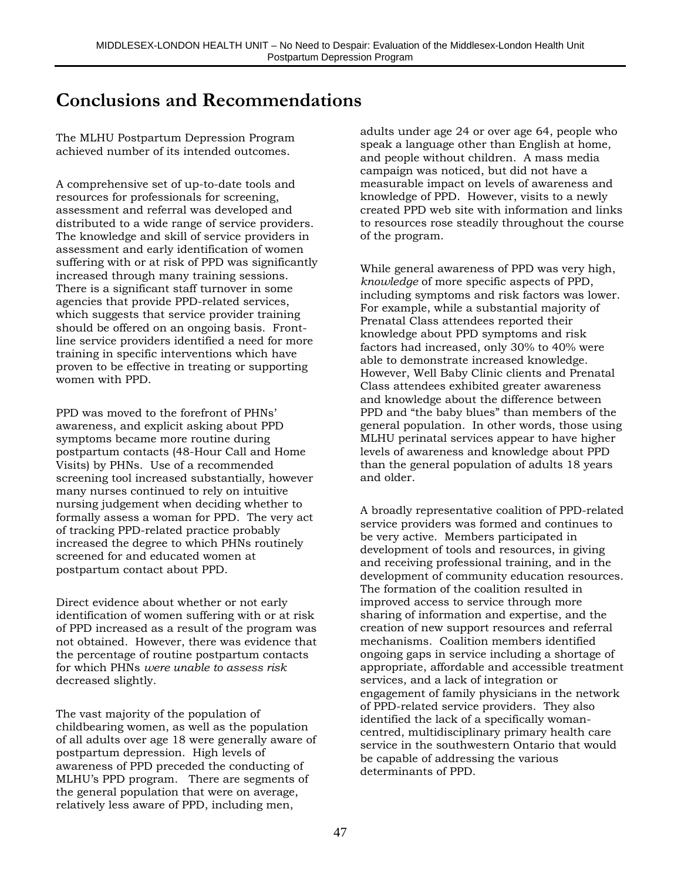# Conclusions and Recommendations

The MLHU Postpartum Depression Program achieved number of its intended outcomes.

A comprehensive set of up-to-date tools and resources for professionals for screening, assessment and referral was developed and distributed to a wide range of service providers. The knowledge and skill of service providers in assessment and early identification of women suffering with or at risk of PPD was significantly increased through many training sessions. There is a significant staff turnover in some agencies that provide PPD-related services, which suggests that service provider training should be offered on an ongoing basis. Front-line service providers identified a need for more training in specific interventions which have proven to be effective in treating or supporting women with PPD.

PPD was moved to the forefront of PHNs' awareness, and explicit asking about PPD symptoms became more routine during postpartum contacts (48-Hour Call and Home Visits) by PHNs. Use of a recommended screening tool increased substantially, however many nurses continued to rely on intuitive nursing judgement when deciding whether to formally assess a woman for PPD. The very act of tracking PPD-related practice probably increased the degree to which PHNs routinely screened for and educated women at postpartum contact about PPD.

Direct evidence about whether or not early identification of women suffering with or at risk of PPD increased as a result of the program was not obtained. However, there was evidence that the percentage of routine postpartum contacts for which PHNs *were unable to assess risk* decreased slightly.

The vast majority of the population of childbearing women, as well as the population of all adults over age 18 were generally aware of postpartum depression. High levels of awareness of PPD preceded the conducting of MLHU's PPD program. There are segments of the general population that were on average, relatively less aware of PPD, including men, adults under age 24 or over age 64, people who speak a language other than English at home, and people without children. A mass media campaign was noticed, but did not have a measurable impact on levels of awareness and knowledge of PPD. However, visits to a newly created PPD web site with information and links to resources rose steadily throughout the course of the program.

While general awareness of PPD was very high, *knowledge* of more specific aspects of PPD, including symptoms and risk factors was lower. For example, while a substantial majority of Prenatal Class attendees reported their knowledge about PPD symptoms and risk factors had increased, only 30% to 40% were able to demonstrate increased knowledge. However, Well Baby Clinic clients and Prenatal Class attendees exhibited greater awareness and knowledge about the difference between PPD and "the baby blues" than members of the general population. In other words, those using MLHU perinatal services appear to have higher levels of awareness and knowledge about PPD than the general population of adults 18 years and older.

A broadly representative coalition of PPD-related service providers was formed and continues to be very active. Members participated in development of tools and resources, in giving and receiving professional training, and in the development of community education resources. The formation of the coalition resulted in improved access to service through more sharing of information and expertise, and the creation of new support resources and referral mechanisms. Coalition members identified ongoing gaps in service including a shortage of appropriate, affordable and accessible treatment services, and a lack of integration or engagement of family physicians in the network of PPD-related service providers. They also identified the lack of a specifically woman-centred, multidisciplinary primary health care service in the southwestern Ontario that would be capable of addressing the various determinants of PPD.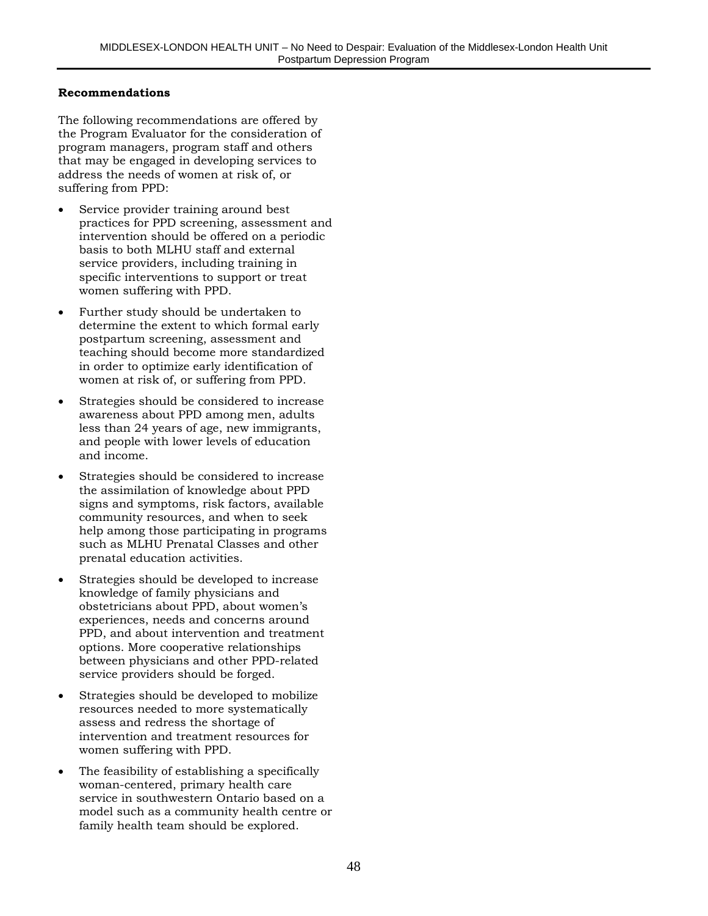**Recommendations**

The following recommendations are offered by the Program Evaluator for the consideration of program managers, program staff and others that may be engaged in developing services to address the needs of women at risk of, or suffering from PPD:

- Service provider training around best practices for PPD screening, assessment and intervention should be offered on a periodic basis to both MLHU staff and external service providers, including training in specific interventions to support or treat women suffering with PPD.
- Further study should be undertaken to determine the extent to which formal early postpartum screening, assessment and teaching should become more standardized in order to optimize early identification of women at risk of, or suffering from PPD.
- Strategies should be considered to increase awareness about PPD among men, adults less than 24 years of age, new immigrants, and people with lower levels of education and income.
- Strategies should be considered to increase the assimilation of knowledge about PPD signs and symptoms, risk factors, available community resources, and when to seek help among those participating in programs such as MLHU Prenatal Classes and other prenatal education activities.
- Strategies should be developed to increase knowledge of family physicians and obstetricians about PPD, about women's experiences, needs and concerns around PPD, and about intervention and treatment options. More cooperative relationships between physicians and other PPD-related service providers should be forged.
- Strategies should be developed to mobilize resources needed to more systematically assess and redress the shortage of intervention and treatment resources for women suffering with PPD.
- The feasibility of establishing a specifically woman-centered, primary health care service in southwestern Ontario based on a model such as a community health centre or family health team should be explored.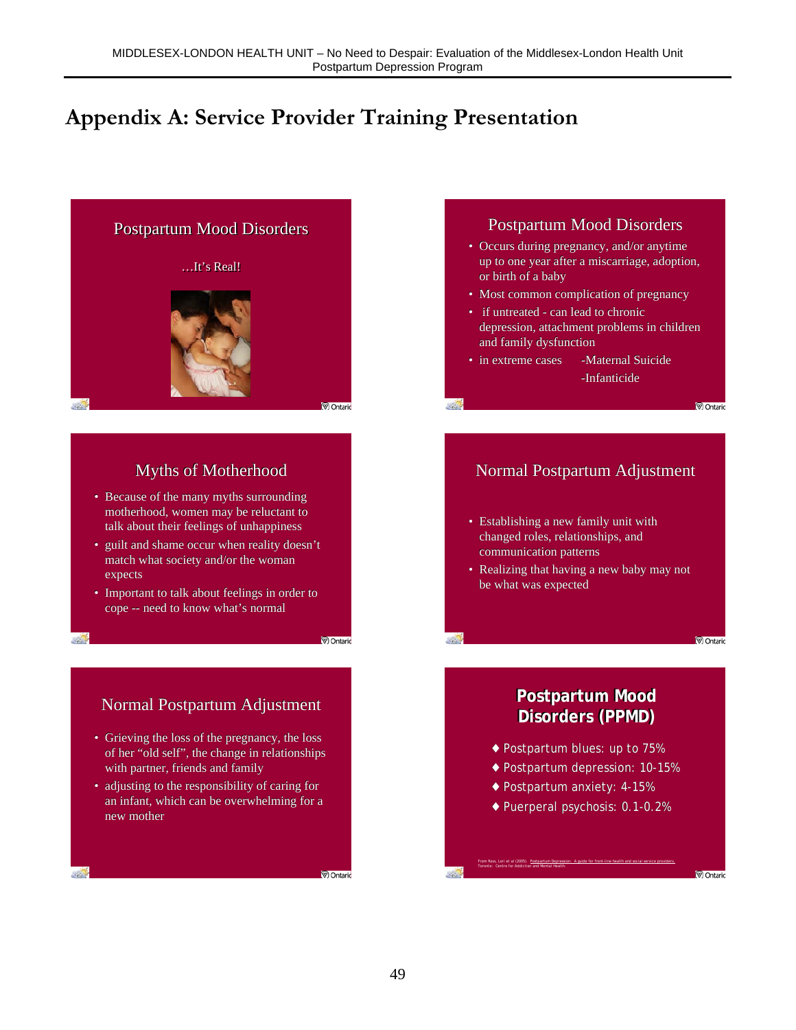# Appendix A: Service Provider Training Presentation

## Postpartum Mood Disorders

…It's Real!

## Postpartum Mood Disorders

- Occurs during pregnancy, and/or anytime up to one year after a miscarriage, adoption, or birth of a baby
- Most common complication of pregnancy
- if untreated - can lead to chronic depression, attachment problems in children and family dysfunction
- in extreme cases -Maternal Suicide
  -Infanticide

## Myths of Motherhood

- Because of the many myths surrounding motherhood, women may be reluctant to talk about their feelings of unhappiness
- guilt and shame occur when reality doesn't match what society and/or the woman expects
- Important to talk about feelings in order to cope -- need to know what's normal

## Normal Postpartum Adjustment

- Establishing a new family unit with changed roles, relationships, and communication patterns
- Realizing that having a new baby may not be what was expected

## Normal Postpartum Adjustment

- Grieving the loss of the pregnancy, the loss of her "old self", the change in relationships with partner, friends and family
- adjusting to the responsibility of caring for an infant, which can be overwhelming for a new mother

## Postpartum Mood Disorders (PPMD)

- Postpartum blues: up to 75%
- Postpartum depression: 10-15%
- Postpartum anxiety: 4-15%
- Puerperal psychosis: 0.1-0.2%

From Ross, Lori et al (2005). Postpartum Depression: A guide for front-line health and social service providers. Toronto: Centre for Addiction and Mental Health.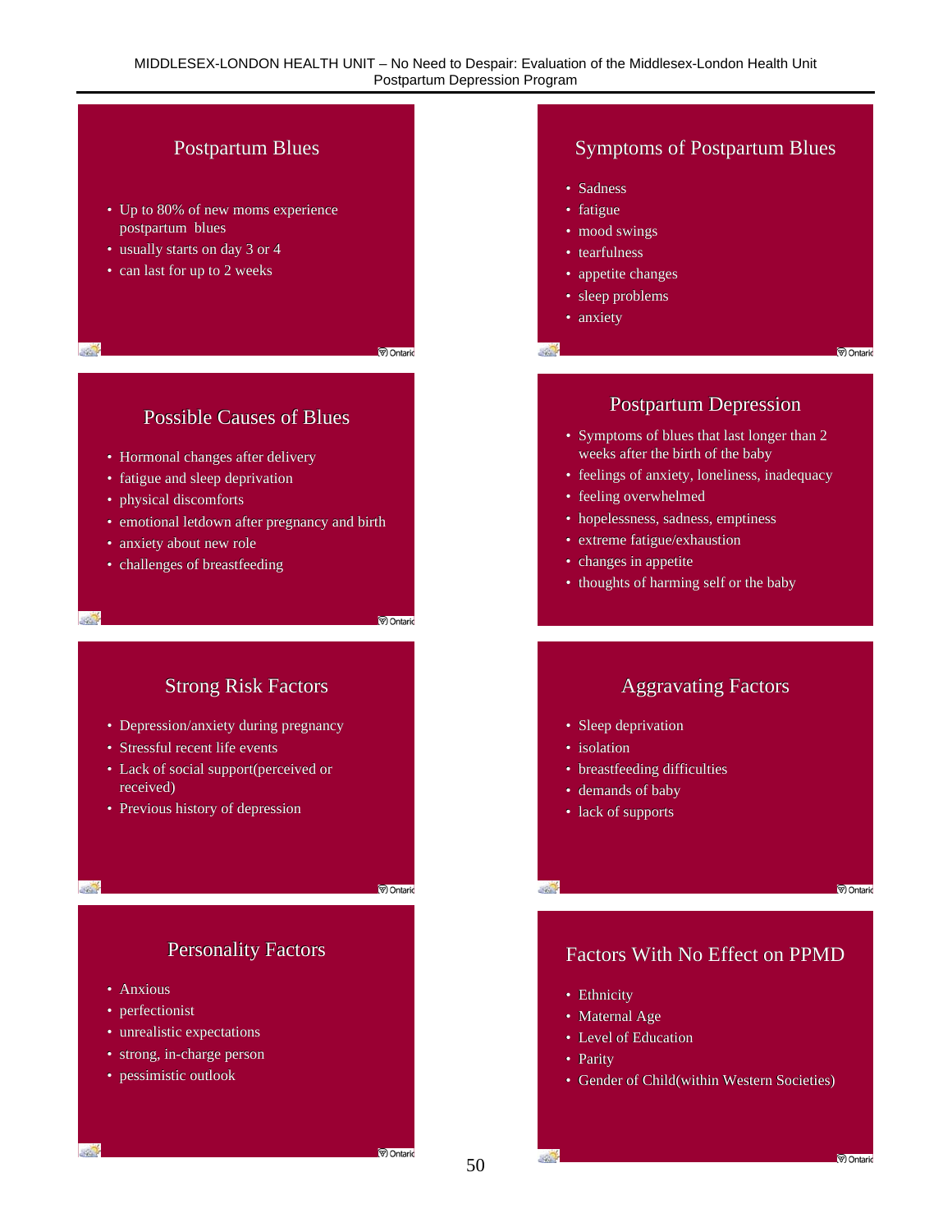## Postpartum Blues

- Up to 80% of new moms experience postpartum blues
- usually starts on day 3 or 4
- can last for up to 2 weeks

## Symptoms of Postpartum Blues

- Sadness
- fatigue
- mood swings
- tearfulness
- appetite changes
- sleep problems
- anxiety

## Possible Causes of Blues

- Hormonal changes after delivery
- fatigue and sleep deprivation
- physical discomforts
- emotional letdown after pregnancy and birth
- anxiety about new role
- challenges of breastfeeding

## Postpartum Depression

- Symptoms of blues that last longer than 2 weeks after the birth of the baby
- feelings of anxiety, loneliness, inadequacy
- feeling overwhelmed
- hopelessness, sadness, emptiness
- extreme fatigue/exhaustion
- changes in appetite
- thoughts of harming self or the baby

## Strong Risk Factors

- Depression/anxiety during pregnancy
- Stressful recent life events
- Lack of social support(perceived or received)
- Previous history of depression

## Aggravating Factors

- Sleep deprivation
- isolation
- breastfeeding difficulties
- demands of baby
- lack of supports

## Personality Factors

- Anxious
- perfectionist
- unrealistic expectations
- strong, in-charge person
- pessimistic outlook

## Factors With No Effect on PPMD

- Ethnicity
- Maternal Age
- Level of Education
- Parity
- Gender of Child(within Western Societies)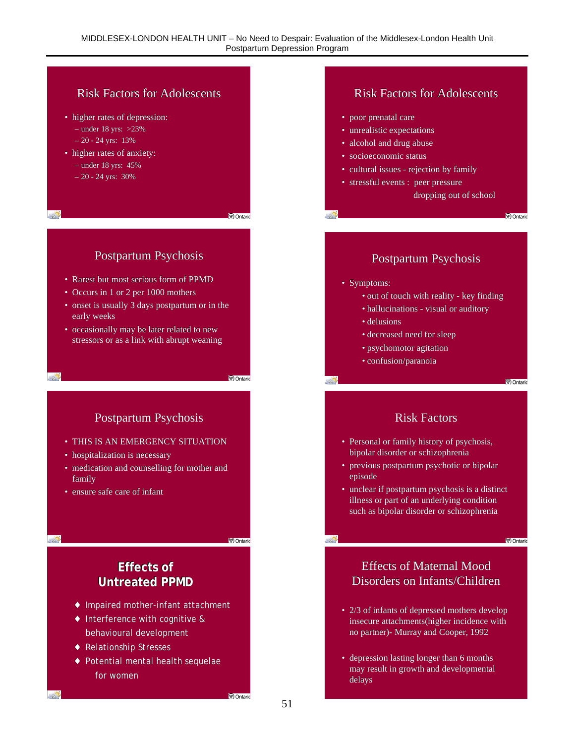## Risk Factors for Adolescents

- higher rates of depression:
  - under 18 yrs: >23%
  - 20 - 24 yrs: 13%
- higher rates of anxiety:
  - under 18 yrs: 45%
  - 20 - 24 yrs: 30%

## Risk Factors for Adolescents

- poor prenatal care
- unrealistic expectations
- alcohol and drug abuse
- socioeconomic status
- cultural issues - rejection by family
- stressful events : peer pressure
  dropping out of school

## Postpartum Psychosis

- Rarest but most serious form of PPMD
- Occurs in 1 or 2 per 1000 mothers
- onset is usually 3 days postpartum or in the early weeks
- occasionally may be later related to new stressors or as a link with abrupt weaning

## Postpartum Psychosis

- Symptoms:
  - out of touch with reality - key finding
  - hallucinations - visual or auditory
  - delusions
  - decreased need for sleep
  - psychomotor agitation
  - confusion/paranoia

## Postpartum Psychosis

- THIS IS AN EMERGENCY SITUATION
- hospitalization is necessary
- medication and counselling for mother and family
- ensure safe care of infant

## Risk Factors

- Personal or family history of psychosis, bipolar disorder or schizophrenia
- previous postpartum psychotic or bipolar episode
- unclear if postpartum psychosis is a distinct illness or part of an underlying condition such as bipolar disorder or schizophrenia

## Effects of Untreated PPMD

- ♦ Impaired mother-infant attachment
- ♦ Interference with cognitive & behavioural development
- ♦ Relationship Stresses
- ♦ Potential mental health sequelae for women

## Effects of Maternal Mood Disorders on Infants/Children

- 2/3 of infants of depressed mothers develop insecure attachments(higher incidence with no partner)- Murray and Cooper, 1992
- depression lasting longer than 6 months may result in growth and developmental delays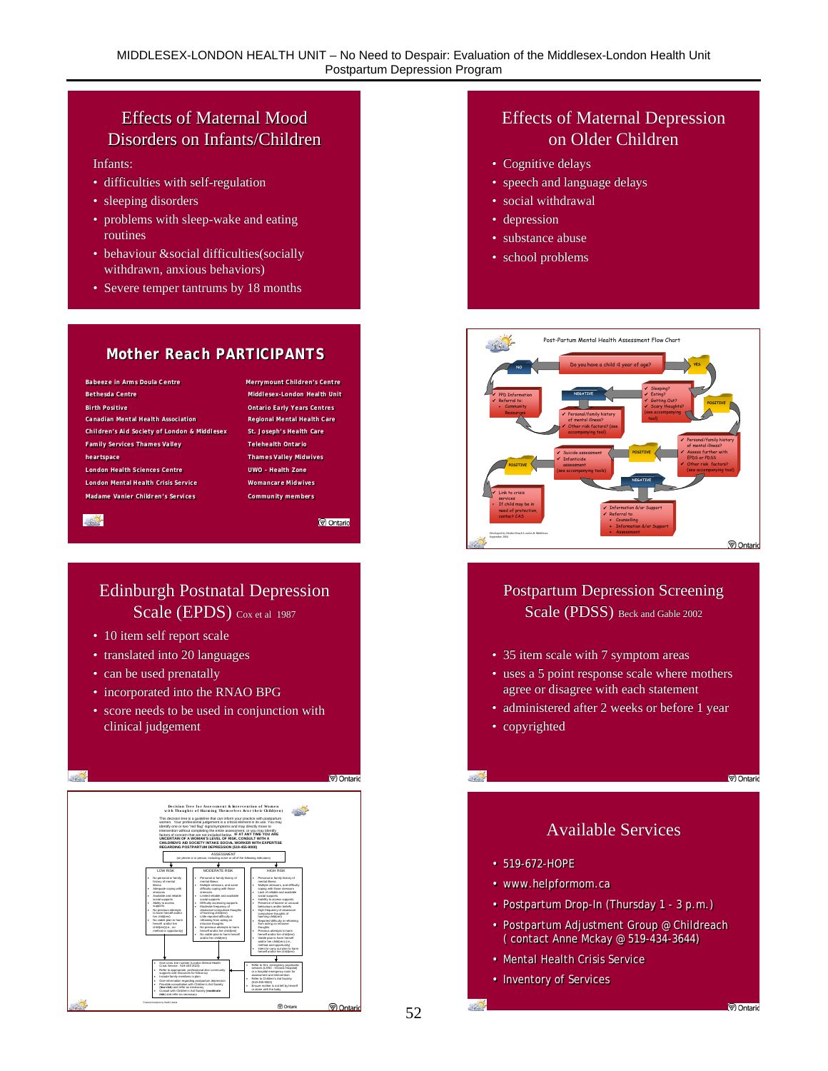## Effects of Maternal Mood Disorders on Infants/Children

Infants:

- difficulties with self-regulation
- sleeping disorders
- problems with sleep-wake and eating routines
- behaviour &social difficulties(socially withdrawn, anxious behaviors)
- Severe temper tantrums by 18 months

## Effects of Maternal Depression on Older Children

- Cognitive delays
- speech and language delays
- social withdrawal
- depression
- substance abuse
- school problems

## Mother Reach PARTICIPANTS

- Babeeze in Arms Doula Centre
- Bethesda Centre
- Birth Positive
- Canadian Mental Health Association
- Children's Aid Society of London & Middlesex
- Family Services Thames Valley
- heartspace
- London Health Sciences Centre
- London Mental Health Crisis Service
- Madame Vanier Children's Services
- Merrymount Children's Centre
- Middlesex-London Health Unit
- Ontario Early Years Centres
- Regional Mental Health Care
- St. Joseph's Health Care
- Telehealth Ontario
- Thames Valley Midwives
- UWO - Health Zone
- Womancare Midwives
- Community members

## Post-Partum Mental Health Assessment Flow Chart

Do you have a child <1 year of age?

- NO → PPD Information; Referral to: Community Resources
- YES → Sleeping? Eating? Getting Out? Scary thoughts? (see accompanying tool)
  - NEGATIVE → Personal/family history of mental illness? Other risk factors? (see accompanying tool)
  - POSITIVE → Personal/family history of mental illness? Assess further with EPDS or PDSS; Other risk factors? (see accompanying tool)
    - POSITIVE → Suicide assessment; Infanticide assessment (see accompanying tools)
      - POSITIVE → Link to crisis services; If child may be in need of protection, contact CAS
    - NEGATIVE → Information &/or Support; Referral to: Counselling; Information &/or Support; Assessment

Developed by Mother Reach London & Middlesex September 2004

## Edinburgh Postnatal Depression Scale (EPDS) Cox et al 1987

- 10 item self report scale
- translated into 20 languages
- can be used prenatally
- incorporated into the RNAO BPG
- score needs to be used in conjunction with clinical judgement

## Postpartum Depression Screening Scale (PDSS) Beck and Gable 2002

- 35 item scale with 7 symptom areas
- uses a 5 point response scale where mothers agree or disagree with each statement
- administered after 2 weeks or before 1 year
- copyrighted

## Decision Tree for Assessment & Intervention of Women with Thoughts of Harming Themselves &/or their Child(ren)

This decision tree is a guideline that can inform your practice with postpartum women. Your professional judgement is a critical element in its use. You may identify one or two "red flag" signs/symptoms and may directly move to intervention without completing the entire assessment, or you may identify factors of concern that are not included below. IF AT ANY TIME YOU ARE UNCERTAIN OF A WOMAN'S LEVEL OF RISK, CONSULT WITH A CHILDREN'S AID SOCIETY INTAKE SOCIAL WORKER WITH EXPERTISE REGARDING POSTPARTUM DEPRESSION (519-455-9000)

ASSESSMENT (on phone or in person, including some or all of the following indicators)

| LOW RISK | MODERATE RISK | HIGH RISK |
|---|---|---|
| No personal or family history of mental illness; Adequate coping with stressors; Available and reliable social supports; Ability to access supports; No previous attempts to harm herself and/or her child(ren); No viable plan to harm herself and/or her child(ren) (i.e., no method or opportunity) | Personal or family history of mental illness; Multiple stressors, and some difficulty coping with these stressors; Limited reliable and available social supports; Difficulty accessing supports; Moderate frequency of obsessive-compulsive thoughts of harming child(ren); Little reported difficulty in refraining from acting on intrusive thoughts; No previous attempts to harm herself and/or her child(ren); No viable plan to harm herself and/or her child(ren) | Personal or family history of mental illness; Multiple stressors, and difficulty coping with these stressors; Lack of reliable and available social supports; Inability to access supports; Presence of bizarre or unusual behaviours and/or beliefs; High frequency of obsessive compulsive thoughts of harming child(ren); Reported difficulty in refraining from acting on intrusive thoughts; Previous attempts to harm herself and/or her child(ren); Viable plan to harm herself and/or her child(ren) (i.e., method and opportunity); Intent to carry out plan to harm herself and/or her child(ren) |

Low/Moderate risk:
- Give crisis line number (London Mental Health Crisis Service - 519-433-2023)
- Refer to appropriate professional &/or community supports and resources for follow-up
- Include family members in plan
- Give information regarding postpartum depression
- Possible consultation with Children's Aid Society (low risk) and refer as necessary
- Consult with Children's Aid Society (moderate risk) and refer as necessary

High risk:
- Refer to 911, emergency psychiatric services (LHSC - Victoria Hospital) or a hospital emergency room for assessment and intervention
- Refer to Children's Aid Society (519-455-9000)
- Ensure mother is not left by herself or alone with the baby

## Available Services

- 519-672-HOPE
- www.helpformom.ca
- Postpartum Drop-In (Thursday 1 - 3 p.m.)
- Postpartum Adjustment Group @ Childreach ( contact Anne Mckay @ 519-434-3644)
- Mental Health Crisis Service
- Inventory of Services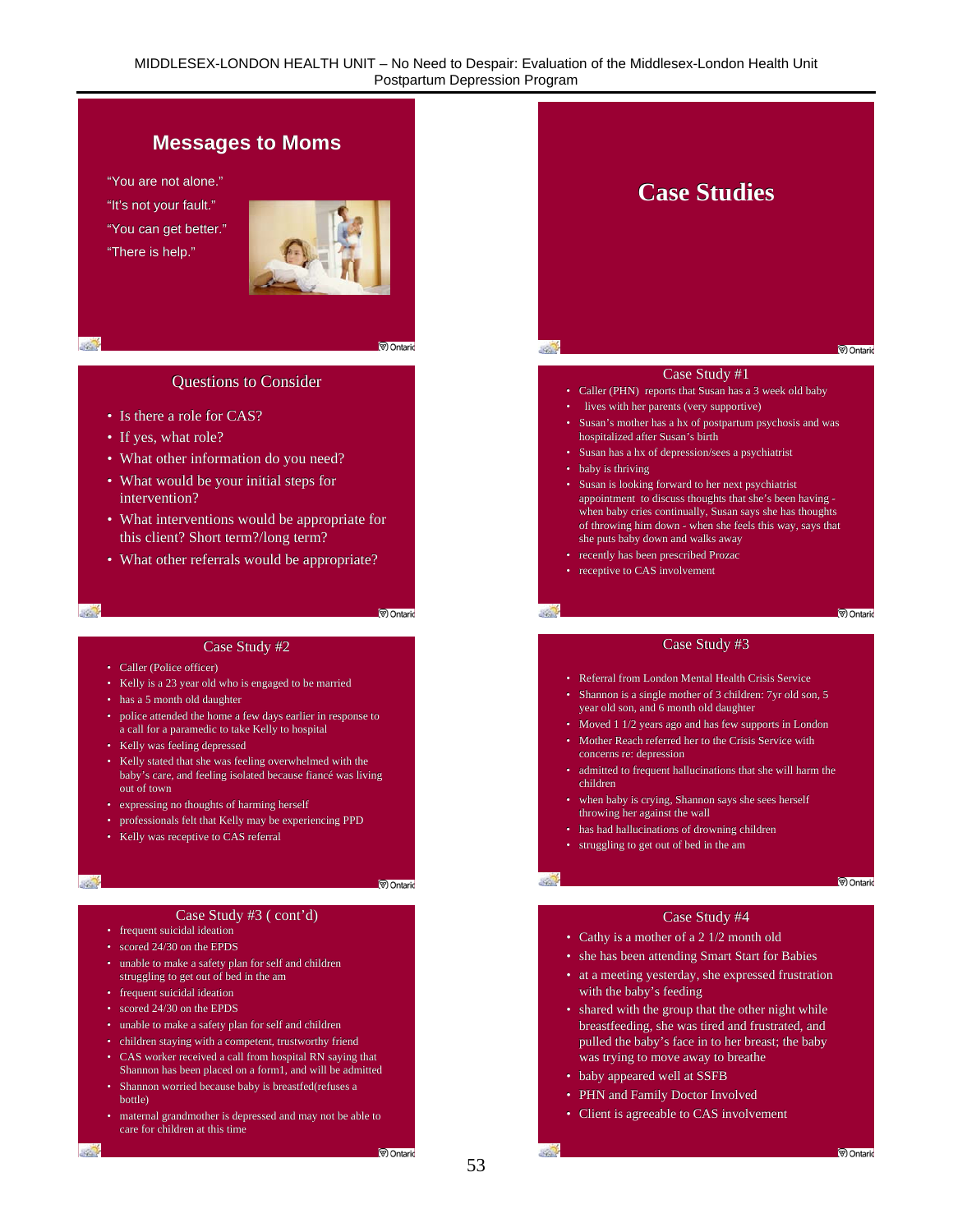## Messages to Moms

"You are not alone."

"It's not your fault."

"You can get better."

"There is help."

## Case Studies

### Questions to Consider

- Is there a role for CAS?
- If yes, what role?
- What other information do you need?
- What would be your initial steps for intervention?
- What interventions would be appropriate for this client? Short term?/long term?
- What other referrals would be appropriate?

### Case Study #1

- Caller (PHN) reports that Susan has a 3 week old baby
- lives with her parents (very supportive)
- Susan's mother has a hx of postpartum psychosis and was hospitalized after Susan's birth
- Susan has a hx of depression/sees a psychiatrist
- baby is thriving
- Susan is looking forward to her next psychiatrist appointment to discuss thoughts that she's been having - when baby cries continually, Susan says she has thoughts of throwing him down - when she feels this way, says that she puts baby down and walks away
- recently has been prescribed Prozac
- receptive to CAS involvement

### Case Study #2

- Caller (Police officer)
- Kelly is a 23 year old who is engaged to be married
- has a 5 month old daughter
- police attended the home a few days earlier in response to a call for a paramedic to take Kelly to hospital
- Kelly was feeling depressed
- Kelly stated that she was feeling overwhelmed with the baby's care, and feeling isolated because fiancé was living out of town
- expressing no thoughts of harming herself
- professionals felt that Kelly may be experiencing PPD
- Kelly was receptive to CAS referral

### Case Study #3

- Referral from London Mental Health Crisis Service
- Shannon is a single mother of 3 children: 7yr old son, 5 year old son, and 6 month old daughter
- Moved 1 1/2 years ago and has few supports in London
- Mother Reach referred her to the Crisis Service with concerns re: depression
- admitted to frequent hallucinations that she will harm the children
- when baby is crying, Shannon says she sees herself throwing her against the wall
- has had hallucinations of drowning children
- struggling to get out of bed in the am

### Case Study #3 ( cont'd)

- frequent suicidal ideation
- scored 24/30 on the EPDS
- unable to make a safety plan for self and children struggling to get out of bed in the am
- frequent suicidal ideation
- scored 24/30 on the EPDS
- unable to make a safety plan for self and children
- children staying with a competent, trustworthy friend
- CAS worker received a call from hospital RN saying that Shannon has been placed on a form1, and will be admitted
- Shannon worried because baby is breastfed(refuses a bottle)
- maternal grandmother is depressed and may not be able to care for children at this time

### Case Study #4

- Cathy is a mother of a 2 1/2 month old
- she has been attending Smart Start for Babies
- at a meeting yesterday, she expressed frustration with the baby's feeding
- shared with the group that the other night while breastfeeding, she was tired and frustrated, and pulled the baby's face in to her breast; the baby was trying to move away to breathe
- baby appeared well at SSFB
- PHN and Family Doctor Involved
- Client is agreeable to CAS involvement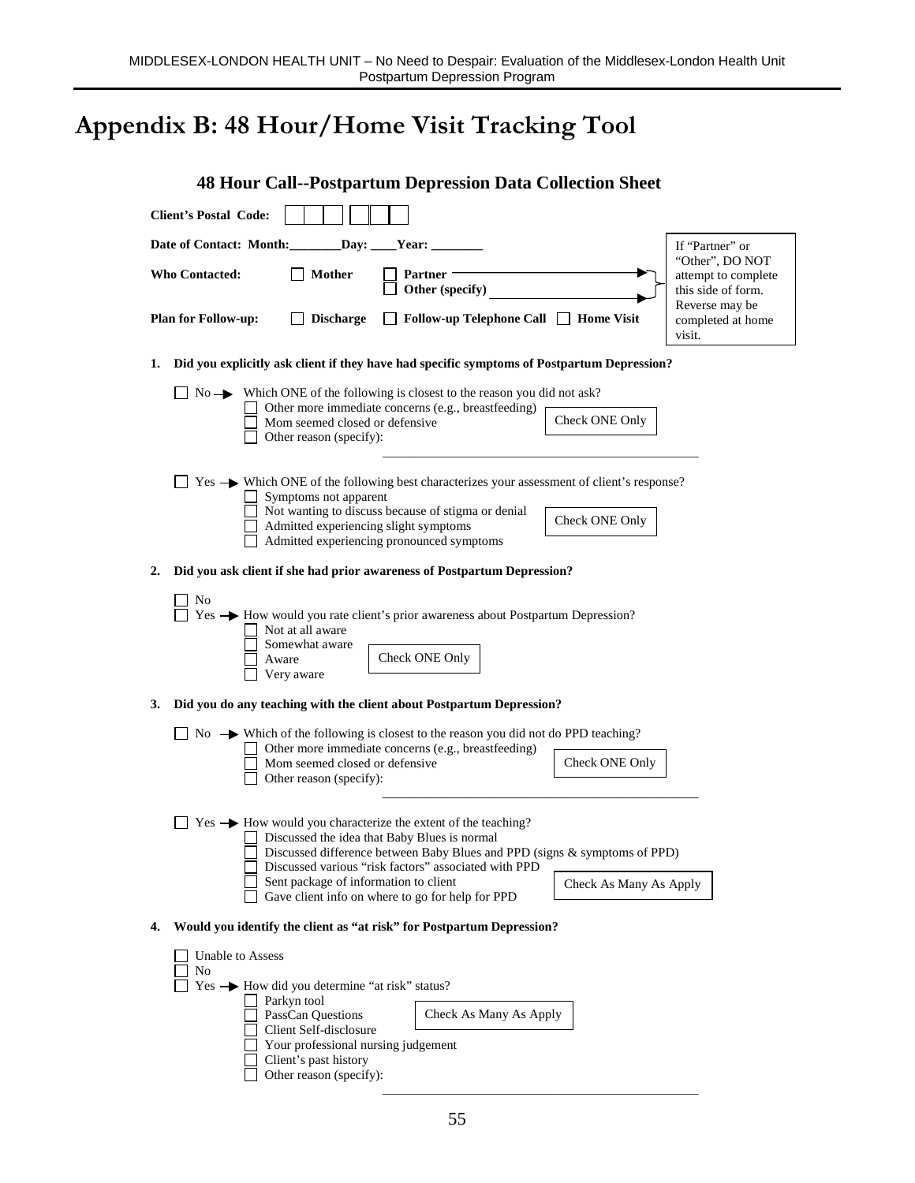# Appendix B: 48 Hour/Home Visit Tracking Tool

## 48 Hour Call--Postpartum Depression Data Collection Sheet

**Client's Postal Code:** ☐☐☐ ☐☐☐

**Date of Contact: Month:**________**Day:** ____**Year:** ________

**Who Contacted:** ☐ **Mother** ☐ **Partner** ☐ **Other (specify)** ____________

**Plan for Follow-up:** ☐ **Discharge** ☐ **Follow-up Telephone Call** ☐ **Home Visit**

If "Partner" or "Other", DO NOT attempt to complete this side of form. Reverse may be completed at home visit.

**1. Did you explicitly ask client if they have had specific symptoms of Postpartum Depression?**

☐ No → Which ONE of the following is closest to the reason you did not ask? (Check ONE Only)

- ☐ Other more immediate concerns (e.g., breastfeeding)
- ☐ Mom seemed closed or defensive
- ☐ Other reason (specify): ________________________________

☐ Yes → Which ONE of the following best characterizes your assessment of client's response? (Check ONE Only)

- ☐ Symptoms not apparent
- ☐ Not wanting to discuss because of stigma or denial
- ☐ Admitted experiencing slight symptoms
- ☐ Admitted experiencing pronounced symptoms

**2. Did you ask client if she had prior awareness of Postpartum Depression?**

☐ No

☐ Yes → How would you rate client's prior awareness about Postpartum Depression? (Check ONE Only)

- ☐ Not at all aware
- ☐ Somewhat aware
- ☐ Aware
- ☐ Very aware

**3. Did you do any teaching with the client about Postpartum Depression?**

☐ No → Which of the following is closest to the reason you did not do PPD teaching? (Check ONE Only)

- ☐ Other more immediate concerns (e.g., breastfeeding)
- ☐ Mom seemed closed or defensive
- ☐ Other reason (specify): ________________________________

☐ Yes → How would you characterize the extent of the teaching? (Check As Many As Apply)

- ☐ Discussed the idea that Baby Blues is normal
- ☐ Discussed difference between Baby Blues and PPD (signs & symptoms of PPD)
- ☐ Discussed various "risk factors" associated with PPD
- ☐ Sent package of information to client
- ☐ Gave client info on where to go for help for PPD

**4. Would you identify the client as "at risk" for Postpartum Depression?**

☐ Unable to Assess

☐ No

☐ Yes → How did you determine "at risk" status? (Check As Many As Apply)

- ☐ Parkyn tool
- ☐ PassCan Questions
- ☐ Client Self-disclosure
- ☐ Your professional nursing judgement
- ☐ Client's past history
- ☐ Other reason (specify): ________________________________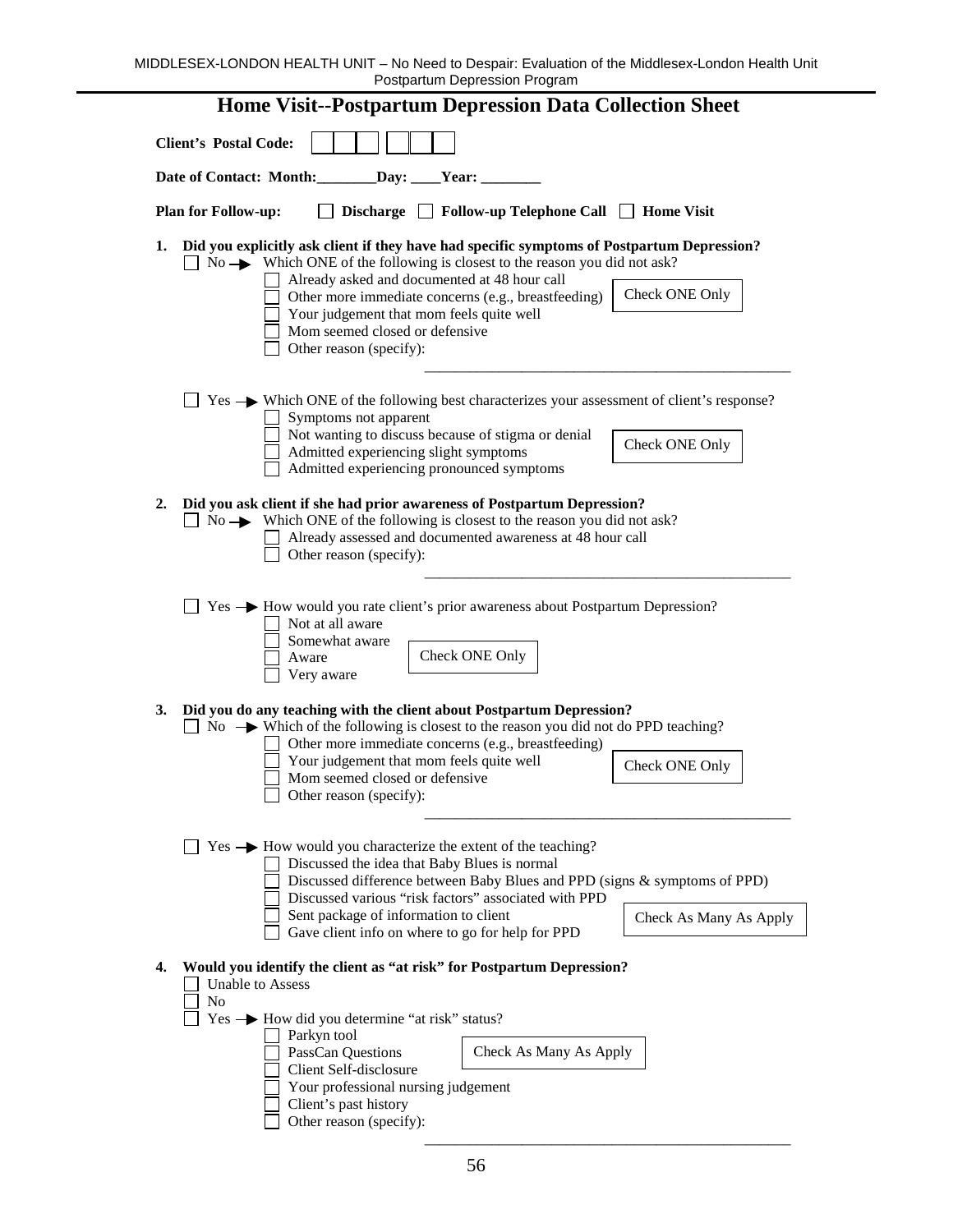# Home Visit--Postpartum Depression Data Collection Sheet

**Client's Postal Code:** ☐☐☐ ☐☐☐

**Date of Contact: Month:________Day: ____Year: ________**

**Plan for Follow-up:** ☐ **Discharge** ☐ **Follow-up Telephone Call** ☐ **Home Visit**

**1. Did you explicitly ask client if they have had specific symptoms of Postpartum Depression?**

☐ No → Which ONE of the following is closest to the reason you did not ask? *(Check ONE Only)*
- ☐ Already asked and documented at 48 hour call
- ☐ Other more immediate concerns (e.g., breastfeeding)
- ☐ Your judgement that mom feels quite well
- ☐ Mom seemed closed or defensive
- ☐ Other reason (specify): ________________________________________________

☐ Yes → Which ONE of the following best characterizes your assessment of client's response? *(Check ONE Only)*
- ☐ Symptoms not apparent
- ☐ Not wanting to discuss because of stigma or denial
- ☐ Admitted experiencing slight symptoms
- ☐ Admitted experiencing pronounced symptoms

**2. Did you ask client if she had prior awareness of Postpartum Depression?**

☐ No → Which ONE of the following is closest to the reason you did not ask?
- ☐ Already assessed and documented awareness at 48 hour call
- ☐ Other reason (specify): ________________________________________________

☐ Yes → How would you rate client's prior awareness about Postpartum Depression? *(Check ONE Only)*
- ☐ Not at all aware
- ☐ Somewhat aware
- ☐ Aware
- ☐ Very aware

**3. Did you do any teaching with the client about Postpartum Depression?**

☐ No → Which of the following is closest to the reason you did not do PPD teaching? *(Check ONE Only)*
- ☐ Other more immediate concerns (e.g., breastfeeding)
- ☐ Your judgement that mom feels quite well
- ☐ Mom seemed closed or defensive
- ☐ Other reason (specify): ________________________________________________

☐ Yes → How would you characterize the extent of the teaching? *(Check As Many As Apply)*
- ☐ Discussed the idea that Baby Blues is normal
- ☐ Discussed difference between Baby Blues and PPD (signs & symptoms of PPD)
- ☐ Discussed various "risk factors" associated with PPD
- ☐ Sent package of information to client
- ☐ Gave client info on where to go for help for PPD

**4. Would you identify the client as "at risk" for Postpartum Depression?**

☐ Unable to Assess

☐ No

☐ Yes → How did you determine "at risk" status? *(Check As Many As Apply)*
- ☐ Parkyn tool
- ☐ PassCan Questions
- ☐ Client Self-disclosure
- ☐ Your professional nursing judgement
- ☐ Client's past history
- ☐ Other reason (specify): ________________________________________________